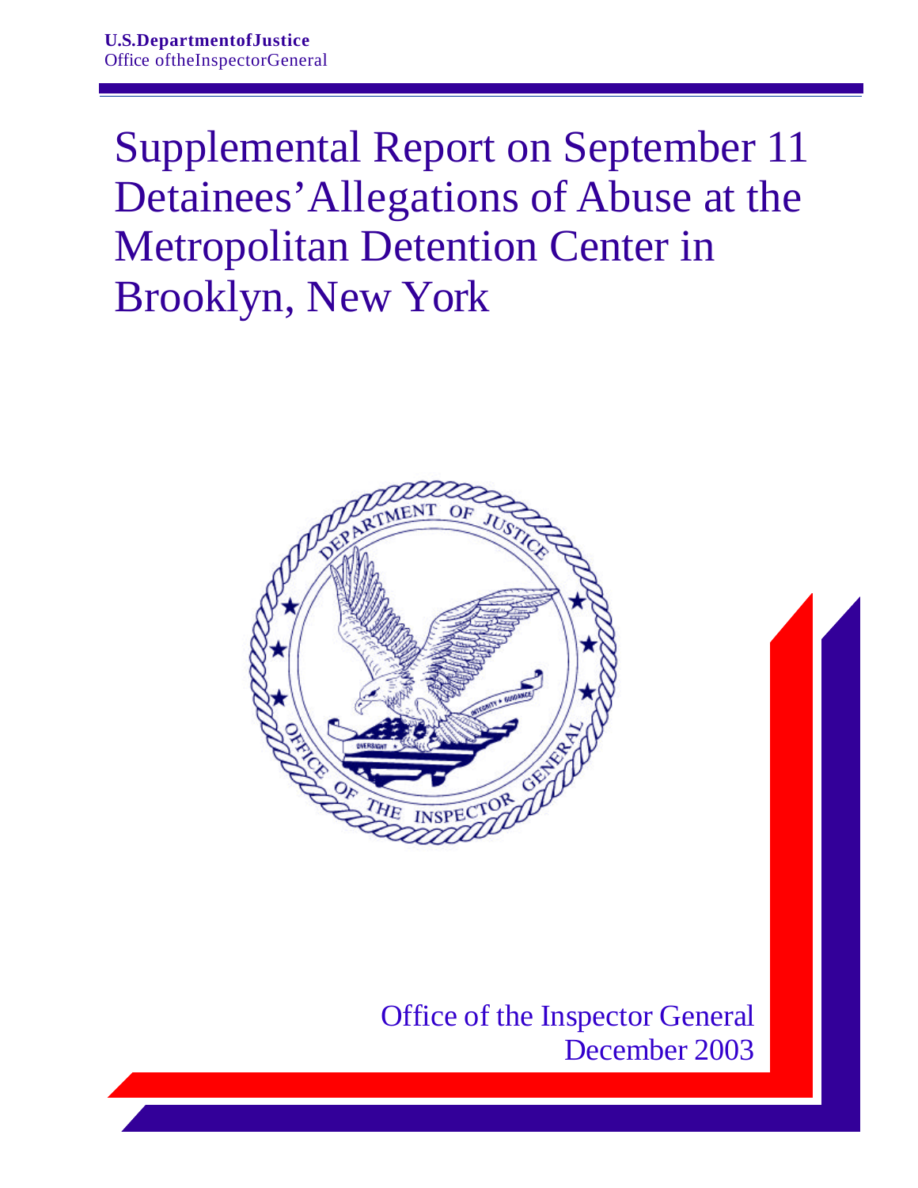**U.S. Department of Justice**
Office of the Inspector General

# Supplemental Report on September 11 Detainees' Allegations of Abuse at the Metropolitan Detention Center in Brooklyn, New York

Office of the Inspector General
December 2003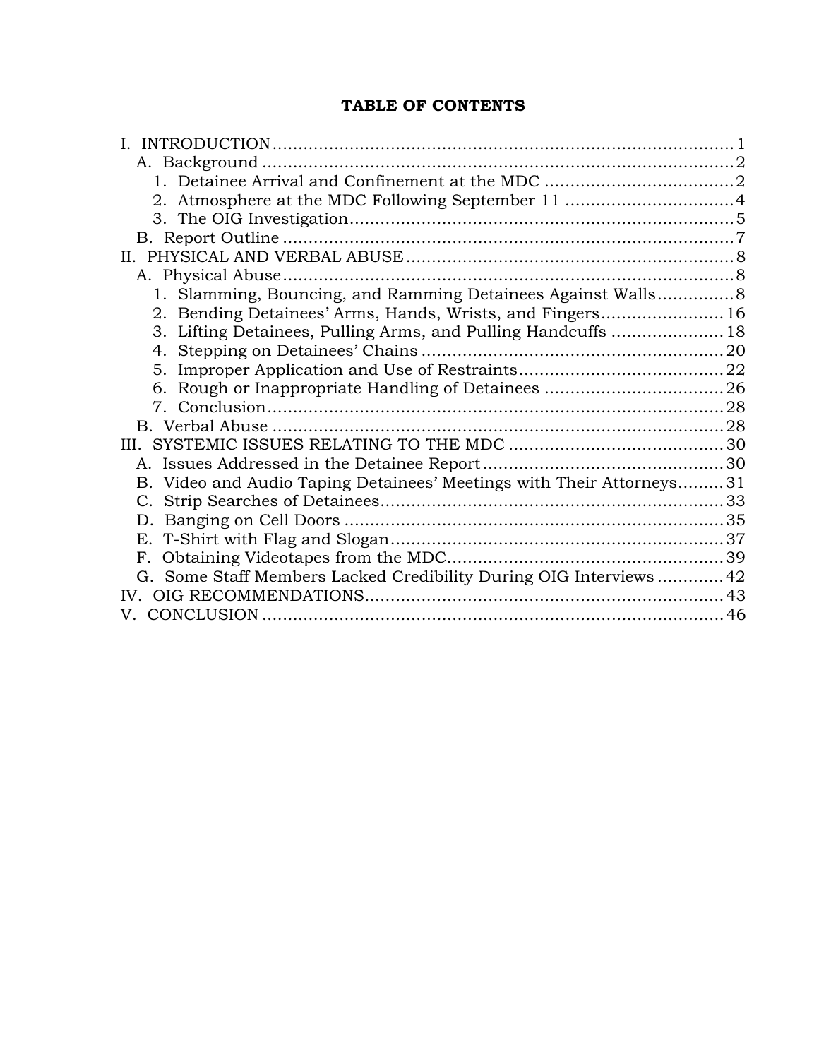**TABLE OF CONTENTS**

I. INTRODUCTION .......... 1
- A. Background .......... 2
  - 1. Detainee Arrival and Confinement at the MDC .......... 2
  - 2. Atmosphere at the MDC Following September 11 .......... 4
  - 3. The OIG Investigation .......... 5
- B. Report Outline .......... 7

II. PHYSICAL AND VERBAL ABUSE .......... 8
- A. Physical Abuse .......... 8
  - 1. Slamming, Bouncing, and Ramming Detainees Against Walls .......... 8
  - 2. Bending Detainees' Arms, Hands, Wrists, and Fingers .......... 16
  - 3. Lifting Detainees, Pulling Arms, and Pulling Handcuffs .......... 18
  - 4. Stepping on Detainees' Chains .......... 20
  - 5. Improper Application and Use of Restraints .......... 22
  - 6. Rough or Inappropriate Handling of Detainees .......... 26
  - 7. Conclusion .......... 28
- B. Verbal Abuse .......... 28

III. SYSTEMIC ISSUES RELATING TO THE MDC .......... 30
- A. Issues Addressed in the Detainee Report .......... 30
- B. Video and Audio Taping Detainees' Meetings with Their Attorneys .......... 31
- C. Strip Searches of Detainees .......... 33
- D. Banging on Cell Doors .......... 35
- E. T-Shirt with Flag and Slogan .......... 37
- F. Obtaining Videotapes from the MDC .......... 39
- G. Some Staff Members Lacked Credibility During OIG Interviews .......... 42

IV. OIG RECOMMENDATIONS .......... 43

V. CONCLUSION .......... 46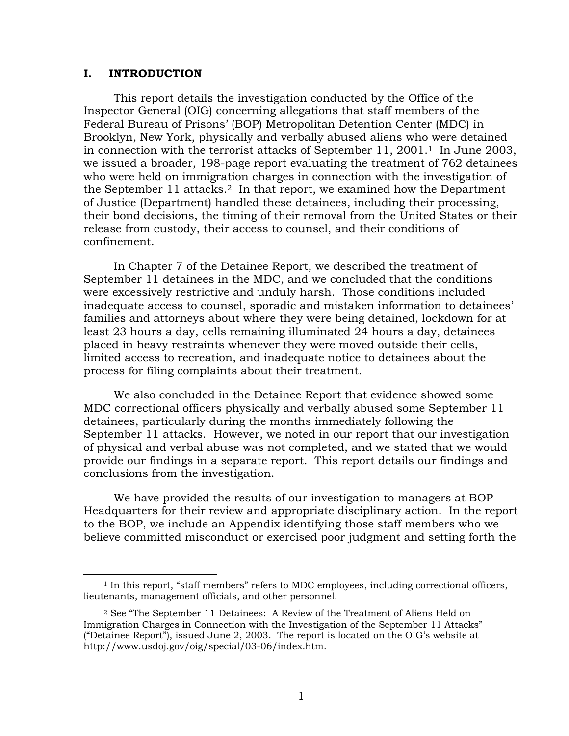## I. INTRODUCTION

This report details the investigation conducted by the Office of the Inspector General (OIG) concerning allegations that staff members of the Federal Bureau of Prisons' (BOP) Metropolitan Detention Center (MDC) in Brooklyn, New York, physically and verbally abused aliens who were detained in connection with the terrorist attacks of September 11, 2001.[1] In June 2003, we issued a broader, 198-page report evaluating the treatment of 762 detainees who were held on immigration charges in connection with the investigation of the September 11 attacks.[2] In that report, we examined how the Department of Justice (Department) handled these detainees, including their processing, their bond decisions, the timing of their removal from the United States or their release from custody, their access to counsel, and their conditions of confinement.

In Chapter 7 of the Detainee Report, we described the treatment of September 11 detainees in the MDC, and we concluded that the conditions were excessively restrictive and unduly harsh. Those conditions included inadequate access to counsel, sporadic and mistaken information to detainees' families and attorneys about where they were being detained, lockdown for at least 23 hours a day, cells remaining illuminated 24 hours a day, detainees placed in heavy restraints whenever they were moved outside their cells, limited access to recreation, and inadequate notice to detainees about the process for filing complaints about their treatment.

We also concluded in the Detainee Report that evidence showed some MDC correctional officers physically and verbally abused some September 11 detainees, particularly during the months immediately following the September 11 attacks. However, we noted in our report that our investigation of physical and verbal abuse was not completed, and we stated that we would provide our findings in a separate report. This report details our findings and conclusions from the investigation.

We have provided the results of our investigation to managers at BOP Headquarters for their review and appropriate disciplinary action. In the report to the BOP, we include an Appendix identifying those staff members who we believe committed misconduct or exercised poor judgment and setting forth the

---

[1] In this report, "staff members" refers to MDC employees, including correctional officers, lieutenants, management officials, and other personnel.

[2] See "The September 11 Detainees: A Review of the Treatment of Aliens Held on Immigration Charges in Connection with the Investigation of the September 11 Attacks" ("Detainee Report"), issued June 2, 2003. The report is located on the OIG's website at http://www.usdoj.gov/oig/special/03-06/index.htm.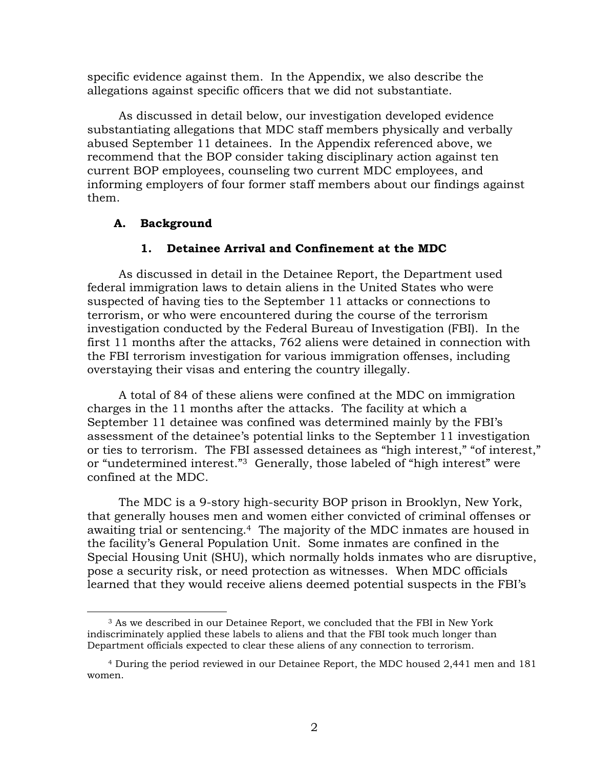specific evidence against them. In the Appendix, we also describe the allegations against specific officers that we did not substantiate.

As discussed in detail below, our investigation developed evidence substantiating allegations that MDC staff members physically and verbally abused September 11 detainees. In the Appendix referenced above, we recommend that the BOP consider taking disciplinary action against ten current BOP employees, counseling two current MDC employees, and informing employers of four former staff members about our findings against them.

### A. Background

#### 1. Detainee Arrival and Confinement at the MDC

As discussed in detail in the Detainee Report, the Department used federal immigration laws to detain aliens in the United States who were suspected of having ties to the September 11 attacks or connections to terrorism, or who were encountered during the course of the terrorism investigation conducted by the Federal Bureau of Investigation (FBI). In the first 11 months after the attacks, 762 aliens were detained in connection with the FBI terrorism investigation for various immigration offenses, including overstaying their visas and entering the country illegally.

A total of 84 of these aliens were confined at the MDC on immigration charges in the 11 months after the attacks. The facility at which a September 11 detainee was confined was determined mainly by the FBI's assessment of the detainee's potential links to the September 11 investigation or ties to terrorism. The FBI assessed detainees as "high interest," "of interest," or "undetermined interest."[3] Generally, those labeled of "high interest" were confined at the MDC.

The MDC is a 9-story high-security BOP prison in Brooklyn, New York, that generally houses men and women either convicted of criminal offenses or awaiting trial or sentencing.[4] The majority of the MDC inmates are housed in the facility's General Population Unit. Some inmates are confined in the Special Housing Unit (SHU), which normally holds inmates who are disruptive, pose a security risk, or need protection as witnesses. When MDC officials learned that they would receive aliens deemed potential suspects in the FBI's

---

[3] As we described in our Detainee Report, we concluded that the FBI in New York indiscriminately applied these labels to aliens and that the FBI took much longer than Department officials expected to clear these aliens of any connection to terrorism.

[4] During the period reviewed in our Detainee Report, the MDC housed 2,441 men and 181 women.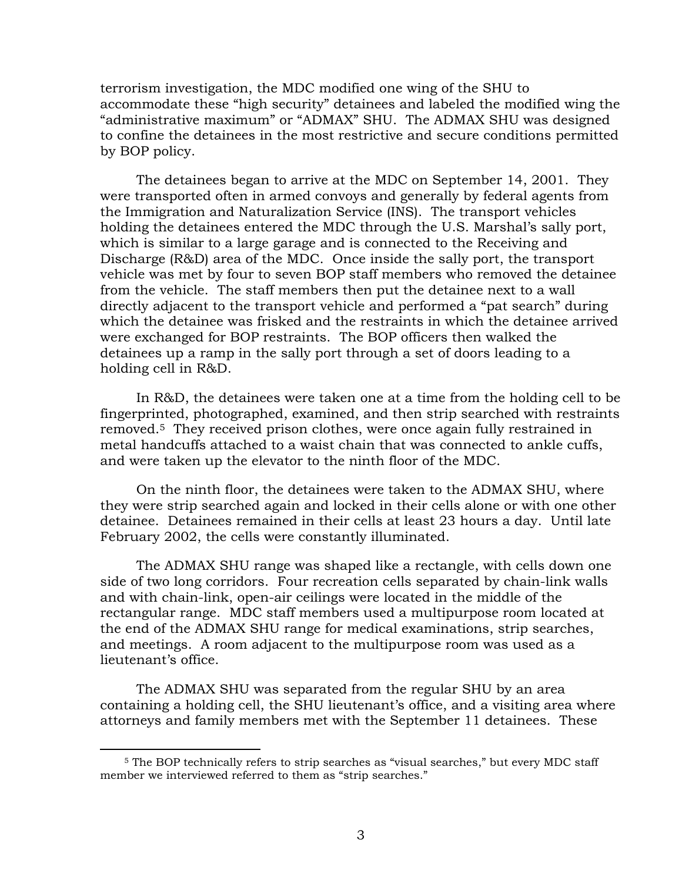terrorism investigation, the MDC modified one wing of the SHU to accommodate these "high security" detainees and labeled the modified wing the "administrative maximum" or "ADMAX" SHU. The ADMAX SHU was designed to confine the detainees in the most restrictive and secure conditions permitted by BOP policy.

The detainees began to arrive at the MDC on September 14, 2001. They were transported often in armed convoys and generally by federal agents from the Immigration and Naturalization Service (INS). The transport vehicles holding the detainees entered the MDC through the U.S. Marshal's sally port, which is similar to a large garage and is connected to the Receiving and Discharge (R&D) area of the MDC. Once inside the sally port, the transport vehicle was met by four to seven BOP staff members who removed the detainee from the vehicle. The staff members then put the detainee next to a wall directly adjacent to the transport vehicle and performed a "pat search" during which the detainee was frisked and the restraints in which the detainee arrived were exchanged for BOP restraints. The BOP officers then walked the detainees up a ramp in the sally port through a set of doors leading to a holding cell in R&D.

In R&D, the detainees were taken one at a time from the holding cell to be fingerprinted, photographed, examined, and then strip searched with restraints removed.[5] They received prison clothes, were once again fully restrained in metal handcuffs attached to a waist chain that was connected to ankle cuffs, and were taken up the elevator to the ninth floor of the MDC.

On the ninth floor, the detainees were taken to the ADMAX SHU, where they were strip searched again and locked in their cells alone or with one other detainee. Detainees remained in their cells at least 23 hours a day. Until late February 2002, the cells were constantly illuminated.

The ADMAX SHU range was shaped like a rectangle, with cells down one side of two long corridors. Four recreation cells separated by chain-link walls and with chain-link, open-air ceilings were located in the middle of the rectangular range. MDC staff members used a multipurpose room located at the end of the ADMAX SHU range for medical examinations, strip searches, and meetings. A room adjacent to the multipurpose room was used as a lieutenant's office.

The ADMAX SHU was separated from the regular SHU by an area containing a holding cell, the SHU lieutenant's office, and a visiting area where attorneys and family members met with the September 11 detainees. These

[5] The BOP technically refers to strip searches as "visual searches," but every MDC staff member we interviewed referred to them as "strip searches."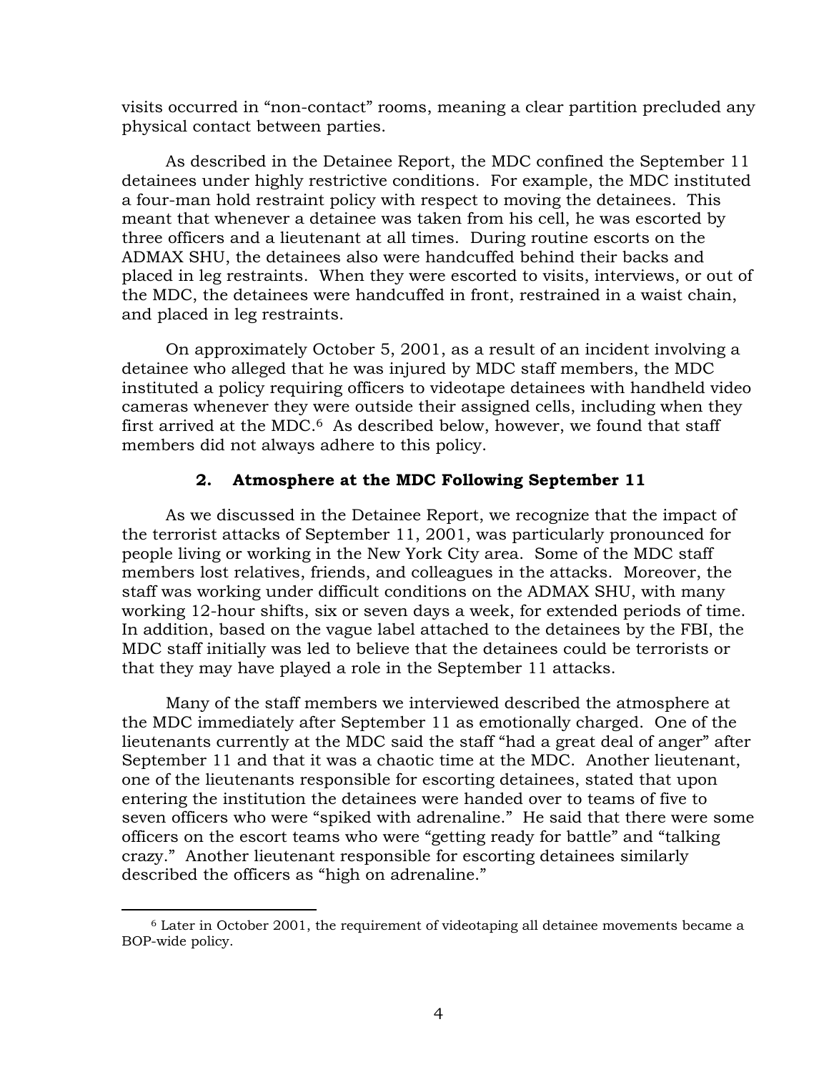visits occurred in "non-contact" rooms, meaning a clear partition precluded any physical contact between parties.

As described in the Detainee Report, the MDC confined the September 11 detainees under highly restrictive conditions. For example, the MDC instituted a four-man hold restraint policy with respect to moving the detainees. This meant that whenever a detainee was taken from his cell, he was escorted by three officers and a lieutenant at all times. During routine escorts on the ADMAX SHU, the detainees also were handcuffed behind their backs and placed in leg restraints. When they were escorted to visits, interviews, or out of the MDC, the detainees were handcuffed in front, restrained in a waist chain, and placed in leg restraints.

On approximately October 5, 2001, as a result of an incident involving a detainee who alleged that he was injured by MDC staff members, the MDC instituted a policy requiring officers to videotape detainees with handheld video cameras whenever they were outside their assigned cells, including when they first arrived at the MDC.[6] As described below, however, we found that staff members did not always adhere to this policy.

### 2. Atmosphere at the MDC Following September 11

As we discussed in the Detainee Report, we recognize that the impact of the terrorist attacks of September 11, 2001, was particularly pronounced for people living or working in the New York City area. Some of the MDC staff members lost relatives, friends, and colleagues in the attacks. Moreover, the staff was working under difficult conditions on the ADMAX SHU, with many working 12-hour shifts, six or seven days a week, for extended periods of time. In addition, based on the vague label attached to the detainees by the FBI, the MDC staff initially was led to believe that the detainees could be terrorists or that they may have played a role in the September 11 attacks.

Many of the staff members we interviewed described the atmosphere at the MDC immediately after September 11 as emotionally charged. One of the lieutenants currently at the MDC said the staff "had a great deal of anger" after September 11 and that it was a chaotic time at the MDC. Another lieutenant, one of the lieutenants responsible for escorting detainees, stated that upon entering the institution the detainees were handed over to teams of five to seven officers who were "spiked with adrenaline." He said that there were some officers on the escort teams who were "getting ready for battle" and "talking crazy." Another lieutenant responsible for escorting detainees similarly described the officers as "high on adrenaline."

---

[6] Later in October 2001, the requirement of videotaping all detainee movements became a BOP-wide policy.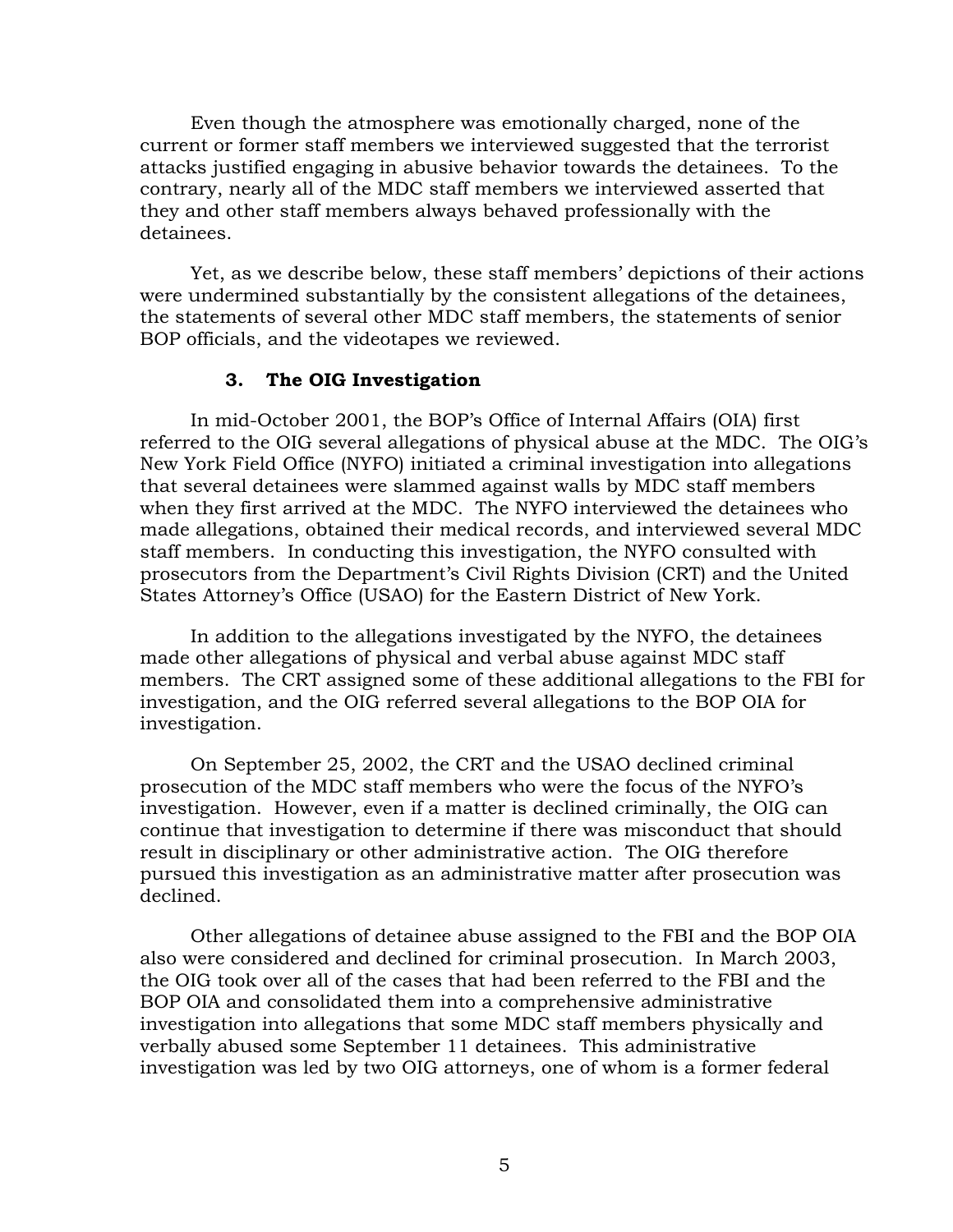Even though the atmosphere was emotionally charged, none of the current or former staff members we interviewed suggested that the terrorist attacks justified engaging in abusive behavior towards the detainees. To the contrary, nearly all of the MDC staff members we interviewed asserted that they and other staff members always behaved professionally with the detainees.

Yet, as we describe below, these staff members' depictions of their actions were undermined substantially by the consistent allegations of the detainees, the statements of several other MDC staff members, the statements of senior BOP officials, and the videotapes we reviewed.

### 3. The OIG Investigation

In mid-October 2001, the BOP's Office of Internal Affairs (OIA) first referred to the OIG several allegations of physical abuse at the MDC. The OIG's New York Field Office (NYFO) initiated a criminal investigation into allegations that several detainees were slammed against walls by MDC staff members when they first arrived at the MDC. The NYFO interviewed the detainees who made allegations, obtained their medical records, and interviewed several MDC staff members. In conducting this investigation, the NYFO consulted with prosecutors from the Department's Civil Rights Division (CRT) and the United States Attorney's Office (USAO) for the Eastern District of New York.

In addition to the allegations investigated by the NYFO, the detainees made other allegations of physical and verbal abuse against MDC staff members. The CRT assigned some of these additional allegations to the FBI for investigation, and the OIG referred several allegations to the BOP OIA for investigation.

On September 25, 2002, the CRT and the USAO declined criminal prosecution of the MDC staff members who were the focus of the NYFO's investigation. However, even if a matter is declined criminally, the OIG can continue that investigation to determine if there was misconduct that should result in disciplinary or other administrative action. The OIG therefore pursued this investigation as an administrative matter after prosecution was declined.

Other allegations of detainee abuse assigned to the FBI and the BOP OIA also were considered and declined for criminal prosecution. In March 2003, the OIG took over all of the cases that had been referred to the FBI and the BOP OIA and consolidated them into a comprehensive administrative investigation into allegations that some MDC staff members physically and verbally abused some September 11 detainees. This administrative investigation was led by two OIG attorneys, one of whom is a former federal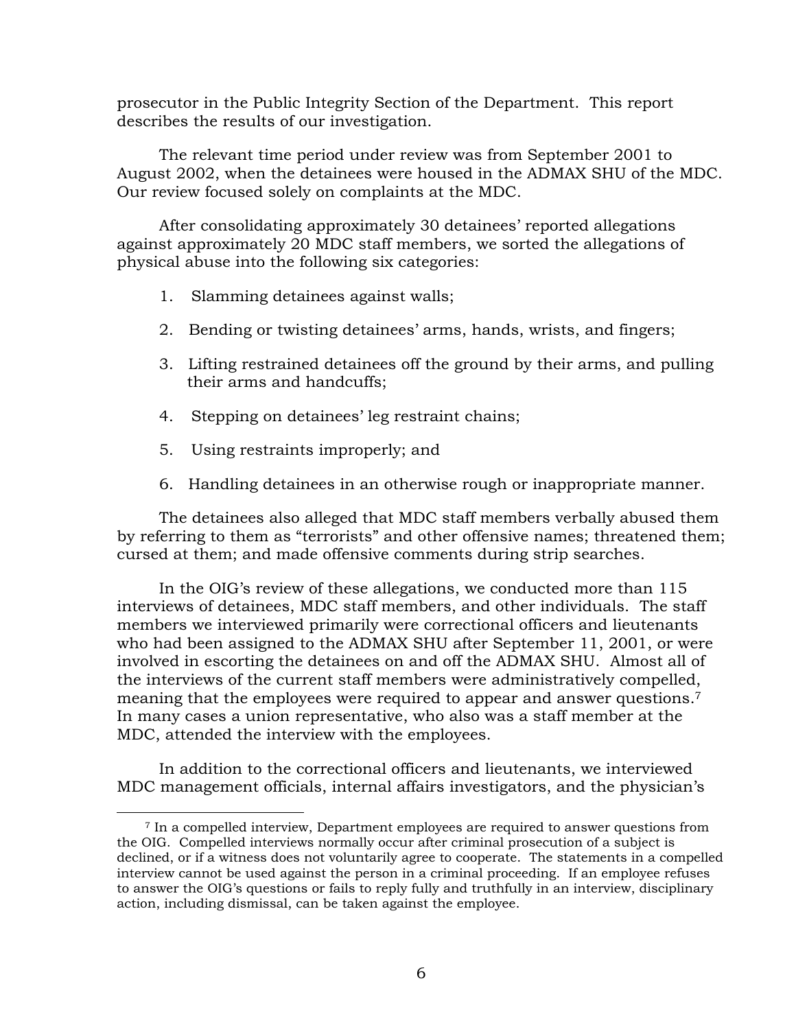prosecutor in the Public Integrity Section of the Department. This report describes the results of our investigation.

The relevant time period under review was from September 2001 to August 2002, when the detainees were housed in the ADMAX SHU of the MDC. Our review focused solely on complaints at the MDC.

After consolidating approximately 30 detainees' reported allegations against approximately 20 MDC staff members, we sorted the allegations of physical abuse into the following six categories:

1. Slamming detainees against walls;
2. Bending or twisting detainees' arms, hands, wrists, and fingers;
3. Lifting restrained detainees off the ground by their arms, and pulling their arms and handcuffs;
4. Stepping on detainees' leg restraint chains;
5. Using restraints improperly; and
6. Handling detainees in an otherwise rough or inappropriate manner.

The detainees also alleged that MDC staff members verbally abused them by referring to them as "terrorists" and other offensive names; threatened them; cursed at them; and made offensive comments during strip searches.

In the OIG's review of these allegations, we conducted more than 115 interviews of detainees, MDC staff members, and other individuals. The staff members we interviewed primarily were correctional officers and lieutenants who had been assigned to the ADMAX SHU after September 11, 2001, or were involved in escorting the detainees on and off the ADMAX SHU. Almost all of the interviews of the current staff members were administratively compelled, meaning that the employees were required to appear and answer questions.[7] In many cases a union representative, who also was a staff member at the MDC, attended the interview with the employees.

In addition to the correctional officers and lieutenants, we interviewed MDC management officials, internal affairs investigators, and the physician's

[7] In a compelled interview, Department employees are required to answer questions from the OIG. Compelled interviews normally occur after criminal prosecution of a subject is declined, or if a witness does not voluntarily agree to cooperate. The statements in a compelled interview cannot be used against the person in a criminal proceeding. If an employee refuses to answer the OIG's questions or fails to reply fully and truthfully in an interview, disciplinary action, including dismissal, can be taken against the employee.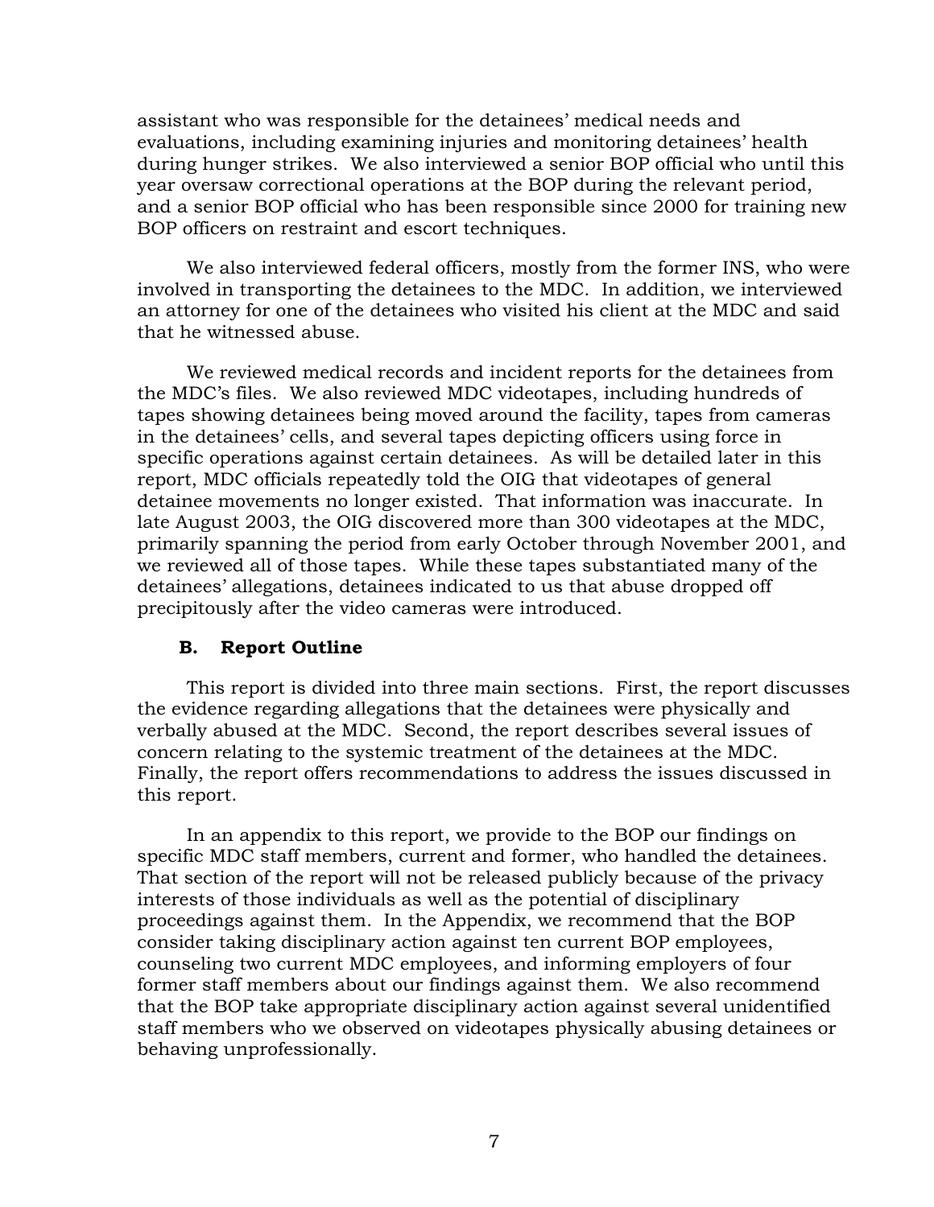assistant who was responsible for the detainees' medical needs and evaluations, including examining injuries and monitoring detainees' health during hunger strikes. We also interviewed a senior BOP official who until this year oversaw correctional operations at the BOP during the relevant period, and a senior BOP official who has been responsible since 2000 for training new BOP officers on restraint and escort techniques.

We also interviewed federal officers, mostly from the former INS, who were involved in transporting the detainees to the MDC. In addition, we interviewed an attorney for one of the detainees who visited his client at the MDC and said that he witnessed abuse.

We reviewed medical records and incident reports for the detainees from the MDC's files. We also reviewed MDC videotapes, including hundreds of tapes showing detainees being moved around the facility, tapes from cameras in the detainees' cells, and several tapes depicting officers using force in specific operations against certain detainees. As will be detailed later in this report, MDC officials repeatedly told the OIG that videotapes of general detainee movements no longer existed. That information was inaccurate. In late August 2003, the OIG discovered more than 300 videotapes at the MDC, primarily spanning the period from early October through November 2001, and we reviewed all of those tapes. While these tapes substantiated many of the detainees' allegations, detainees indicated to us that abuse dropped off precipitously after the video cameras were introduced.

### B. Report Outline

This report is divided into three main sections. First, the report discusses the evidence regarding allegations that the detainees were physically and verbally abused at the MDC. Second, the report describes several issues of concern relating to the systemic treatment of the detainees at the MDC. Finally, the report offers recommendations to address the issues discussed in this report.

In an appendix to this report, we provide to the BOP our findings on specific MDC staff members, current and former, who handled the detainees. That section of the report will not be released publicly because of the privacy interests of those individuals as well as the potential of disciplinary proceedings against them. In the Appendix, we recommend that the BOP consider taking disciplinary action against ten current BOP employees, counseling two current MDC employees, and informing employers of four former staff members about our findings against them. We also recommend that the BOP take appropriate disciplinary action against several unidentified staff members who we observed on videotapes physically abusing detainees or behaving unprofessionally.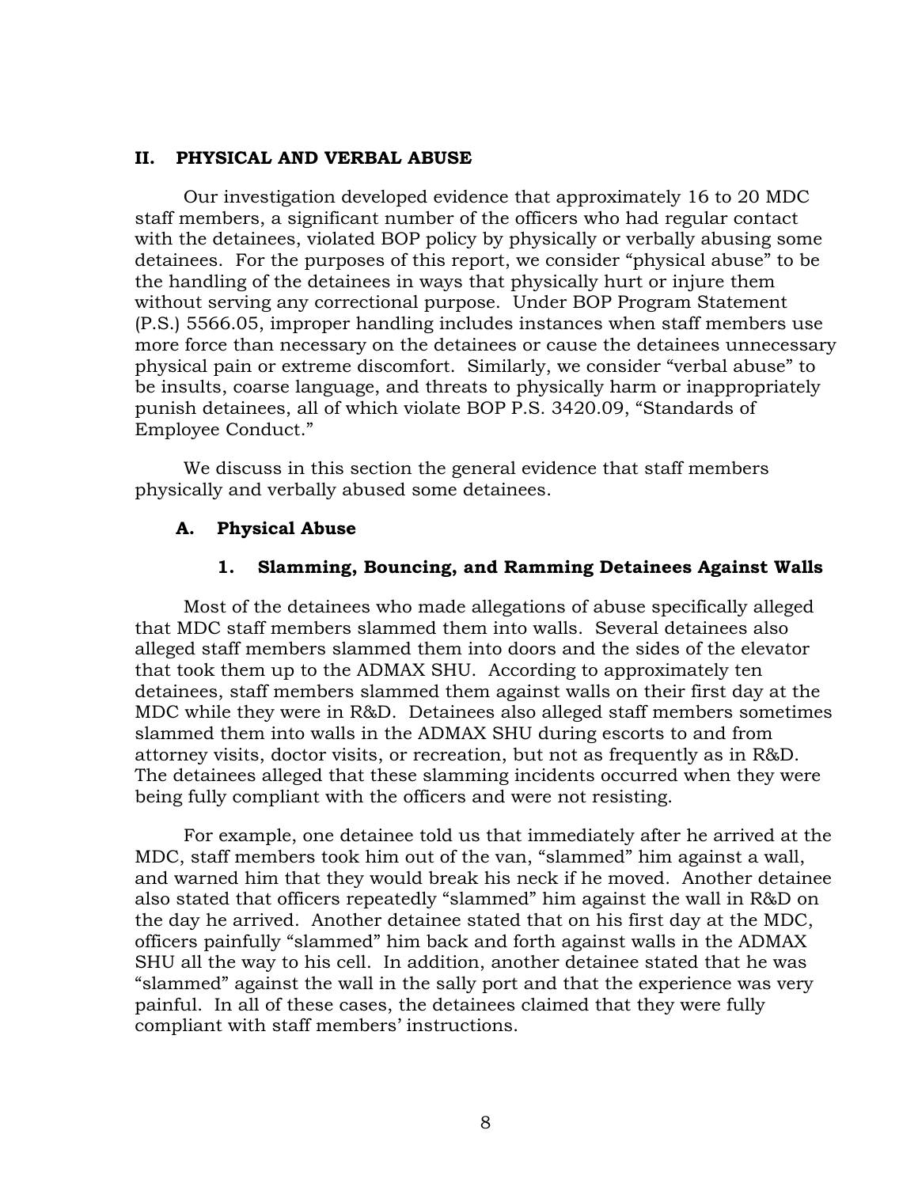## II. PHYSICAL AND VERBAL ABUSE

Our investigation developed evidence that approximately 16 to 20 MDC staff members, a significant number of the officers who had regular contact with the detainees, violated BOP policy by physically or verbally abusing some detainees. For the purposes of this report, we consider "physical abuse" to be the handling of the detainees in ways that physically hurt or injure them without serving any correctional purpose. Under BOP Program Statement (P.S.) 5566.05, improper handling includes instances when staff members use more force than necessary on the detainees or cause the detainees unnecessary physical pain or extreme discomfort. Similarly, we consider "verbal abuse" to be insults, coarse language, and threats to physically harm or inappropriately punish detainees, all of which violate BOP P.S. 3420.09, "Standards of Employee Conduct."

We discuss in this section the general evidence that staff members physically and verbally abused some detainees.

### A. Physical Abuse

#### 1. Slamming, Bouncing, and Ramming Detainees Against Walls

Most of the detainees who made allegations of abuse specifically alleged that MDC staff members slammed them into walls. Several detainees also alleged staff members slammed them into doors and the sides of the elevator that took them up to the ADMAX SHU. According to approximately ten detainees, staff members slammed them against walls on their first day at the MDC while they were in R&D. Detainees also alleged staff members sometimes slammed them into walls in the ADMAX SHU during escorts to and from attorney visits, doctor visits, or recreation, but not as frequently as in R&D. The detainees alleged that these slamming incidents occurred when they were being fully compliant with the officers and were not resisting.

For example, one detainee told us that immediately after he arrived at the MDC, staff members took him out of the van, "slammed" him against a wall, and warned him that they would break his neck if he moved. Another detainee also stated that officers repeatedly "slammed" him against the wall in R&D on the day he arrived. Another detainee stated that on his first day at the MDC, officers painfully "slammed" him back and forth against walls in the ADMAX SHU all the way to his cell. In addition, another detainee stated that he was "slammed" against the wall in the sally port and that the experience was very painful. In all of these cases, the detainees claimed that they were fully compliant with staff members' instructions.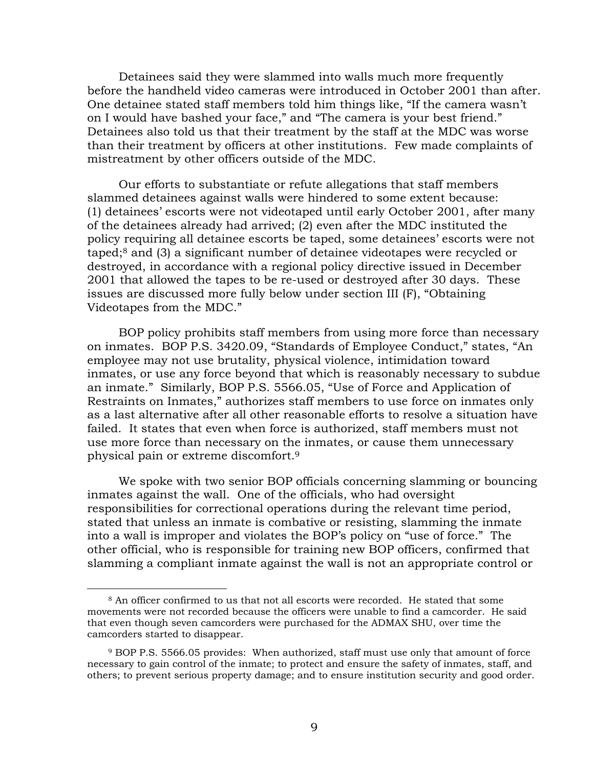Detainees said they were slammed into walls much more frequently before the handheld video cameras were introduced in October 2001 than after. One detainee stated staff members told him things like, "If the camera wasn't on I would have bashed your face," and "The camera is your best friend." Detainees also told us that their treatment by the staff at the MDC was worse than their treatment by officers at other institutions. Few made complaints of mistreatment by other officers outside of the MDC.

Our efforts to substantiate or refute allegations that staff members slammed detainees against walls were hindered to some extent because: (1) detainees' escorts were not videotaped until early October 2001, after many of the detainees already had arrived; (2) even after the MDC instituted the policy requiring all detainee escorts be taped, some detainees' escorts were not taped;[8] and (3) a significant number of detainee videotapes were recycled or destroyed, in accordance with a regional policy directive issued in December 2001 that allowed the tapes to be re-used or destroyed after 30 days. These issues are discussed more fully below under section III (F), "Obtaining Videotapes from the MDC."

BOP policy prohibits staff members from using more force than necessary on inmates. BOP P.S. 3420.09, "Standards of Employee Conduct," states, "An employee may not use brutality, physical violence, intimidation toward inmates, or use any force beyond that which is reasonably necessary to subdue an inmate." Similarly, BOP P.S. 5566.05, "Use of Force and Application of Restraints on Inmates," authorizes staff members to use force on inmates only as a last alternative after all other reasonable efforts to resolve a situation have failed. It states that even when force is authorized, staff members must not use more force than necessary on the inmates, or cause them unnecessary physical pain or extreme discomfort.[9]

We spoke with two senior BOP officials concerning slamming or bouncing inmates against the wall. One of the officials, who had oversight responsibilities for correctional operations during the relevant time period, stated that unless an inmate is combative or resisting, slamming the inmate into a wall is improper and violates the BOP's policy on "use of force." The other official, who is responsible for training new BOP officers, confirmed that slamming a compliant inmate against the wall is not an appropriate control or

---

[8] An officer confirmed to us that not all escorts were recorded. He stated that some movements were not recorded because the officers were unable to find a camcorder. He said that even though seven camcorders were purchased for the ADMAX SHU, over time the camcorders started to disappear.

[9] BOP P.S. 5566.05 provides: When authorized, staff must use only that amount of force necessary to gain control of the inmate; to protect and ensure the safety of inmates, staff, and others; to prevent serious property damage; and to ensure institution security and good order.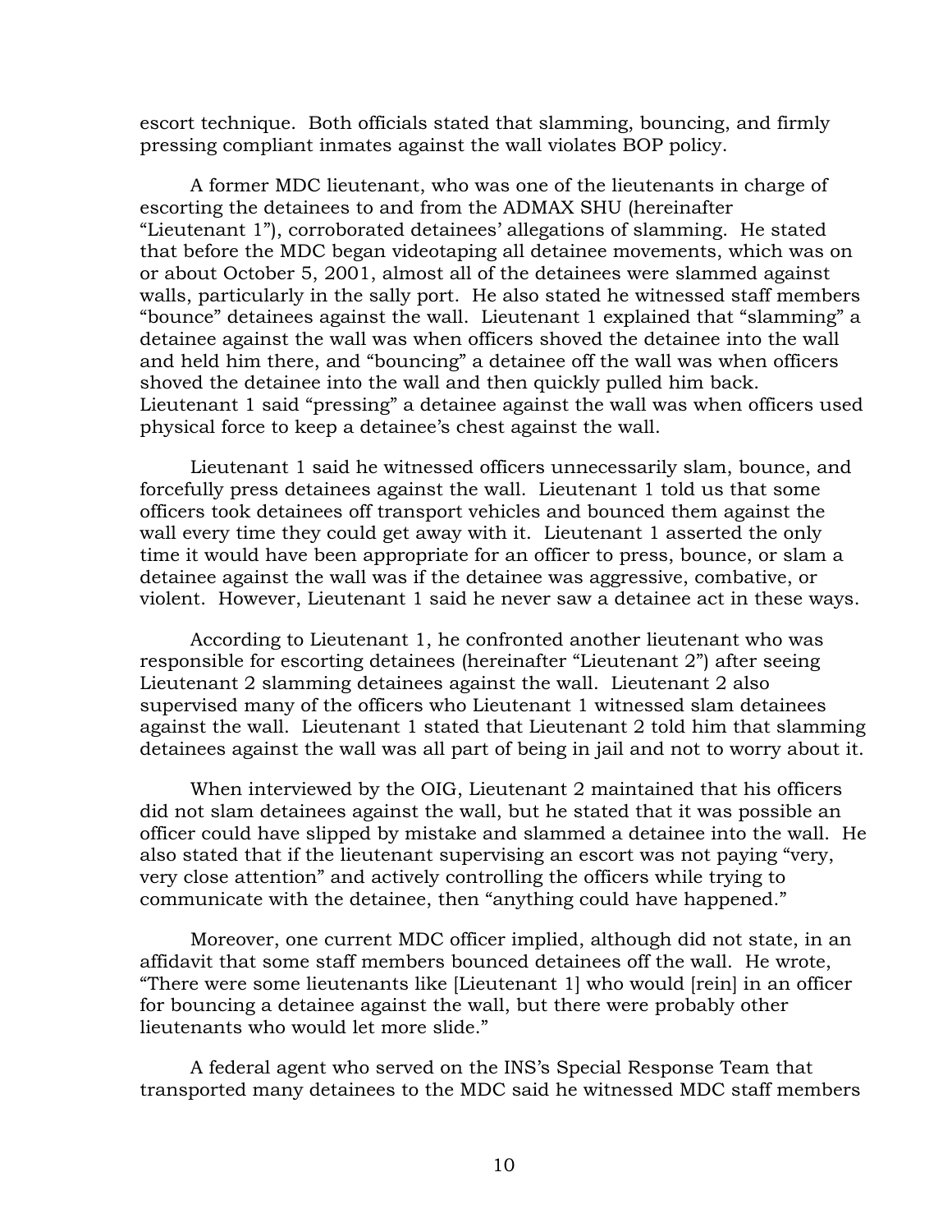escort technique. Both officials stated that slamming, bouncing, and firmly pressing compliant inmates against the wall violates BOP policy.

A former MDC lieutenant, who was one of the lieutenants in charge of escorting the detainees to and from the ADMAX SHU (hereinafter "Lieutenant 1"), corroborated detainees' allegations of slamming. He stated that before the MDC began videotaping all detainee movements, which was on or about October 5, 2001, almost all of the detainees were slammed against walls, particularly in the sally port. He also stated he witnessed staff members "bounce" detainees against the wall. Lieutenant 1 explained that "slamming" a detainee against the wall was when officers shoved the detainee into the wall and held him there, and "bouncing" a detainee off the wall was when officers shoved the detainee into the wall and then quickly pulled him back. Lieutenant 1 said "pressing" a detainee against the wall was when officers used physical force to keep a detainee's chest against the wall.

Lieutenant 1 said he witnessed officers unnecessarily slam, bounce, and forcefully press detainees against the wall. Lieutenant 1 told us that some officers took detainees off transport vehicles and bounced them against the wall every time they could get away with it. Lieutenant 1 asserted the only time it would have been appropriate for an officer to press, bounce, or slam a detainee against the wall was if the detainee was aggressive, combative, or violent. However, Lieutenant 1 said he never saw a detainee act in these ways.

According to Lieutenant 1, he confronted another lieutenant who was responsible for escorting detainees (hereinafter "Lieutenant 2") after seeing Lieutenant 2 slamming detainees against the wall. Lieutenant 2 also supervised many of the officers who Lieutenant 1 witnessed slam detainees against the wall. Lieutenant 1 stated that Lieutenant 2 told him that slamming detainees against the wall was all part of being in jail and not to worry about it.

When interviewed by the OIG, Lieutenant 2 maintained that his officers did not slam detainees against the wall, but he stated that it was possible an officer could have slipped by mistake and slammed a detainee into the wall. He also stated that if the lieutenant supervising an escort was not paying "very, very close attention" and actively controlling the officers while trying to communicate with the detainee, then "anything could have happened."

Moreover, one current MDC officer implied, although did not state, in an affidavit that some staff members bounced detainees off the wall. He wrote, "There were some lieutenants like [Lieutenant 1] who would [rein] in an officer for bouncing a detainee against the wall, but there were probably other lieutenants who would let more slide."

A federal agent who served on the INS's Special Response Team that transported many detainees to the MDC said he witnessed MDC staff members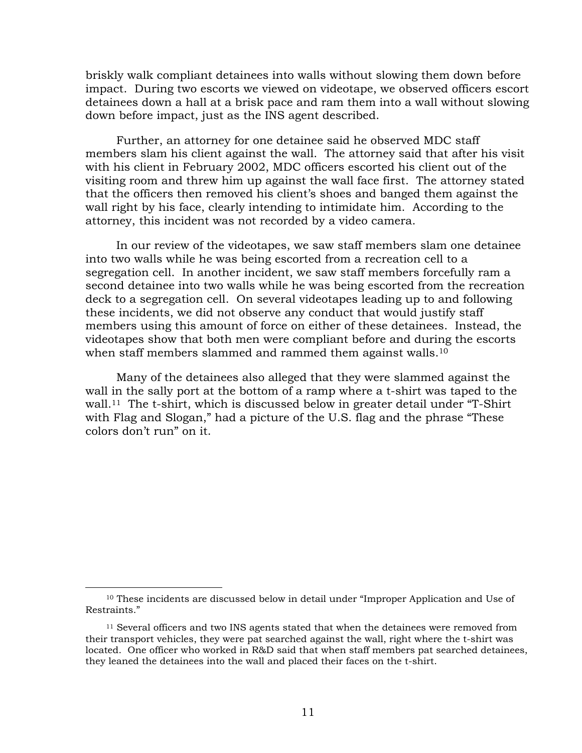briskly walk compliant detainees into walls without slowing them down before impact. During two escorts we viewed on videotape, we observed officers escort detainees down a hall at a brisk pace and ram them into a wall without slowing down before impact, just as the INS agent described.

Further, an attorney for one detainee said he observed MDC staff members slam his client against the wall. The attorney said that after his visit with his client in February 2002, MDC officers escorted his client out of the visiting room and threw him up against the wall face first. The attorney stated that the officers then removed his client's shoes and banged them against the wall right by his face, clearly intending to intimidate him. According to the attorney, this incident was not recorded by a video camera.

In our review of the videotapes, we saw staff members slam one detainee into two walls while he was being escorted from a recreation cell to a segregation cell. In another incident, we saw staff members forcefully ram a second detainee into two walls while he was being escorted from the recreation deck to a segregation cell. On several videotapes leading up to and following these incidents, we did not observe any conduct that would justify staff members using this amount of force on either of these detainees. Instead, the videotapes show that both men were compliant before and during the escorts when staff members slammed and rammed them against walls.[10]

Many of the detainees also alleged that they were slammed against the wall in the sally port at the bottom of a ramp where a t-shirt was taped to the wall.[11] The t-shirt, which is discussed below in greater detail under "T-Shirt with Flag and Slogan," had a picture of the U.S. flag and the phrase "These colors don't run" on it.

---

[10] These incidents are discussed below in detail under "Improper Application and Use of Restraints."

[11] Several officers and two INS agents stated that when the detainees were removed from their transport vehicles, they were pat searched against the wall, right where the t-shirt was located. One officer who worked in R&D said that when staff members pat searched detainees, they leaned the detainees into the wall and placed their faces on the t-shirt.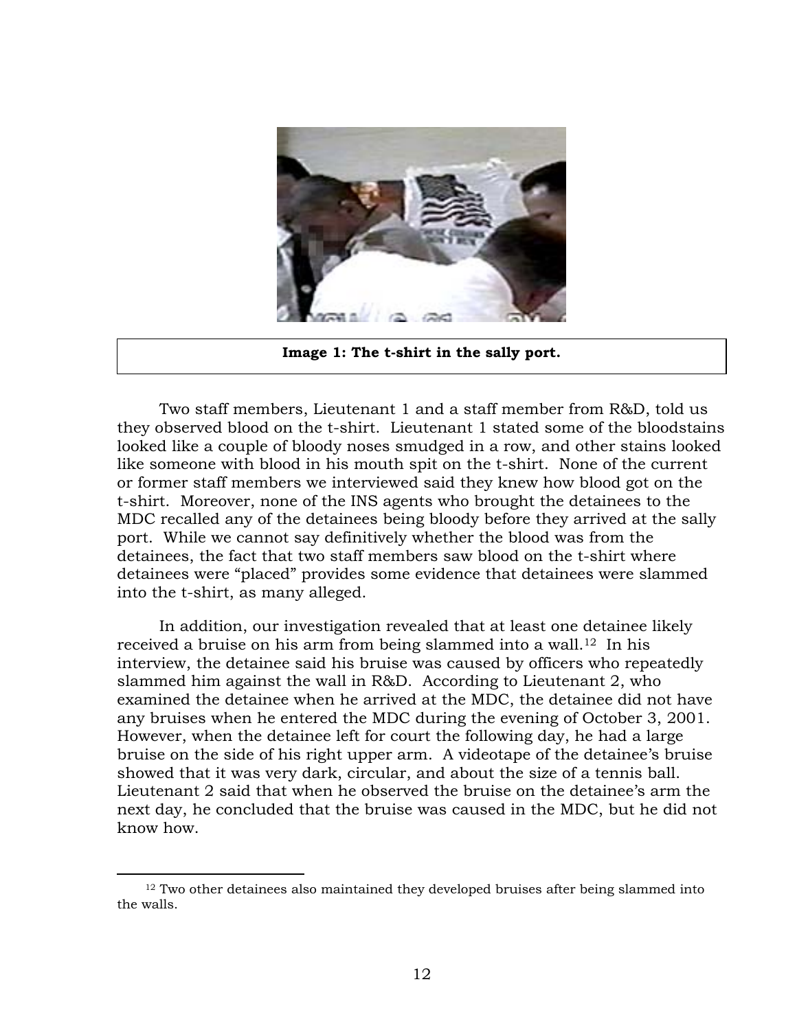**Image 1: The t-shirt in the sally port.**

Two staff members, Lieutenant 1 and a staff member from R&D, told us they observed blood on the t-shirt. Lieutenant 1 stated some of the bloodstains looked like a couple of bloody noses smudged in a row, and other stains looked like someone with blood in his mouth spit on the t-shirt. None of the current or former staff members we interviewed said they knew how blood got on the t-shirt. Moreover, none of the INS agents who brought the detainees to the MDC recalled any of the detainees being bloody before they arrived at the sally port. While we cannot say definitively whether the blood was from the detainees, the fact that two staff members saw blood on the t-shirt where detainees were "placed" provides some evidence that detainees were slammed into the t-shirt, as many alleged.

In addition, our investigation revealed that at least one detainee likely received a bruise on his arm from being slammed into a wall.[12] In his interview, the detainee said his bruise was caused by officers who repeatedly slammed him against the wall in R&D. According to Lieutenant 2, who examined the detainee when he arrived at the MDC, the detainee did not have any bruises when he entered the MDC during the evening of October 3, 2001. However, when the detainee left for court the following day, he had a large bruise on the side of his right upper arm. A videotape of the detainee's bruise showed that it was very dark, circular, and about the size of a tennis ball. Lieutenant 2 said that when he observed the bruise on the detainee's arm the next day, he concluded that the bruise was caused in the MDC, but he did not know how.

---

[12] Two other detainees also maintained they developed bruises after being slammed into the walls.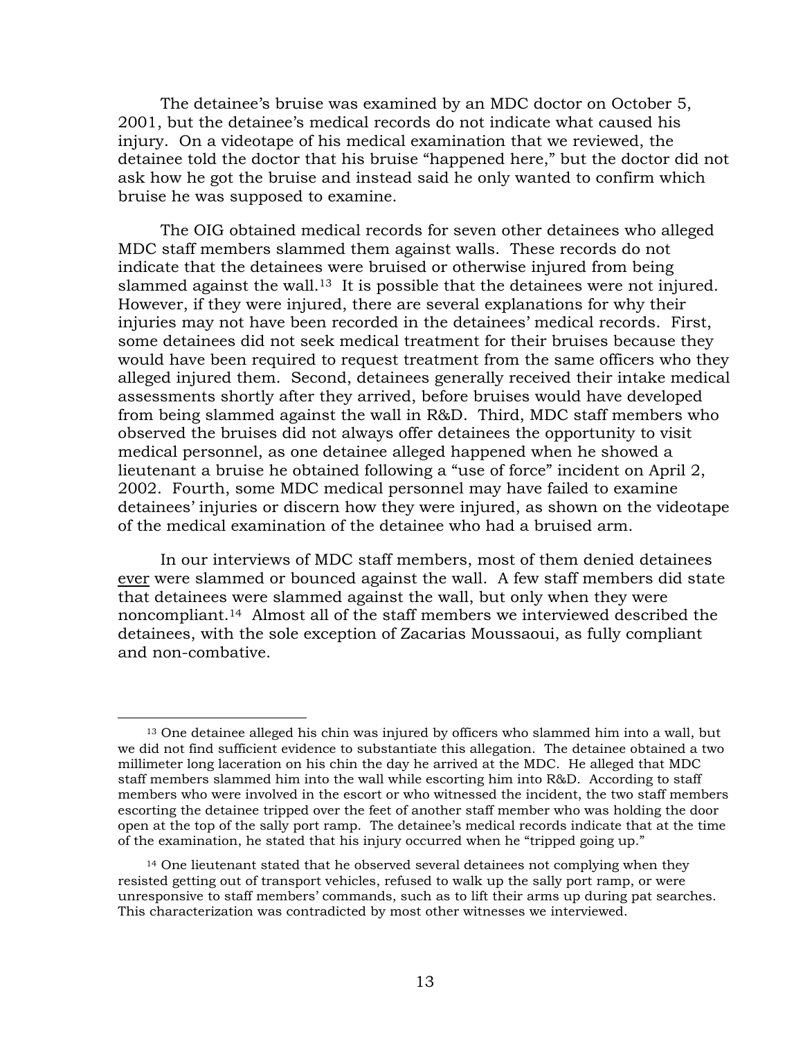The detainee's bruise was examined by an MDC doctor on October 5, 2001, but the detainee's medical records do not indicate what caused his injury. On a videotape of his medical examination that we reviewed, the detainee told the doctor that his bruise "happened here," but the doctor did not ask how he got the bruise and instead said he only wanted to confirm which bruise he was supposed to examine.

The OIG obtained medical records for seven other detainees who alleged MDC staff members slammed them against walls. These records do not indicate that the detainees were bruised or otherwise injured from being slammed against the wall.[13] It is possible that the detainees were not injured. However, if they were injured, there are several explanations for why their injuries may not have been recorded in the detainees' medical records. First, some detainees did not seek medical treatment for their bruises because they would have been required to request treatment from the same officers who they alleged injured them. Second, detainees generally received their intake medical assessments shortly after they arrived, before bruises would have developed from being slammed against the wall in R&D. Third, MDC staff members who observed the bruises did not always offer detainees the opportunity to visit medical personnel, as one detainee alleged happened when he showed a lieutenant a bruise he obtained following a "use of force" incident on April 2, 2002. Fourth, some MDC medical personnel may have failed to examine detainees' injuries or discern how they were injured, as shown on the videotape of the medical examination of the detainee who had a bruised arm.

In our interviews of MDC staff members, most of them denied detainees <u>ever</u> were slammed or bounced against the wall. A few staff members did state that detainees were slammed against the wall, but only when they were noncompliant.[14] Almost all of the staff members we interviewed described the detainees, with the sole exception of Zacarias Moussaoui, as fully compliant and non-combative.

---

[13] One detainee alleged his chin was injured by officers who slammed him into a wall, but we did not find sufficient evidence to substantiate this allegation. The detainee obtained a two millimeter long laceration on his chin the day he arrived at the MDC. He alleged that MDC staff members slammed him into the wall while escorting him into R&D. According to staff members who were involved in the escort or who witnessed the incident, the two staff members escorting the detainee tripped over the feet of another staff member who was holding the door open at the top of the sally port ramp. The detainee's medical records indicate that at the time of the examination, he stated that his injury occurred when he "tripped going up."

[14] One lieutenant stated that he observed several detainees not complying when they resisted getting out of transport vehicles, refused to walk up the sally port ramp, or were unresponsive to staff members' commands, such as to lift their arms up during pat searches. This characterization was contradicted by most other witnesses we interviewed.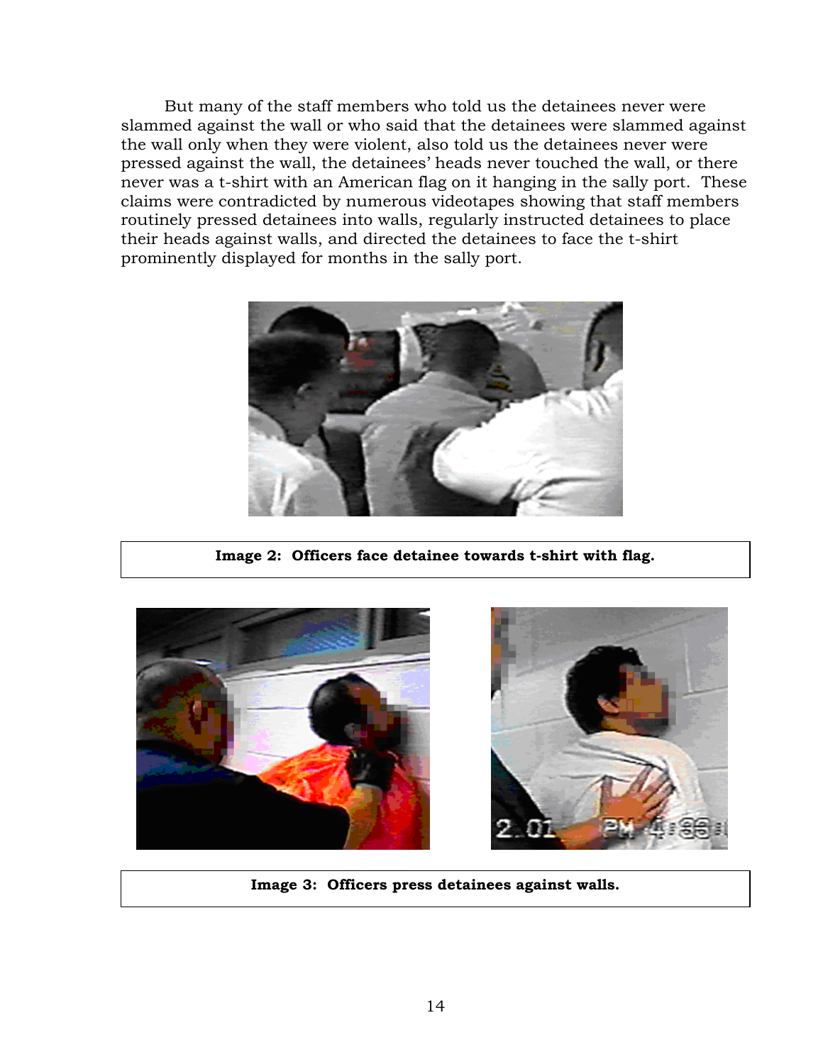But many of the staff members who told us the detainees never were slammed against the wall or who said that the detainees were slammed against the wall only when they were violent, also told us the detainees never were pressed against the wall, the detainees' heads never touched the wall, or there never was a t-shirt with an American flag on it hanging in the sally port. These claims were contradicted by numerous videotapes showing that staff members routinely pressed detainees into walls, regularly instructed detainees to place their heads against walls, and directed the detainees to face the t-shirt prominently displayed for months in the sally port.

**Image 2: Officers face detainee towards t-shirt with flag.**

**Image 3: Officers press detainees against walls.**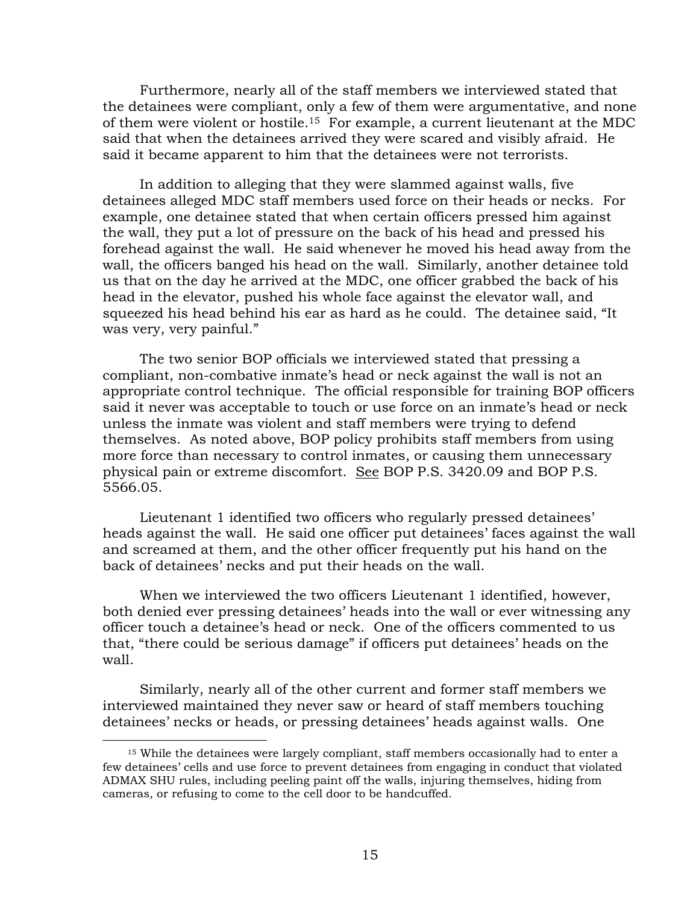Furthermore, nearly all of the staff members we interviewed stated that the detainees were compliant, only a few of them were argumentative, and none of them were violent or hostile.[15] For example, a current lieutenant at the MDC said that when the detainees arrived they were scared and visibly afraid. He said it became apparent to him that the detainees were not terrorists.

In addition to alleging that they were slammed against walls, five detainees alleged MDC staff members used force on their heads or necks. For example, one detainee stated that when certain officers pressed him against the wall, they put a lot of pressure on the back of his head and pressed his forehead against the wall. He said whenever he moved his head away from the wall, the officers banged his head on the wall. Similarly, another detainee told us that on the day he arrived at the MDC, one officer grabbed the back of his head in the elevator, pushed his whole face against the elevator wall, and squeezed his head behind his ear as hard as he could. The detainee said, "It was very, very painful."

The two senior BOP officials we interviewed stated that pressing a compliant, non-combative inmate's head or neck against the wall is not an appropriate control technique. The official responsible for training BOP officers said it never was acceptable to touch or use force on an inmate's head or neck unless the inmate was violent and staff members were trying to defend themselves. As noted above, BOP policy prohibits staff members from using more force than necessary to control inmates, or causing them unnecessary physical pain or extreme discomfort. See BOP P.S. 3420.09 and BOP P.S. 5566.05.

Lieutenant 1 identified two officers who regularly pressed detainees' heads against the wall. He said one officer put detainees' faces against the wall and screamed at them, and the other officer frequently put his hand on the back of detainees' necks and put their heads on the wall.

When we interviewed the two officers Lieutenant 1 identified, however, both denied ever pressing detainees' heads into the wall or ever witnessing any officer touch a detainee's head or neck. One of the officers commented to us that, "there could be serious damage" if officers put detainees' heads on the wall.

Similarly, nearly all of the other current and former staff members we interviewed maintained they never saw or heard of staff members touching detainees' necks or heads, or pressing detainees' heads against walls. One

[15] While the detainees were largely compliant, staff members occasionally had to enter a few detainees' cells and use force to prevent detainees from engaging in conduct that violated ADMAX SHU rules, including peeling paint off the walls, injuring themselves, hiding from cameras, or refusing to come to the cell door to be handcuffed.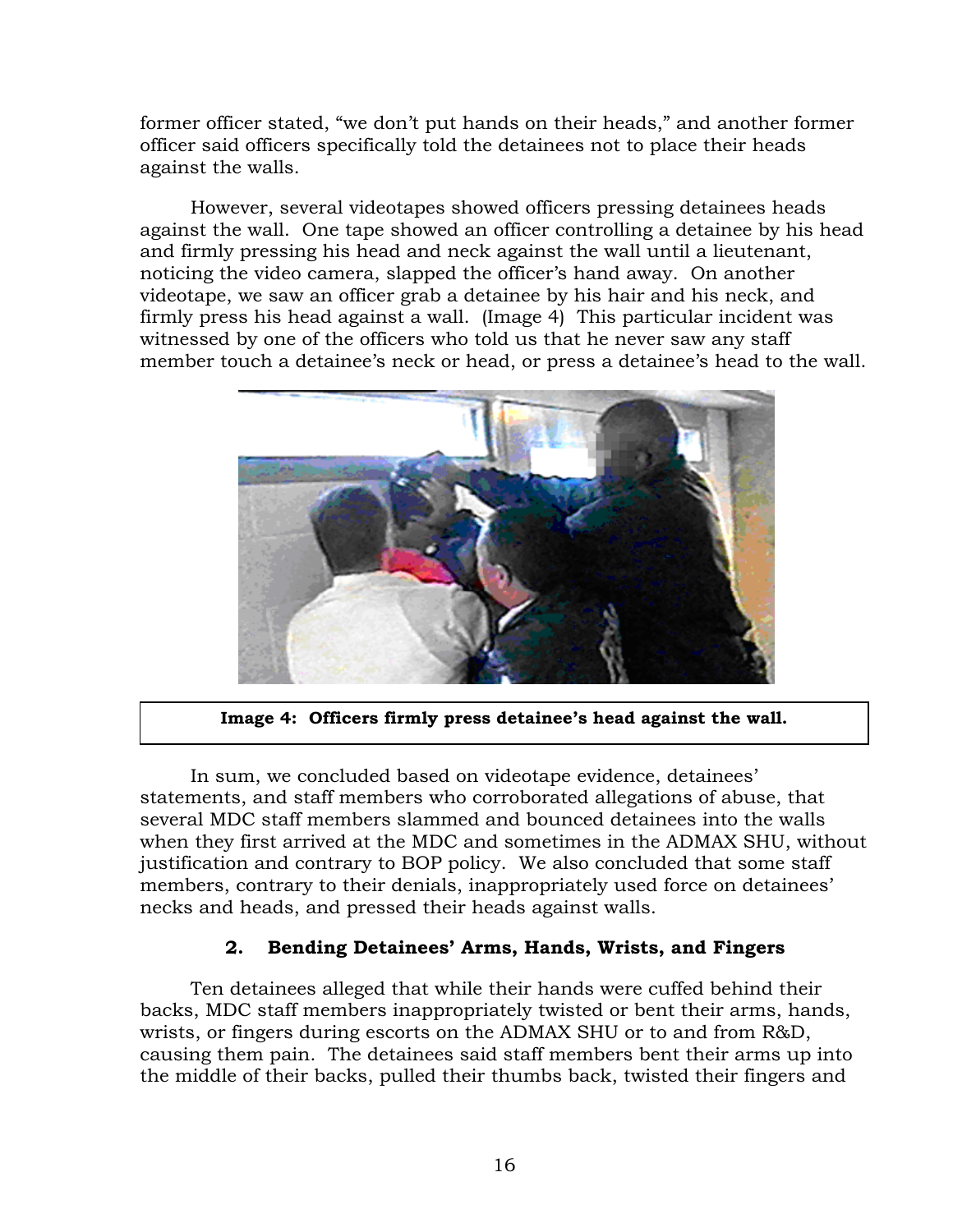former officer stated, "we don't put hands on their heads," and another former officer said officers specifically told the detainees not to place their heads against the walls.

However, several videotapes showed officers pressing detainees heads against the wall. One tape showed an officer controlling a detainee by his head and firmly pressing his head and neck against the wall until a lieutenant, noticing the video camera, slapped the officer's hand away. On another videotape, we saw an officer grab a detainee by his hair and his neck, and firmly press his head against a wall. (Image 4) This particular incident was witnessed by one of the officers who told us that he never saw any staff member touch a detainee's neck or head, or press a detainee's head to the wall.

**Image 4: Officers firmly press detainee's head against the wall.**

In sum, we concluded based on videotape evidence, detainees' statements, and staff members who corroborated allegations of abuse, that several MDC staff members slammed and bounced detainees into the walls when they first arrived at the MDC and sometimes in the ADMAX SHU, without justification and contrary to BOP policy. We also concluded that some staff members, contrary to their denials, inappropriately used force on detainees' necks and heads, and pressed their heads against walls.

### 2. Bending Detainees' Arms, Hands, Wrists, and Fingers

Ten detainees alleged that while their hands were cuffed behind their backs, MDC staff members inappropriately twisted or bent their arms, hands, wrists, or fingers during escorts on the ADMAX SHU or to and from R&D, causing them pain. The detainees said staff members bent their arms up into the middle of their backs, pulled their thumbs back, twisted their fingers and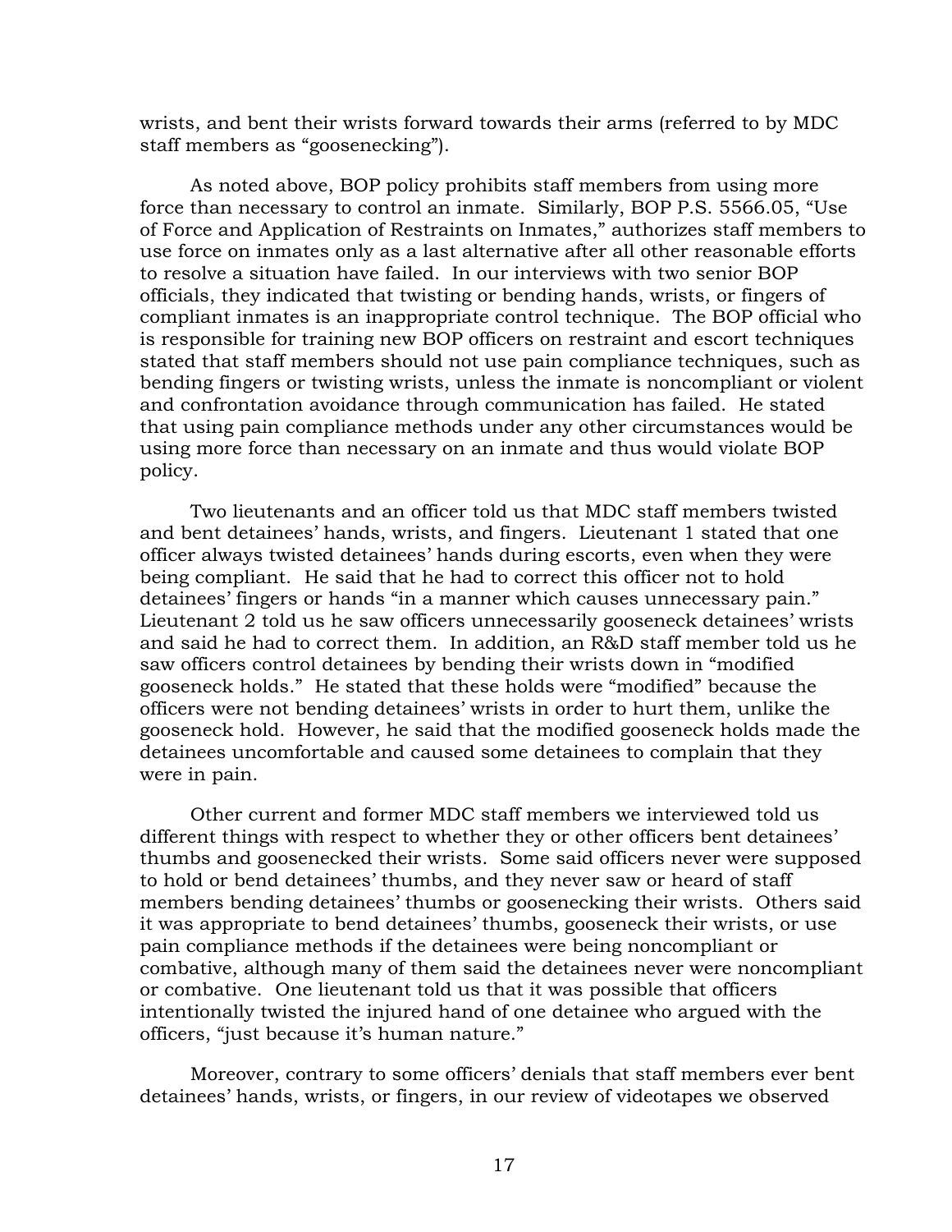wrists, and bent their wrists forward towards their arms (referred to by MDC staff members as "goosenecking").

As noted above, BOP policy prohibits staff members from using more force than necessary to control an inmate. Similarly, BOP P.S. 5566.05, "Use of Force and Application of Restraints on Inmates," authorizes staff members to use force on inmates only as a last alternative after all other reasonable efforts to resolve a situation have failed. In our interviews with two senior BOP officials, they indicated that twisting or bending hands, wrists, or fingers of compliant inmates is an inappropriate control technique. The BOP official who is responsible for training new BOP officers on restraint and escort techniques stated that staff members should not use pain compliance techniques, such as bending fingers or twisting wrists, unless the inmate is noncompliant or violent and confrontation avoidance through communication has failed. He stated that using pain compliance methods under any other circumstances would be using more force than necessary on an inmate and thus would violate BOP policy.

Two lieutenants and an officer told us that MDC staff members twisted and bent detainees' hands, wrists, and fingers. Lieutenant 1 stated that one officer always twisted detainees' hands during escorts, even when they were being compliant. He said that he had to correct this officer not to hold detainees' fingers or hands "in a manner which causes unnecessary pain." Lieutenant 2 told us he saw officers unnecessarily gooseneck detainees' wrists and said he had to correct them. In addition, an R&D staff member told us he saw officers control detainees by bending their wrists down in "modified gooseneck holds." He stated that these holds were "modified" because the officers were not bending detainees' wrists in order to hurt them, unlike the gooseneck hold. However, he said that the modified gooseneck holds made the detainees uncomfortable and caused some detainees to complain that they were in pain.

Other current and former MDC staff members we interviewed told us different things with respect to whether they or other officers bent detainees' thumbs and goosenecked their wrists. Some said officers never were supposed to hold or bend detainees' thumbs, and they never saw or heard of staff members bending detainees' thumbs or goosenecking their wrists. Others said it was appropriate to bend detainees' thumbs, gooseneck their wrists, or use pain compliance methods if the detainees were being noncompliant or combative, although many of them said the detainees never were noncompliant or combative. One lieutenant told us that it was possible that officers intentionally twisted the injured hand of one detainee who argued with the officers, "just because it's human nature."

Moreover, contrary to some officers' denials that staff members ever bent detainees' hands, wrists, or fingers, in our review of videotapes we observed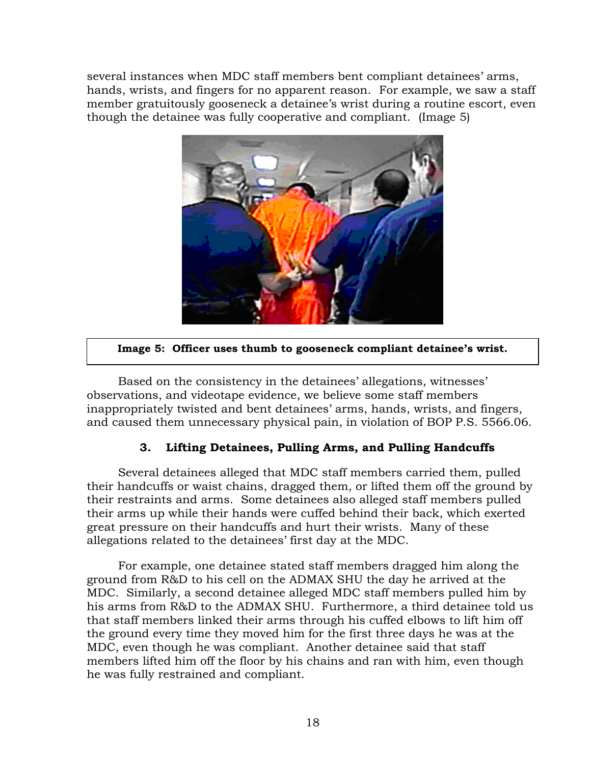several instances when MDC staff members bent compliant detainees' arms, hands, wrists, and fingers for no apparent reason. For example, we saw a staff member gratuitously gooseneck a detainee's wrist during a routine escort, even though the detainee was fully cooperative and compliant. (Image 5)

**Image 5: Officer uses thumb to gooseneck compliant detainee's wrist.**

Based on the consistency in the detainees' allegations, witnesses' observations, and videotape evidence, we believe some staff members inappropriately twisted and bent detainees' arms, hands, wrists, and fingers, and caused them unnecessary physical pain, in violation of BOP P.S. 5566.06.

### 3. Lifting Detainees, Pulling Arms, and Pulling Handcuffs

Several detainees alleged that MDC staff members carried them, pulled their handcuffs or waist chains, dragged them, or lifted them off the ground by their restraints and arms. Some detainees also alleged staff members pulled their arms up while their hands were cuffed behind their back, which exerted great pressure on their handcuffs and hurt their wrists. Many of these allegations related to the detainees' first day at the MDC.

For example, one detainee stated staff members dragged him along the ground from R&D to his cell on the ADMAX SHU the day he arrived at the MDC. Similarly, a second detainee alleged MDC staff members pulled him by his arms from R&D to the ADMAX SHU. Furthermore, a third detainee told us that staff members linked their arms through his cuffed elbows to lift him off the ground every time they moved him for the first three days he was at the MDC, even though he was compliant. Another detainee said that staff members lifted him off the floor by his chains and ran with him, even though he was fully restrained and compliant.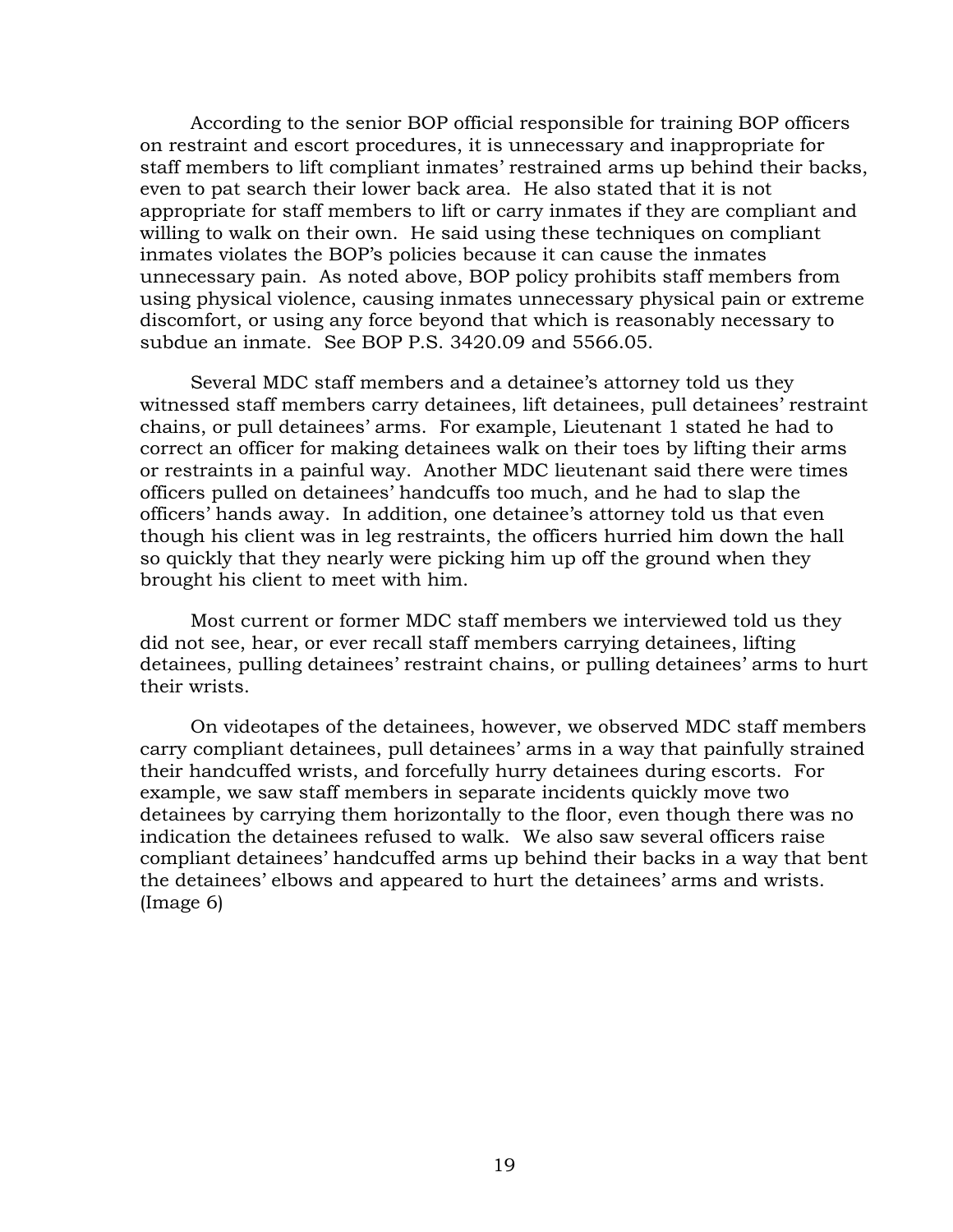According to the senior BOP official responsible for training BOP officers on restraint and escort procedures, it is unnecessary and inappropriate for staff members to lift compliant inmates' restrained arms up behind their backs, even to pat search their lower back area. He also stated that it is not appropriate for staff members to lift or carry inmates if they are compliant and willing to walk on their own. He said using these techniques on compliant inmates violates the BOP's policies because it can cause the inmates unnecessary pain. As noted above, BOP policy prohibits staff members from using physical violence, causing inmates unnecessary physical pain or extreme discomfort, or using any force beyond that which is reasonably necessary to subdue an inmate. See BOP P.S. 3420.09 and 5566.05.

Several MDC staff members and a detainee's attorney told us they witnessed staff members carry detainees, lift detainees, pull detainees' restraint chains, or pull detainees' arms. For example, Lieutenant 1 stated he had to correct an officer for making detainees walk on their toes by lifting their arms or restraints in a painful way. Another MDC lieutenant said there were times officers pulled on detainees' handcuffs too much, and he had to slap the officers' hands away. In addition, one detainee's attorney told us that even though his client was in leg restraints, the officers hurried him down the hall so quickly that they nearly were picking him up off the ground when they brought his client to meet with him.

Most current or former MDC staff members we interviewed told us they did not see, hear, or ever recall staff members carrying detainees, lifting detainees, pulling detainees' restraint chains, or pulling detainees' arms to hurt their wrists.

On videotapes of the detainees, however, we observed MDC staff members carry compliant detainees, pull detainees' arms in a way that painfully strained their handcuffed wrists, and forcefully hurry detainees during escorts. For example, we saw staff members in separate incidents quickly move two detainees by carrying them horizontally to the floor, even though there was no indication the detainees refused to walk. We also saw several officers raise compliant detainees' handcuffed arms up behind their backs in a way that bent the detainees' elbows and appeared to hurt the detainees' arms and wrists. (Image 6)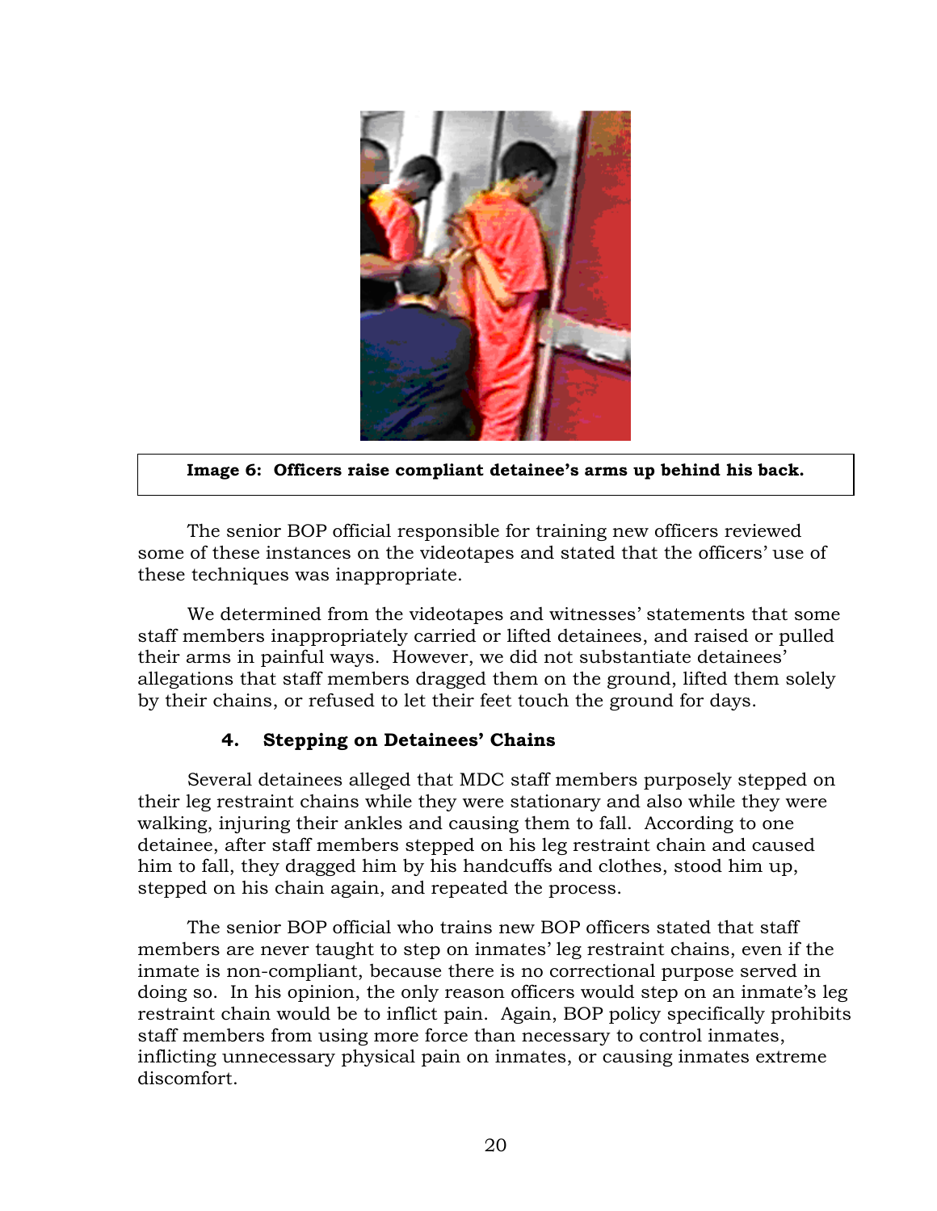**Image 6: Officers raise compliant detainee's arms up behind his back.**

The senior BOP official responsible for training new officers reviewed some of these instances on the videotapes and stated that the officers' use of these techniques was inappropriate.

We determined from the videotapes and witnesses' statements that some staff members inappropriately carried or lifted detainees, and raised or pulled their arms in painful ways. However, we did not substantiate detainees' allegations that staff members dragged them on the ground, lifted them solely by their chains, or refused to let their feet touch the ground for days.

### 4. Stepping on Detainees' Chains

Several detainees alleged that MDC staff members purposely stepped on their leg restraint chains while they were stationary and also while they were walking, injuring their ankles and causing them to fall. According to one detainee, after staff members stepped on his leg restraint chain and caused him to fall, they dragged him by his handcuffs and clothes, stood him up, stepped on his chain again, and repeated the process.

The senior BOP official who trains new BOP officers stated that staff members are never taught to step on inmates' leg restraint chains, even if the inmate is non-compliant, because there is no correctional purpose served in doing so. In his opinion, the only reason officers would step on an inmate's leg restraint chain would be to inflict pain. Again, BOP policy specifically prohibits staff members from using more force than necessary to control inmates, inflicting unnecessary physical pain on inmates, or causing inmates extreme discomfort.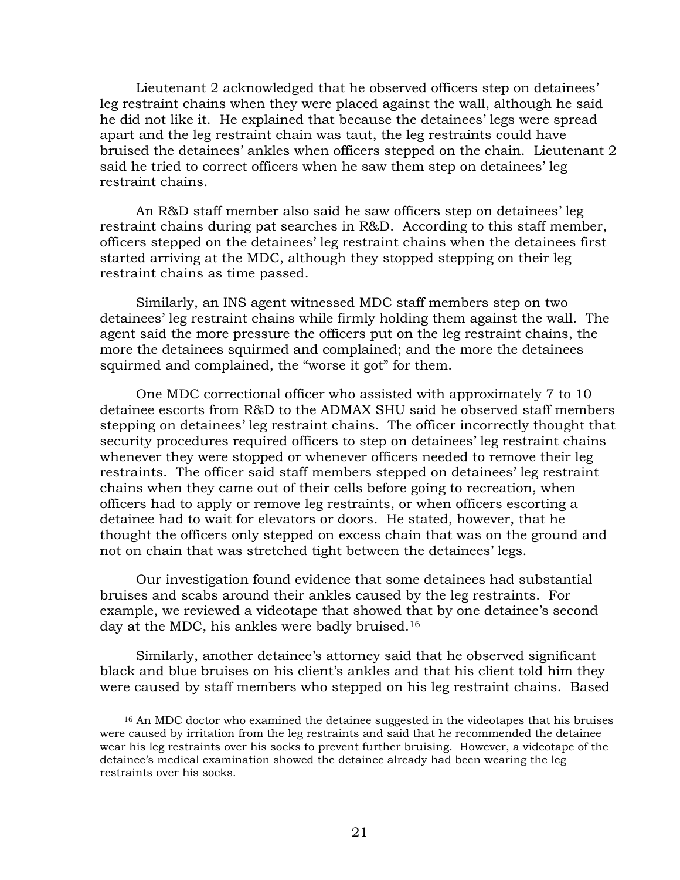Lieutenant 2 acknowledged that he observed officers step on detainees' leg restraint chains when they were placed against the wall, although he said he did not like it. He explained that because the detainees' legs were spread apart and the leg restraint chain was taut, the leg restraints could have bruised the detainees' ankles when officers stepped on the chain. Lieutenant 2 said he tried to correct officers when he saw them step on detainees' leg restraint chains.

An R&D staff member also said he saw officers step on detainees' leg restraint chains during pat searches in R&D. According to this staff member, officers stepped on the detainees' leg restraint chains when the detainees first started arriving at the MDC, although they stopped stepping on their leg restraint chains as time passed.

Similarly, an INS agent witnessed MDC staff members step on two detainees' leg restraint chains while firmly holding them against the wall. The agent said the more pressure the officers put on the leg restraint chains, the more the detainees squirmed and complained; and the more the detainees squirmed and complained, the "worse it got" for them.

One MDC correctional officer who assisted with approximately 7 to 10 detainee escorts from R&D to the ADMAX SHU said he observed staff members stepping on detainees' leg restraint chains. The officer incorrectly thought that security procedures required officers to step on detainees' leg restraint chains whenever they were stopped or whenever officers needed to remove their leg restraints. The officer said staff members stepped on detainees' leg restraint chains when they came out of their cells before going to recreation, when officers had to apply or remove leg restraints, or when officers escorting a detainee had to wait for elevators or doors. He stated, however, that he thought the officers only stepped on excess chain that was on the ground and not on chain that was stretched tight between the detainees' legs.

Our investigation found evidence that some detainees had substantial bruises and scabs around their ankles caused by the leg restraints. For example, we reviewed a videotape that showed that by one detainee's second day at the MDC, his ankles were badly bruised.[16]

Similarly, another detainee's attorney said that he observed significant black and blue bruises on his client's ankles and that his client told him they were caused by staff members who stepped on his leg restraint chains. Based

[16] An MDC doctor who examined the detainee suggested in the videotapes that his bruises were caused by irritation from the leg restraints and said that he recommended the detainee wear his leg restraints over his socks to prevent further bruising. However, a videotape of the detainee's medical examination showed the detainee already had been wearing the leg restraints over his socks.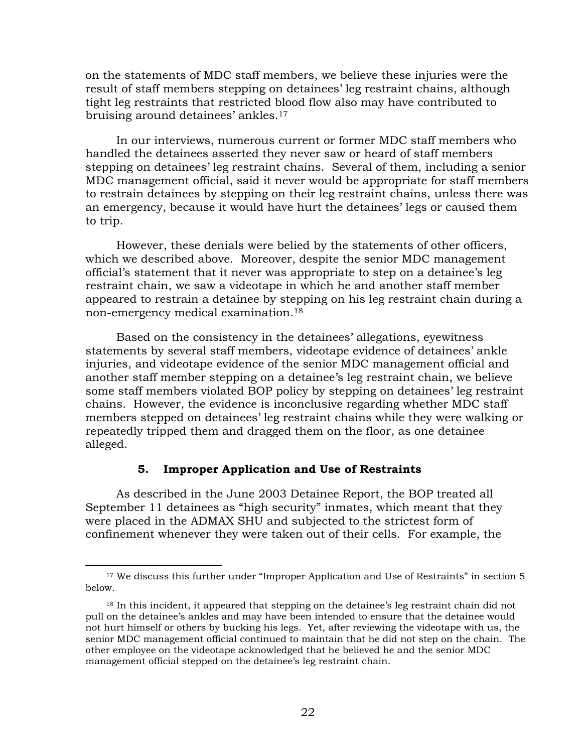on the statements of MDC staff members, we believe these injuries were the result of staff members stepping on detainees' leg restraint chains, although tight leg restraints that restricted blood flow also may have contributed to bruising around detainees' ankles.[17]

In our interviews, numerous current or former MDC staff members who handled the detainees asserted they never saw or heard of staff members stepping on detainees' leg restraint chains. Several of them, including a senior MDC management official, said it never would be appropriate for staff members to restrain detainees by stepping on their leg restraint chains, unless there was an emergency, because it would have hurt the detainees' legs or caused them to trip.

However, these denials were belied by the statements of other officers, which we described above. Moreover, despite the senior MDC management official's statement that it never was appropriate to step on a detainee's leg restraint chain, we saw a videotape in which he and another staff member appeared to restrain a detainee by stepping on his leg restraint chain during a non-emergency medical examination.[18]

Based on the consistency in the detainees' allegations, eyewitness statements by several staff members, videotape evidence of detainees' ankle injuries, and videotape evidence of the senior MDC management official and another staff member stepping on a detainee's leg restraint chain, we believe some staff members violated BOP policy by stepping on detainees' leg restraint chains. However, the evidence is inconclusive regarding whether MDC staff members stepped on detainees' leg restraint chains while they were walking or repeatedly tripped them and dragged them on the floor, as one detainee alleged.

### 5. Improper Application and Use of Restraints

As described in the June 2003 Detainee Report, the BOP treated all September 11 detainees as "high security" inmates, which meant that they were placed in the ADMAX SHU and subjected to the strictest form of confinement whenever they were taken out of their cells. For example, the

[17] We discuss this further under "Improper Application and Use of Restraints" in section 5 below.

[18] In this incident, it appeared that stepping on the detainee's leg restraint chain did not pull on the detainee's ankles and may have been intended to ensure that the detainee would not hurt himself or others by bucking his legs. Yet, after reviewing the videotape with us, the senior MDC management official continued to maintain that he did not step on the chain. The other employee on the videotape acknowledged that he believed he and the senior MDC management official stepped on the detainee's leg restraint chain.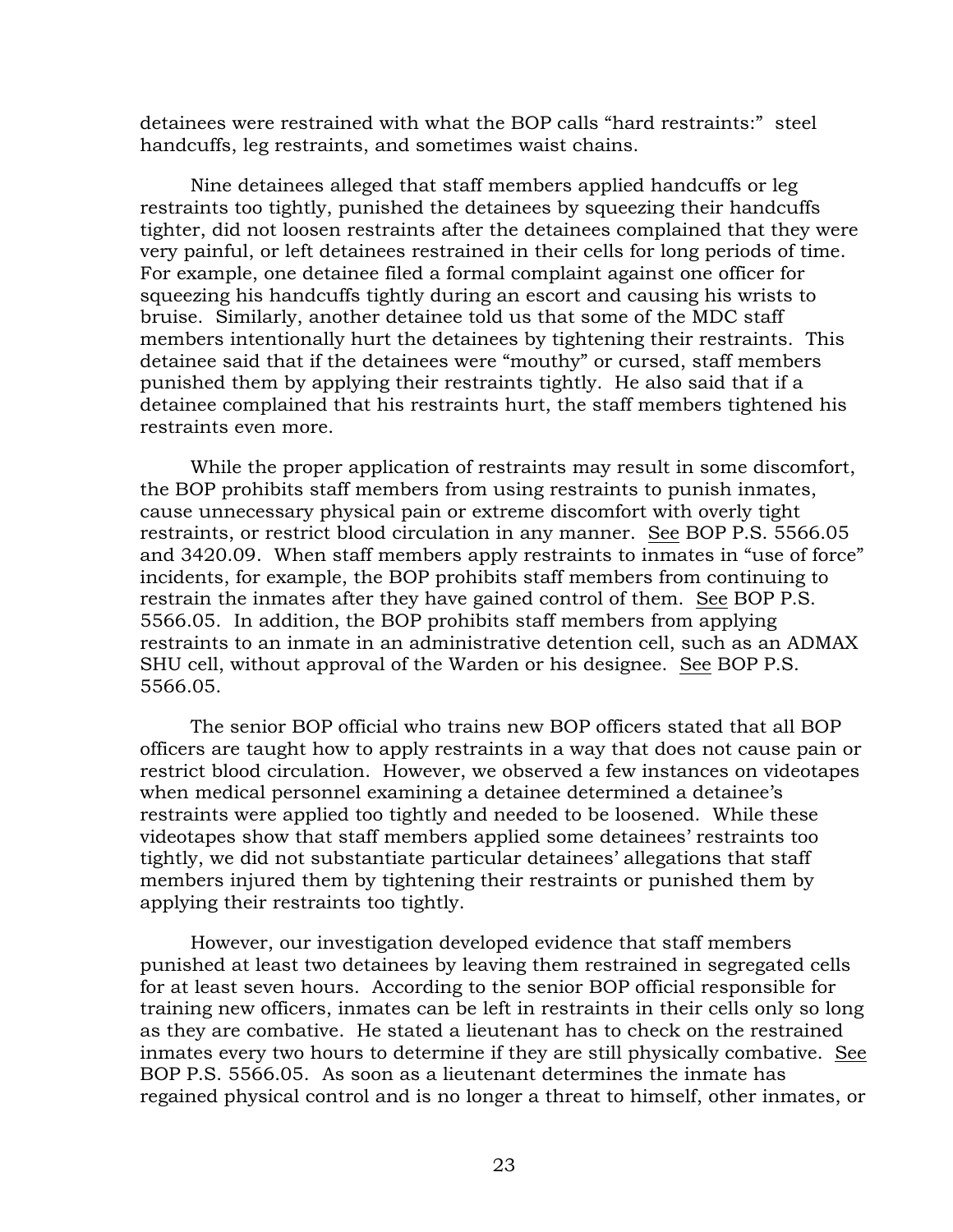detainees were restrained with what the BOP calls "hard restraints:" steel handcuffs, leg restraints, and sometimes waist chains.

Nine detainees alleged that staff members applied handcuffs or leg restraints too tightly, punished the detainees by squeezing their handcuffs tighter, did not loosen restraints after the detainees complained that they were very painful, or left detainees restrained in their cells for long periods of time. For example, one detainee filed a formal complaint against one officer for squeezing his handcuffs tightly during an escort and causing his wrists to bruise. Similarly, another detainee told us that some of the MDC staff members intentionally hurt the detainees by tightening their restraints. This detainee said that if the detainees were "mouthy" or cursed, staff members punished them by applying their restraints tightly. He also said that if a detainee complained that his restraints hurt, the staff members tightened his restraints even more.

While the proper application of restraints may result in some discomfort, the BOP prohibits staff members from using restraints to punish inmates, cause unnecessary physical pain or extreme discomfort with overly tight restraints, or restrict blood circulation in any manner. See BOP P.S. 5566.05 and 3420.09. When staff members apply restraints to inmates in "use of force" incidents, for example, the BOP prohibits staff members from continuing to restrain the inmates after they have gained control of them. See BOP P.S. 5566.05. In addition, the BOP prohibits staff members from applying restraints to an inmate in an administrative detention cell, such as an ADMAX SHU cell, without approval of the Warden or his designee. See BOP P.S. 5566.05.

The senior BOP official who trains new BOP officers stated that all BOP officers are taught how to apply restraints in a way that does not cause pain or restrict blood circulation. However, we observed a few instances on videotapes when medical personnel examining a detainee determined a detainee's restraints were applied too tightly and needed to be loosened. While these videotapes show that staff members applied some detainees' restraints too tightly, we did not substantiate particular detainees' allegations that staff members injured them by tightening their restraints or punished them by applying their restraints too tightly.

However, our investigation developed evidence that staff members punished at least two detainees by leaving them restrained in segregated cells for at least seven hours. According to the senior BOP official responsible for training new officers, inmates can be left in restraints in their cells only so long as they are combative. He stated a lieutenant has to check on the restrained inmates every two hours to determine if they are still physically combative. See BOP P.S. 5566.05. As soon as a lieutenant determines the inmate has regained physical control and is no longer a threat to himself, other inmates, or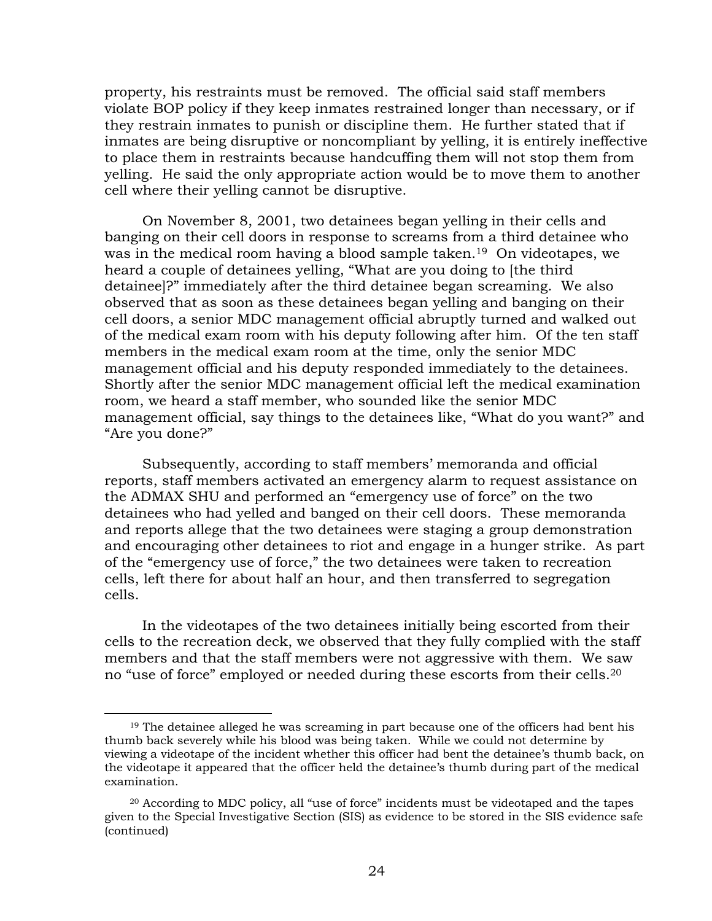property, his restraints must be removed. The official said staff members violate BOP policy if they keep inmates restrained longer than necessary, or if they restrain inmates to punish or discipline them. He further stated that if inmates are being disruptive or noncompliant by yelling, it is entirely ineffective to place them in restraints because handcuffing them will not stop them from yelling. He said the only appropriate action would be to move them to another cell where their yelling cannot be disruptive.

On November 8, 2001, two detainees began yelling in their cells and banging on their cell doors in response to screams from a third detainee who was in the medical room having a blood sample taken.[19] On videotapes, we heard a couple of detainees yelling, "What are you doing to [the third detainee]?" immediately after the third detainee began screaming. We also observed that as soon as these detainees began yelling and banging on their cell doors, a senior MDC management official abruptly turned and walked out of the medical exam room with his deputy following after him. Of the ten staff members in the medical exam room at the time, only the senior MDC management official and his deputy responded immediately to the detainees. Shortly after the senior MDC management official left the medical examination room, we heard a staff member, who sounded like the senior MDC management official, say things to the detainees like, "What do you want?" and "Are you done?"

Subsequently, according to staff members' memoranda and official reports, staff members activated an emergency alarm to request assistance on the ADMAX SHU and performed an "emergency use of force" on the two detainees who had yelled and banged on their cell doors. These memoranda and reports allege that the two detainees were staging a group demonstration and encouraging other detainees to riot and engage in a hunger strike. As part of the "emergency use of force," the two detainees were taken to recreation cells, left there for about half an hour, and then transferred to segregation cells.

In the videotapes of the two detainees initially being escorted from their cells to the recreation deck, we observed that they fully complied with the staff members and that the staff members were not aggressive with them. We saw no "use of force" employed or needed during these escorts from their cells.[20]

---

[19] The detainee alleged he was screaming in part because one of the officers had bent his thumb back severely while his blood was being taken. While we could not determine by viewing a videotape of the incident whether this officer had bent the detainee's thumb back, on the videotape it appeared that the officer held the detainee's thumb during part of the medical examination.

[20] According to MDC policy, all "use of force" incidents must be videotaped and the tapes given to the Special Investigative Section (SIS) as evidence to be stored in the SIS evidence safe (continued)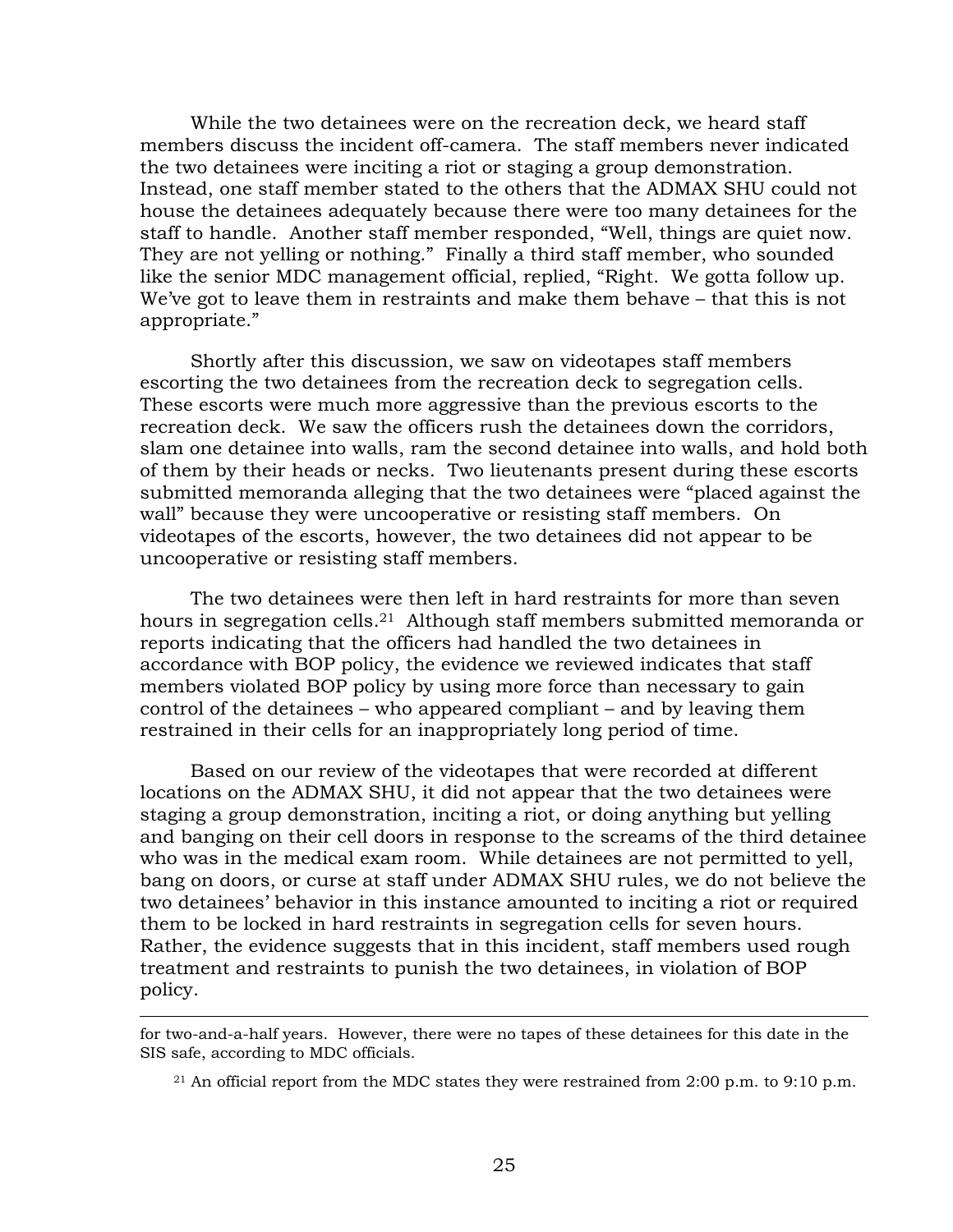While the two detainees were on the recreation deck, we heard staff members discuss the incident off-camera. The staff members never indicated the two detainees were inciting a riot or staging a group demonstration. Instead, one staff member stated to the others that the ADMAX SHU could not house the detainees adequately because there were too many detainees for the staff to handle. Another staff member responded, "Well, things are quiet now. They are not yelling or nothing." Finally a third staff member, who sounded like the senior MDC management official, replied, "Right. We gotta follow up. We've got to leave them in restraints and make them behave – that this is not appropriate."

Shortly after this discussion, we saw on videotapes staff members escorting the two detainees from the recreation deck to segregation cells. These escorts were much more aggressive than the previous escorts to the recreation deck. We saw the officers rush the detainees down the corridors, slam one detainee into walls, ram the second detainee into walls, and hold both of them by their heads or necks. Two lieutenants present during these escorts submitted memoranda alleging that the two detainees were "placed against the wall" because they were uncooperative or resisting staff members. On videotapes of the escorts, however, the two detainees did not appear to be uncooperative or resisting staff members.

The two detainees were then left in hard restraints for more than seven hours in segregation cells.[21] Although staff members submitted memoranda or reports indicating that the officers had handled the two detainees in accordance with BOP policy, the evidence we reviewed indicates that staff members violated BOP policy by using more force than necessary to gain control of the detainees – who appeared compliant – and by leaving them restrained in their cells for an inappropriately long period of time.

Based on our review of the videotapes that were recorded at different locations on the ADMAX SHU, it did not appear that the two detainees were staging a group demonstration, inciting a riot, or doing anything but yelling and banging on their cell doors in response to the screams of the third detainee who was in the medical exam room. While detainees are not permitted to yell, bang on doors, or curse at staff under ADMAX SHU rules, we do not believe the two detainees' behavior in this instance amounted to inciting a riot or required them to be locked in hard restraints in segregation cells for seven hours. Rather, the evidence suggests that in this incident, staff members used rough treatment and restraints to punish the two detainees, in violation of BOP policy.

---

for two-and-a-half years. However, there were no tapes of these detainees for this date in the SIS safe, according to MDC officials.

[21] An official report from the MDC states they were restrained from 2:00 p.m. to 9:10 p.m.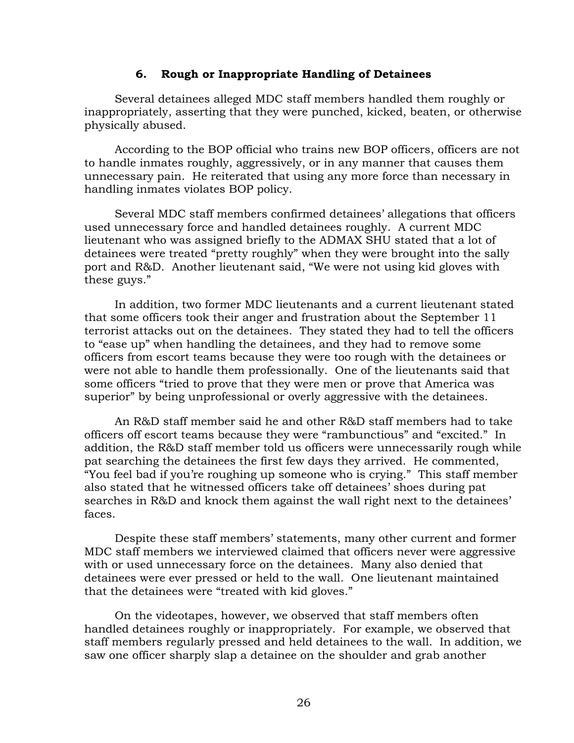### 6. Rough or Inappropriate Handling of Detainees

Several detainees alleged MDC staff members handled them roughly or inappropriately, asserting that they were punched, kicked, beaten, or otherwise physically abused.

According to the BOP official who trains new BOP officers, officers are not to handle inmates roughly, aggressively, or in any manner that causes them unnecessary pain. He reiterated that using any more force than necessary in handling inmates violates BOP policy.

Several MDC staff members confirmed detainees' allegations that officers used unnecessary force and handled detainees roughly. A current MDC lieutenant who was assigned briefly to the ADMAX SHU stated that a lot of detainees were treated "pretty roughly" when they were brought into the sally port and R&D. Another lieutenant said, "We were not using kid gloves with these guys."

In addition, two former MDC lieutenants and a current lieutenant stated that some officers took their anger and frustration about the September 11 terrorist attacks out on the detainees. They stated they had to tell the officers to "ease up" when handling the detainees, and they had to remove some officers from escort teams because they were too rough with the detainees or were not able to handle them professionally. One of the lieutenants said that some officers "tried to prove that they were men or prove that America was superior" by being unprofessional or overly aggressive with the detainees.

An R&D staff member said he and other R&D staff members had to take officers off escort teams because they were "rambunctious" and "excited." In addition, the R&D staff member told us officers were unnecessarily rough while pat searching the detainees the first few days they arrived. He commented, "You feel bad if you're roughing up someone who is crying." This staff member also stated that he witnessed officers take off detainees' shoes during pat searches in R&D and knock them against the wall right next to the detainees' faces.

Despite these staff members' statements, many other current and former MDC staff members we interviewed claimed that officers never were aggressive with or used unnecessary force on the detainees. Many also denied that detainees were ever pressed or held to the wall. One lieutenant maintained that the detainees were "treated with kid gloves."

On the videotapes, however, we observed that staff members often handled detainees roughly or inappropriately. For example, we observed that staff members regularly pressed and held detainees to the wall. In addition, we saw one officer sharply slap a detainee on the shoulder and grab another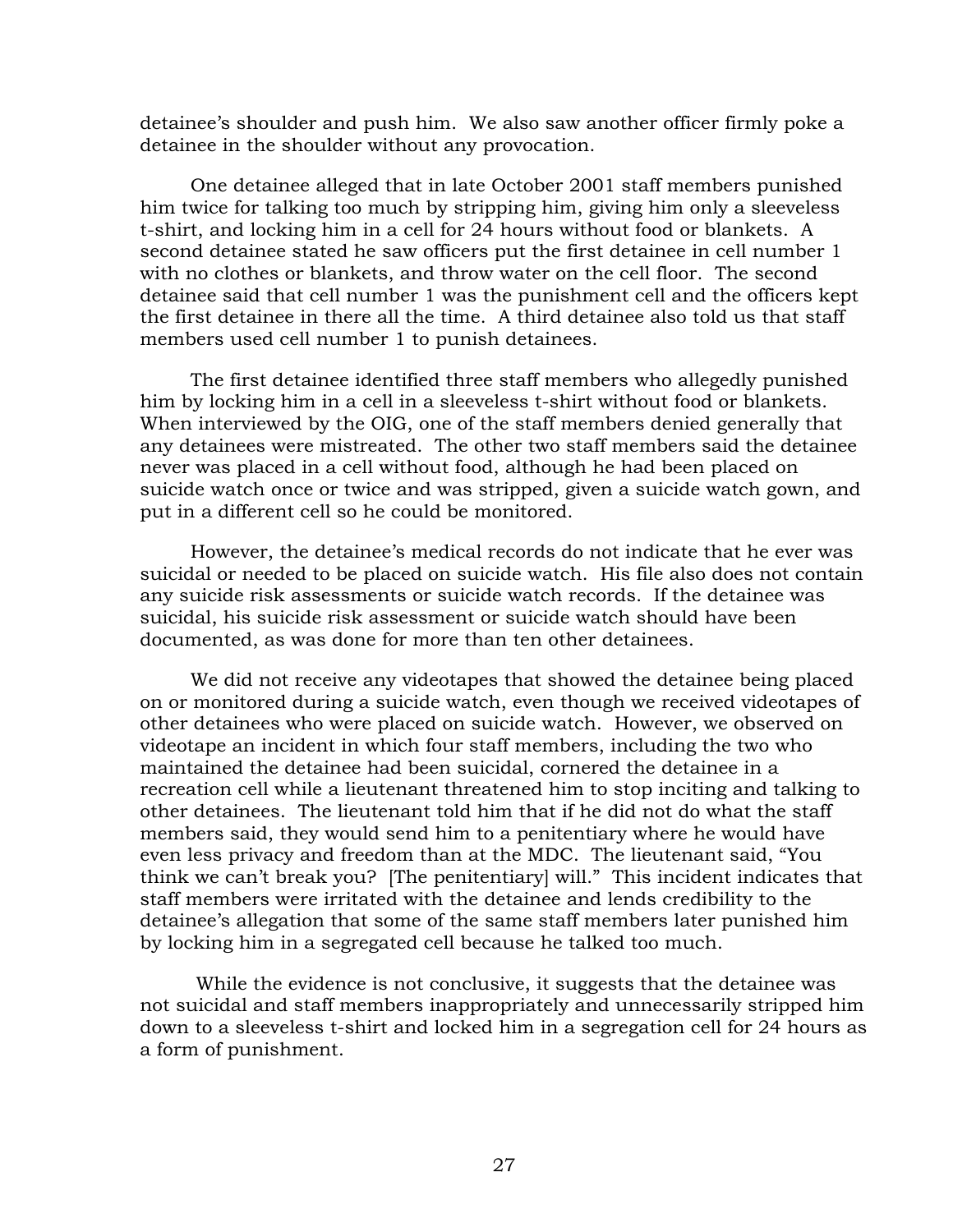detainee's shoulder and push him. We also saw another officer firmly poke a detainee in the shoulder without any provocation.

One detainee alleged that in late October 2001 staff members punished him twice for talking too much by stripping him, giving him only a sleeveless t-shirt, and locking him in a cell for 24 hours without food or blankets. A second detainee stated he saw officers put the first detainee in cell number 1 with no clothes or blankets, and throw water on the cell floor. The second detainee said that cell number 1 was the punishment cell and the officers kept the first detainee in there all the time. A third detainee also told us that staff members used cell number 1 to punish detainees.

The first detainee identified three staff members who allegedly punished him by locking him in a cell in a sleeveless t-shirt without food or blankets. When interviewed by the OIG, one of the staff members denied generally that any detainees were mistreated. The other two staff members said the detainee never was placed in a cell without food, although he had been placed on suicide watch once or twice and was stripped, given a suicide watch gown, and put in a different cell so he could be monitored.

However, the detainee's medical records do not indicate that he ever was suicidal or needed to be placed on suicide watch. His file also does not contain any suicide risk assessments or suicide watch records. If the detainee was suicidal, his suicide risk assessment or suicide watch should have been documented, as was done for more than ten other detainees.

We did not receive any videotapes that showed the detainee being placed on or monitored during a suicide watch, even though we received videotapes of other detainees who were placed on suicide watch. However, we observed on videotape an incident in which four staff members, including the two who maintained the detainee had been suicidal, cornered the detainee in a recreation cell while a lieutenant threatened him to stop inciting and talking to other detainees. The lieutenant told him that if he did not do what the staff members said, they would send him to a penitentiary where he would have even less privacy and freedom than at the MDC. The lieutenant said, "You think we can't break you? [The penitentiary] will." This incident indicates that staff members were irritated with the detainee and lends credibility to the detainee's allegation that some of the same staff members later punished him by locking him in a segregated cell because he talked too much.

While the evidence is not conclusive, it suggests that the detainee was not suicidal and staff members inappropriately and unnecessarily stripped him down to a sleeveless t-shirt and locked him in a segregation cell for 24 hours as a form of punishment.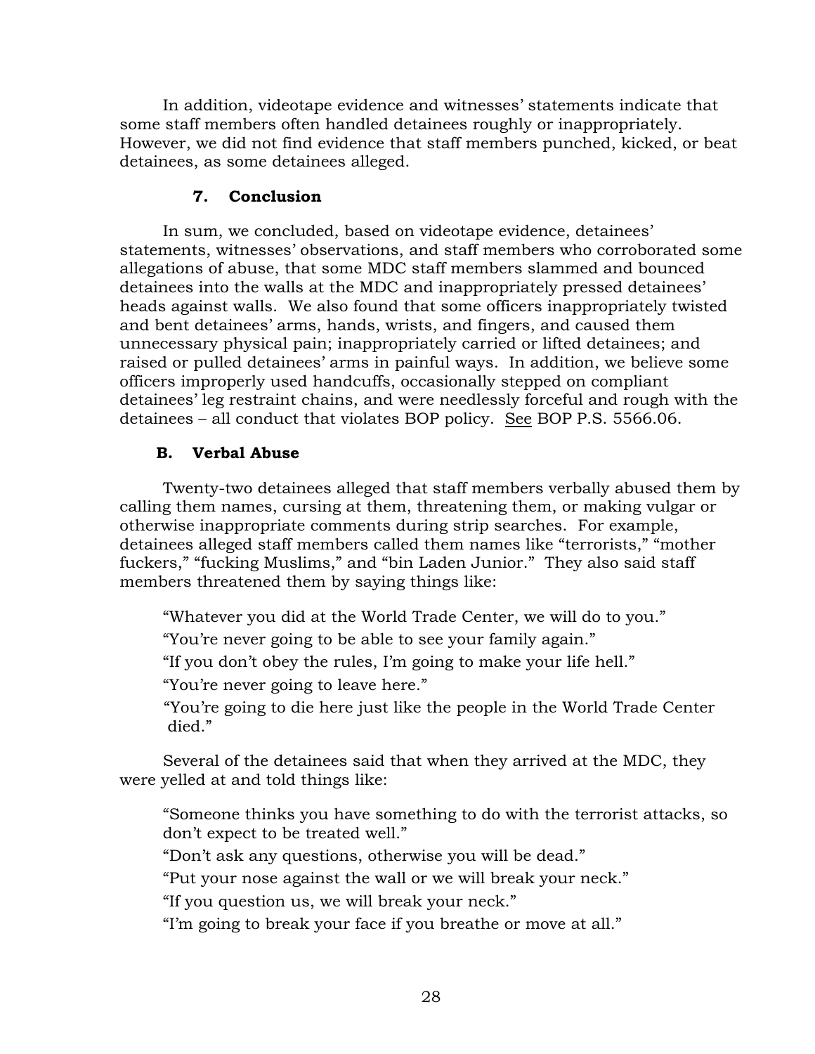In addition, videotape evidence and witnesses' statements indicate that some staff members often handled detainees roughly or inappropriately. However, we did not find evidence that staff members punched, kicked, or beat detainees, as some detainees alleged.

### 7. Conclusion

In sum, we concluded, based on videotape evidence, detainees' statements, witnesses' observations, and staff members who corroborated some allegations of abuse, that some MDC staff members slammed and bounced detainees into the walls at the MDC and inappropriately pressed detainees' heads against walls. We also found that some officers inappropriately twisted and bent detainees' arms, hands, wrists, and fingers, and caused them unnecessary physical pain; inappropriately carried or lifted detainees; and raised or pulled detainees' arms in painful ways. In addition, we believe some officers improperly used handcuffs, occasionally stepped on compliant detainees' leg restraint chains, and were needlessly forceful and rough with the detainees – all conduct that violates BOP policy. See BOP P.S. 5566.06.

## B. Verbal Abuse

Twenty-two detainees alleged that staff members verbally abused them by calling them names, cursing at them, threatening them, or making vulgar or otherwise inappropriate comments during strip searches. For example, detainees alleged staff members called them names like "terrorists," "mother fuckers," "fucking Muslims," and "bin Laden Junior." They also said staff members threatened them by saying things like:

> "Whatever you did at the World Trade Center, we will do to you."
>
> "You're never going to be able to see your family again."
>
> "If you don't obey the rules, I'm going to make your life hell."
>
> "You're never going to leave here."
>
> "You're going to die here just like the people in the World Trade Center died."

Several of the detainees said that when they arrived at the MDC, they were yelled at and told things like:

> "Someone thinks you have something to do with the terrorist attacks, so don't expect to be treated well."
>
> "Don't ask any questions, otherwise you will be dead."
>
> "Put your nose against the wall or we will break your neck."
>
> "If you question us, we will break your neck."
>
> "I'm going to break your face if you breathe or move at all."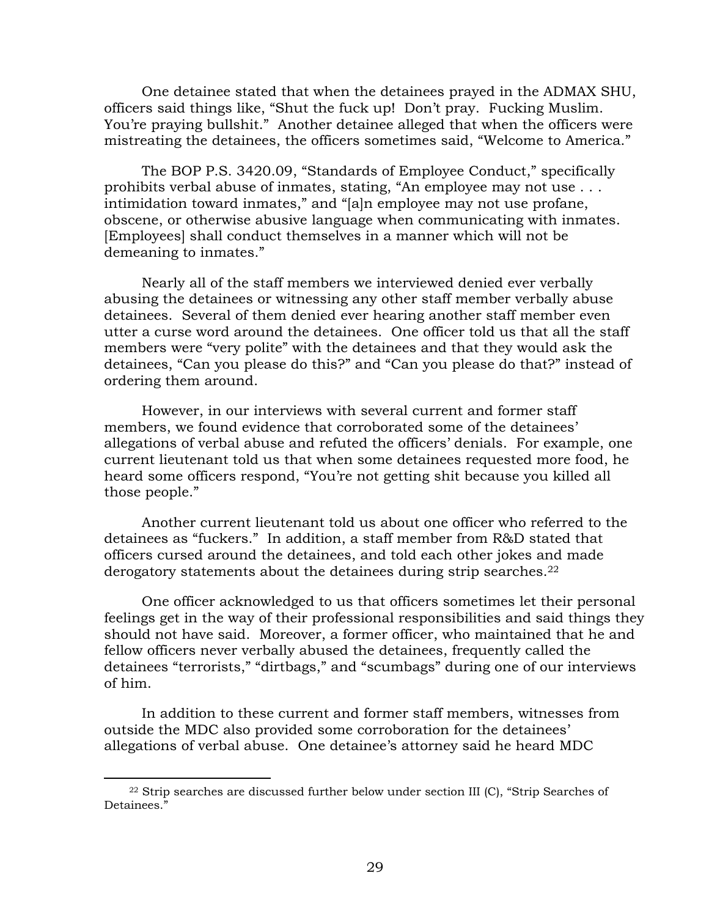One detainee stated that when the detainees prayed in the ADMAX SHU, officers said things like, "Shut the fuck up! Don't pray. Fucking Muslim. You're praying bullshit." Another detainee alleged that when the officers were mistreating the detainees, the officers sometimes said, "Welcome to America."

The BOP P.S. 3420.09, "Standards of Employee Conduct," specifically prohibits verbal abuse of inmates, stating, "An employee may not use . . . intimidation toward inmates," and "[a]n employee may not use profane, obscene, or otherwise abusive language when communicating with inmates. [Employees] shall conduct themselves in a manner which will not be demeaning to inmates."

Nearly all of the staff members we interviewed denied ever verbally abusing the detainees or witnessing any other staff member verbally abuse detainees. Several of them denied ever hearing another staff member even utter a curse word around the detainees. One officer told us that all the staff members were "very polite" with the detainees and that they would ask the detainees, "Can you please do this?" and "Can you please do that?" instead of ordering them around.

However, in our interviews with several current and former staff members, we found evidence that corroborated some of the detainees' allegations of verbal abuse and refuted the officers' denials. For example, one current lieutenant told us that when some detainees requested more food, he heard some officers respond, "You're not getting shit because you killed all those people."

Another current lieutenant told us about one officer who referred to the detainees as "fuckers." In addition, a staff member from R&D stated that officers cursed around the detainees, and told each other jokes and made derogatory statements about the detainees during strip searches.[22]

One officer acknowledged to us that officers sometimes let their personal feelings get in the way of their professional responsibilities and said things they should not have said. Moreover, a former officer, who maintained that he and fellow officers never verbally abused the detainees, frequently called the detainees "terrorists," "dirtbags," and "scumbags" during one of our interviews of him.

In addition to these current and former staff members, witnesses from outside the MDC also provided some corroboration for the detainees' allegations of verbal abuse. One detainee's attorney said he heard MDC

[22] Strip searches are discussed further below under section III (C), "Strip Searches of Detainees."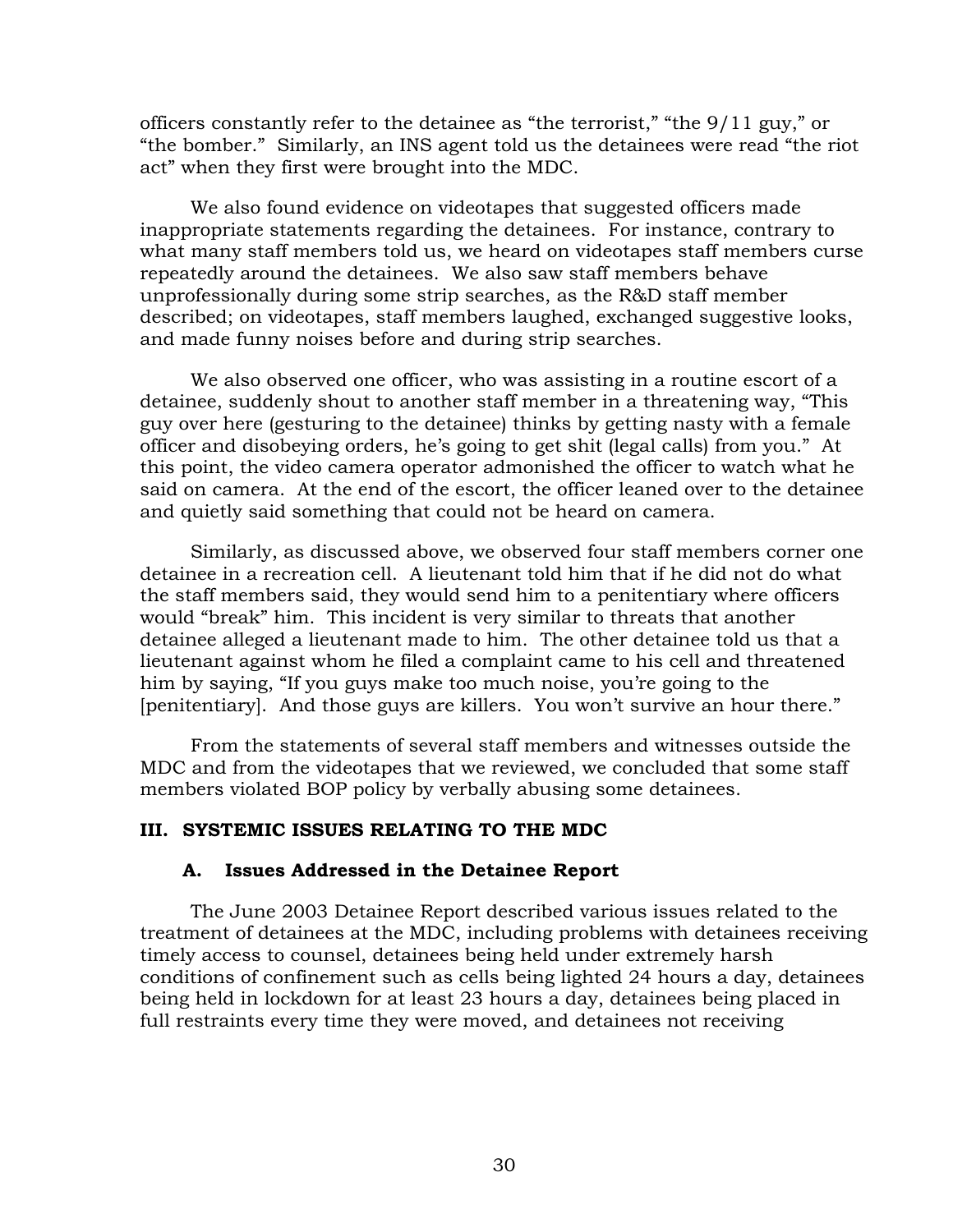officers constantly refer to the detainee as "the terrorist," "the 9/11 guy," or "the bomber." Similarly, an INS agent told us the detainees were read "the riot act" when they first were brought into the MDC.

We also found evidence on videotapes that suggested officers made inappropriate statements regarding the detainees. For instance, contrary to what many staff members told us, we heard on videotapes staff members curse repeatedly around the detainees. We also saw staff members behave unprofessionally during some strip searches, as the R&D staff member described; on videotapes, staff members laughed, exchanged suggestive looks, and made funny noises before and during strip searches.

We also observed one officer, who was assisting in a routine escort of a detainee, suddenly shout to another staff member in a threatening way, "This guy over here (gesturing to the detainee) thinks by getting nasty with a female officer and disobeying orders, he's going to get shit (legal calls) from you." At this point, the video camera operator admonished the officer to watch what he said on camera. At the end of the escort, the officer leaned over to the detainee and quietly said something that could not be heard on camera.

Similarly, as discussed above, we observed four staff members corner one detainee in a recreation cell. A lieutenant told him that if he did not do what the staff members said, they would send him to a penitentiary where officers would "break" him. This incident is very similar to threats that another detainee alleged a lieutenant made to him. The other detainee told us that a lieutenant against whom he filed a complaint came to his cell and threatened him by saying, "If you guys make too much noise, you're going to the [penitentiary]. And those guys are killers. You won't survive an hour there."

From the statements of several staff members and witnesses outside the MDC and from the videotapes that we reviewed, we concluded that some staff members violated BOP policy by verbally abusing some detainees.

## III. SYSTEMIC ISSUES RELATING TO THE MDC

### A. Issues Addressed in the Detainee Report

The June 2003 Detainee Report described various issues related to the treatment of detainees at the MDC, including problems with detainees receiving timely access to counsel, detainees being held under extremely harsh conditions of confinement such as cells being lighted 24 hours a day, detainees being held in lockdown for at least 23 hours a day, detainees being placed in full restraints every time they were moved, and detainees not receiving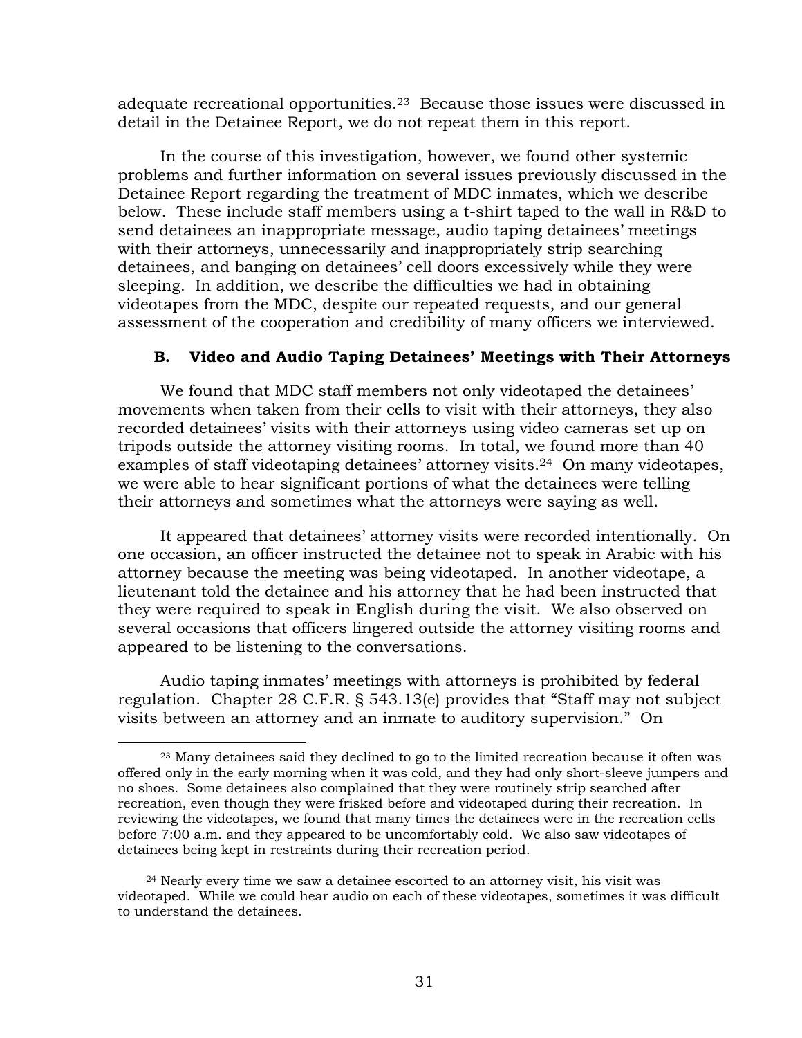adequate recreational opportunities.[23] Because those issues were discussed in detail in the Detainee Report, we do not repeat them in this report.

In the course of this investigation, however, we found other systemic problems and further information on several issues previously discussed in the Detainee Report regarding the treatment of MDC inmates, which we describe below. These include staff members using a t-shirt taped to the wall in R&D to send detainees an inappropriate message, audio taping detainees' meetings with their attorneys, unnecessarily and inappropriately strip searching detainees, and banging on detainees' cell doors excessively while they were sleeping. In addition, we describe the difficulties we had in obtaining videotapes from the MDC, despite our repeated requests, and our general assessment of the cooperation and credibility of many officers we interviewed.

### B. Video and Audio Taping Detainees' Meetings with Their Attorneys

We found that MDC staff members not only videotaped the detainees' movements when taken from their cells to visit with their attorneys, they also recorded detainees' visits with their attorneys using video cameras set up on tripods outside the attorney visiting rooms. In total, we found more than 40 examples of staff videotaping detainees' attorney visits.[24] On many videotapes, we were able to hear significant portions of what the detainees were telling their attorneys and sometimes what the attorneys were saying as well.

It appeared that detainees' attorney visits were recorded intentionally. On one occasion, an officer instructed the detainee not to speak in Arabic with his attorney because the meeting was being videotaped. In another videotape, a lieutenant told the detainee and his attorney that he had been instructed that they were required to speak in English during the visit. We also observed on several occasions that officers lingered outside the attorney visiting rooms and appeared to be listening to the conversations.

Audio taping inmates' meetings with attorneys is prohibited by federal regulation. Chapter 28 C.F.R. § 543.13(e) provides that "Staff may not subject visits between an attorney and an inmate to auditory supervision." On

---

[23] Many detainees said they declined to go to the limited recreation because it often was offered only in the early morning when it was cold, and they had only short-sleeve jumpers and no shoes. Some detainees also complained that they were routinely strip searched after recreation, even though they were frisked before and videotaped during their recreation. In reviewing the videotapes, we found that many times the detainees were in the recreation cells before 7:00 a.m. and they appeared to be uncomfortably cold. We also saw videotapes of detainees being kept in restraints during their recreation period.

[24] Nearly every time we saw a detainee escorted to an attorney visit, his visit was videotaped. While we could hear audio on each of these videotapes, sometimes it was difficult to understand the detainees.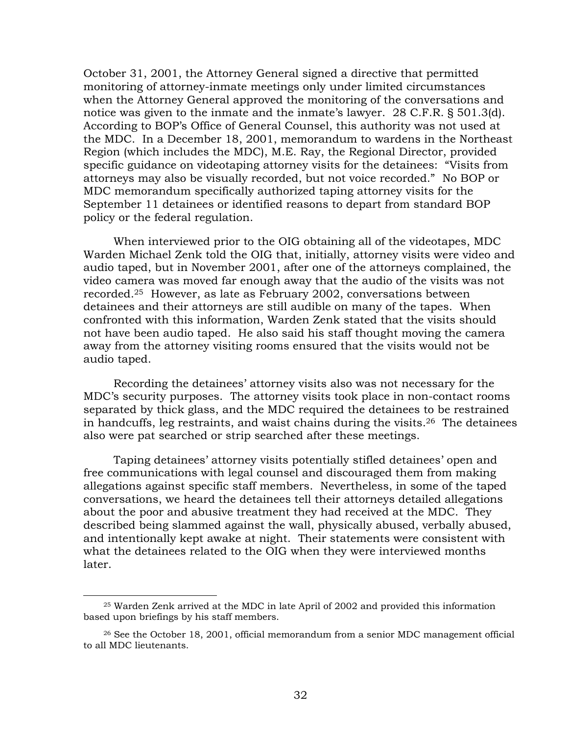October 31, 2001, the Attorney General signed a directive that permitted monitoring of attorney-inmate meetings only under limited circumstances when the Attorney General approved the monitoring of the conversations and notice was given to the inmate and the inmate's lawyer. 28 C.F.R. § 501.3(d). According to BOP's Office of General Counsel, this authority was not used at the MDC. In a December 18, 2001, memorandum to wardens in the Northeast Region (which includes the MDC), M.E. Ray, the Regional Director, provided specific guidance on videotaping attorney visits for the detainees: "Visits from attorneys may also be visually recorded, but not voice recorded." No BOP or MDC memorandum specifically authorized taping attorney visits for the September 11 detainees or identified reasons to depart from standard BOP policy or the federal regulation.

When interviewed prior to the OIG obtaining all of the videotapes, MDC Warden Michael Zenk told the OIG that, initially, attorney visits were video and audio taped, but in November 2001, after one of the attorneys complained, the video camera was moved far enough away that the audio of the visits was not recorded.[25] However, as late as February 2002, conversations between detainees and their attorneys are still audible on many of the tapes. When confronted with this information, Warden Zenk stated that the visits should not have been audio taped. He also said his staff thought moving the camera away from the attorney visiting rooms ensured that the visits would not be audio taped.

Recording the detainees' attorney visits also was not necessary for the MDC's security purposes. The attorney visits took place in non-contact rooms separated by thick glass, and the MDC required the detainees to be restrained in handcuffs, leg restraints, and waist chains during the visits.[26] The detainees also were pat searched or strip searched after these meetings.

Taping detainees' attorney visits potentially stifled detainees' open and free communications with legal counsel and discouraged them from making allegations against specific staff members. Nevertheless, in some of the taped conversations, we heard the detainees tell their attorneys detailed allegations about the poor and abusive treatment they had received at the MDC. They described being slammed against the wall, physically abused, verbally abused, and intentionally kept awake at night. Their statements were consistent with what the detainees related to the OIG when they were interviewed months later.

---

[25] Warden Zenk arrived at the MDC in late April of 2002 and provided this information based upon briefings by his staff members.

[26] See the October 18, 2001, official memorandum from a senior MDC management official to all MDC lieutenants.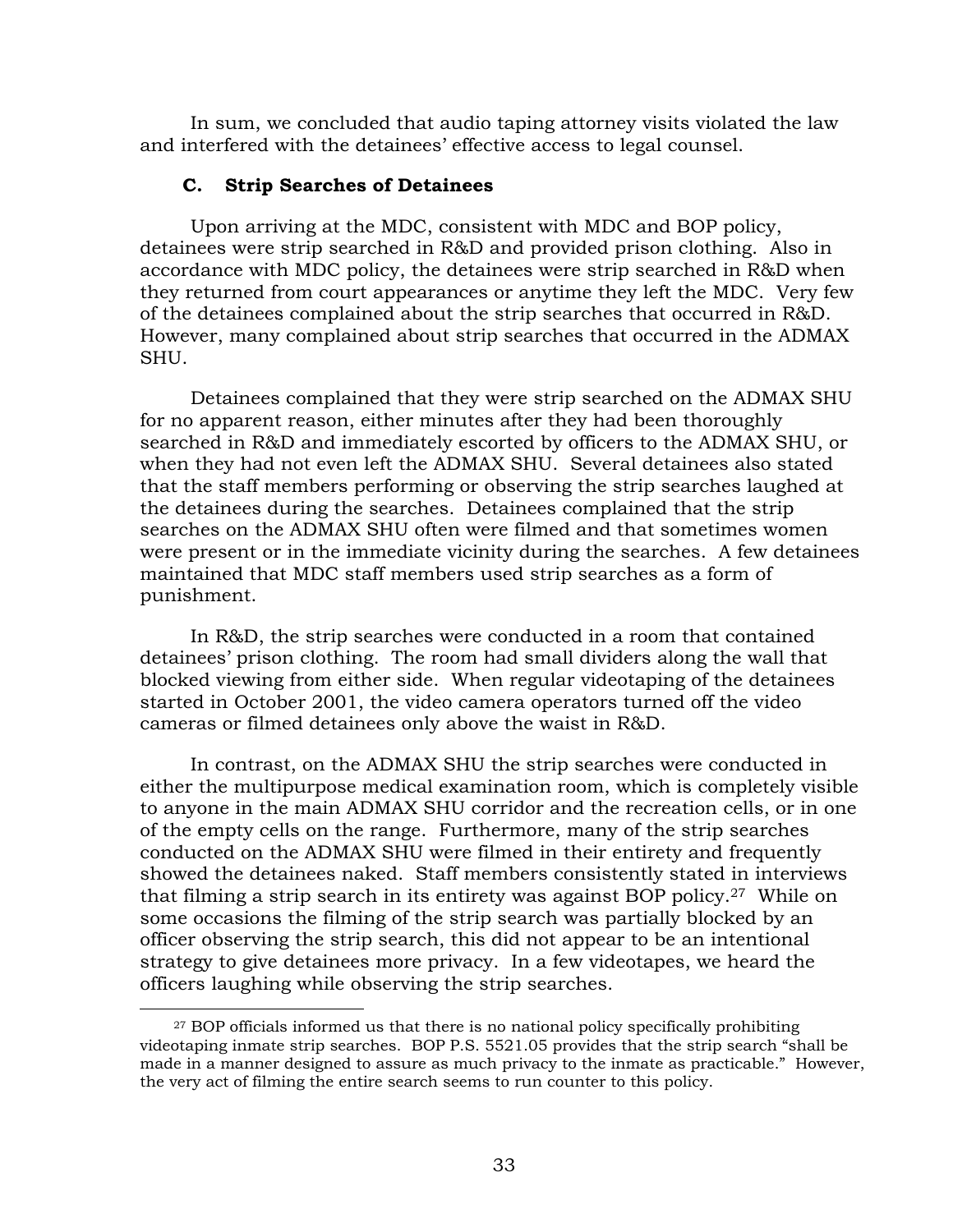In sum, we concluded that audio taping attorney visits violated the law and interfered with the detainees' effective access to legal counsel.

### C. Strip Searches of Detainees

Upon arriving at the MDC, consistent with MDC and BOP policy, detainees were strip searched in R&D and provided prison clothing. Also in accordance with MDC policy, the detainees were strip searched in R&D when they returned from court appearances or anytime they left the MDC. Very few of the detainees complained about the strip searches that occurred in R&D. However, many complained about strip searches that occurred in the ADMAX SHU.

Detainees complained that they were strip searched on the ADMAX SHU for no apparent reason, either minutes after they had been thoroughly searched in R&D and immediately escorted by officers to the ADMAX SHU, or when they had not even left the ADMAX SHU. Several detainees also stated that the staff members performing or observing the strip searches laughed at the detainees during the searches. Detainees complained that the strip searches on the ADMAX SHU often were filmed and that sometimes women were present or in the immediate vicinity during the searches. A few detainees maintained that MDC staff members used strip searches as a form of punishment.

In R&D, the strip searches were conducted in a room that contained detainees' prison clothing. The room had small dividers along the wall that blocked viewing from either side. When regular videotaping of the detainees started in October 2001, the video camera operators turned off the video cameras or filmed detainees only above the waist in R&D.

In contrast, on the ADMAX SHU the strip searches were conducted in either the multipurpose medical examination room, which is completely visible to anyone in the main ADMAX SHU corridor and the recreation cells, or in one of the empty cells on the range. Furthermore, many of the strip searches conducted on the ADMAX SHU were filmed in their entirety and frequently showed the detainees naked. Staff members consistently stated in interviews that filming a strip search in its entirety was against BOP policy.[27] While on some occasions the filming of the strip search was partially blocked by an officer observing the strip search, this did not appear to be an intentional strategy to give detainees more privacy. In a few videotapes, we heard the officers laughing while observing the strip searches.

---

[27] BOP officials informed us that there is no national policy specifically prohibiting videotaping inmate strip searches. BOP P.S. 5521.05 provides that the strip search "shall be made in a manner designed to assure as much privacy to the inmate as practicable." However, the very act of filming the entire search seems to run counter to this policy.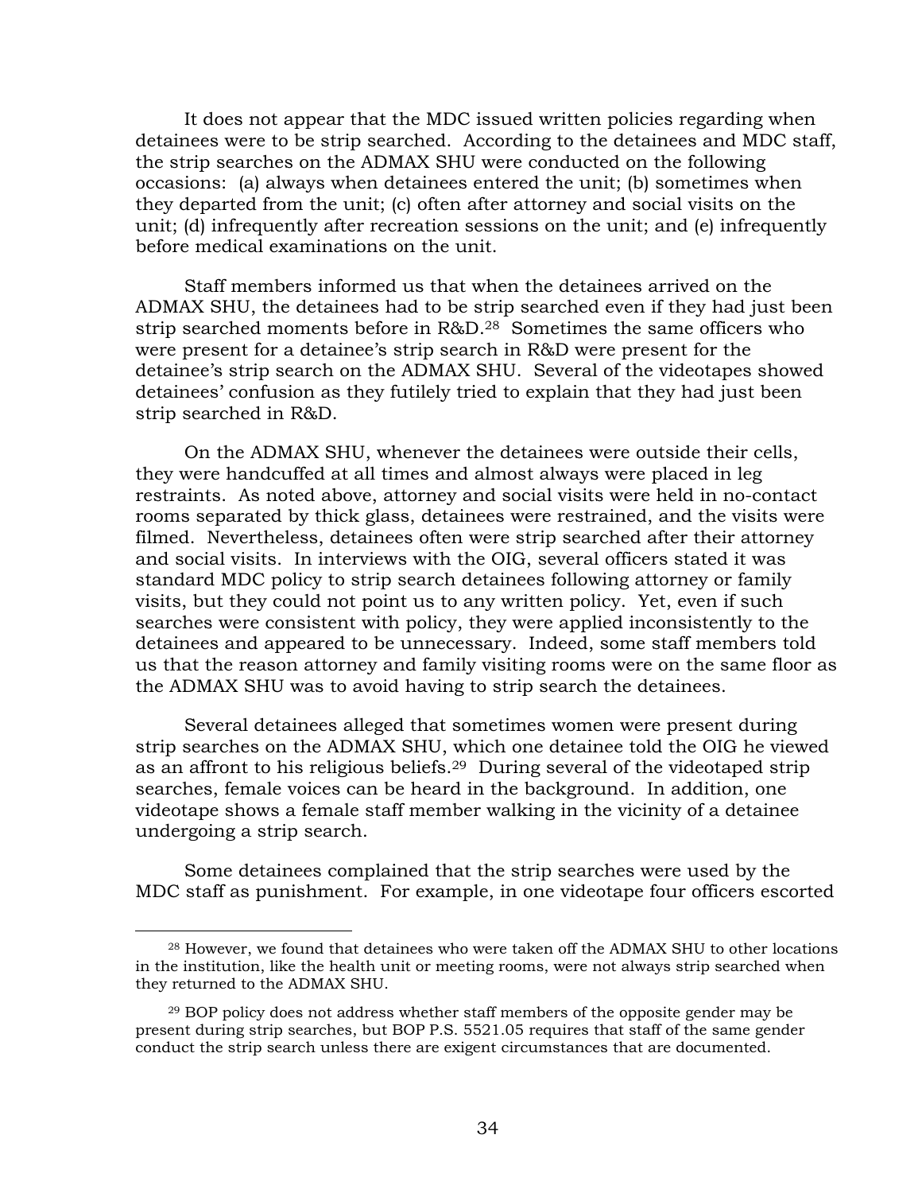It does not appear that the MDC issued written policies regarding when detainees were to be strip searched. According to the detainees and MDC staff, the strip searches on the ADMAX SHU were conducted on the following occasions: (a) always when detainees entered the unit; (b) sometimes when they departed from the unit; (c) often after attorney and social visits on the unit; (d) infrequently after recreation sessions on the unit; and (e) infrequently before medical examinations on the unit.

Staff members informed us that when the detainees arrived on the ADMAX SHU, the detainees had to be strip searched even if they had just been strip searched moments before in R&D.[28] Sometimes the same officers who were present for a detainee's strip search in R&D were present for the detainee's strip search on the ADMAX SHU. Several of the videotapes showed detainees' confusion as they futilely tried to explain that they had just been strip searched in R&D.

On the ADMAX SHU, whenever the detainees were outside their cells, they were handcuffed at all times and almost always were placed in leg restraints. As noted above, attorney and social visits were held in no-contact rooms separated by thick glass, detainees were restrained, and the visits were filmed. Nevertheless, detainees often were strip searched after their attorney and social visits. In interviews with the OIG, several officers stated it was standard MDC policy to strip search detainees following attorney or family visits, but they could not point us to any written policy. Yet, even if such searches were consistent with policy, they were applied inconsistently to the detainees and appeared to be unnecessary. Indeed, some staff members told us that the reason attorney and family visiting rooms were on the same floor as the ADMAX SHU was to avoid having to strip search the detainees.

Several detainees alleged that sometimes women were present during strip searches on the ADMAX SHU, which one detainee told the OIG he viewed as an affront to his religious beliefs.[29] During several of the videotaped strip searches, female voices can be heard in the background. In addition, one videotape shows a female staff member walking in the vicinity of a detainee undergoing a strip search.

Some detainees complained that the strip searches were used by the MDC staff as punishment. For example, in one videotape four officers escorted

---

[28] However, we found that detainees who were taken off the ADMAX SHU to other locations in the institution, like the health unit or meeting rooms, were not always strip searched when they returned to the ADMAX SHU.

[29] BOP policy does not address whether staff members of the opposite gender may be present during strip searches, but BOP P.S. 5521.05 requires that staff of the same gender conduct the strip search unless there are exigent circumstances that are documented.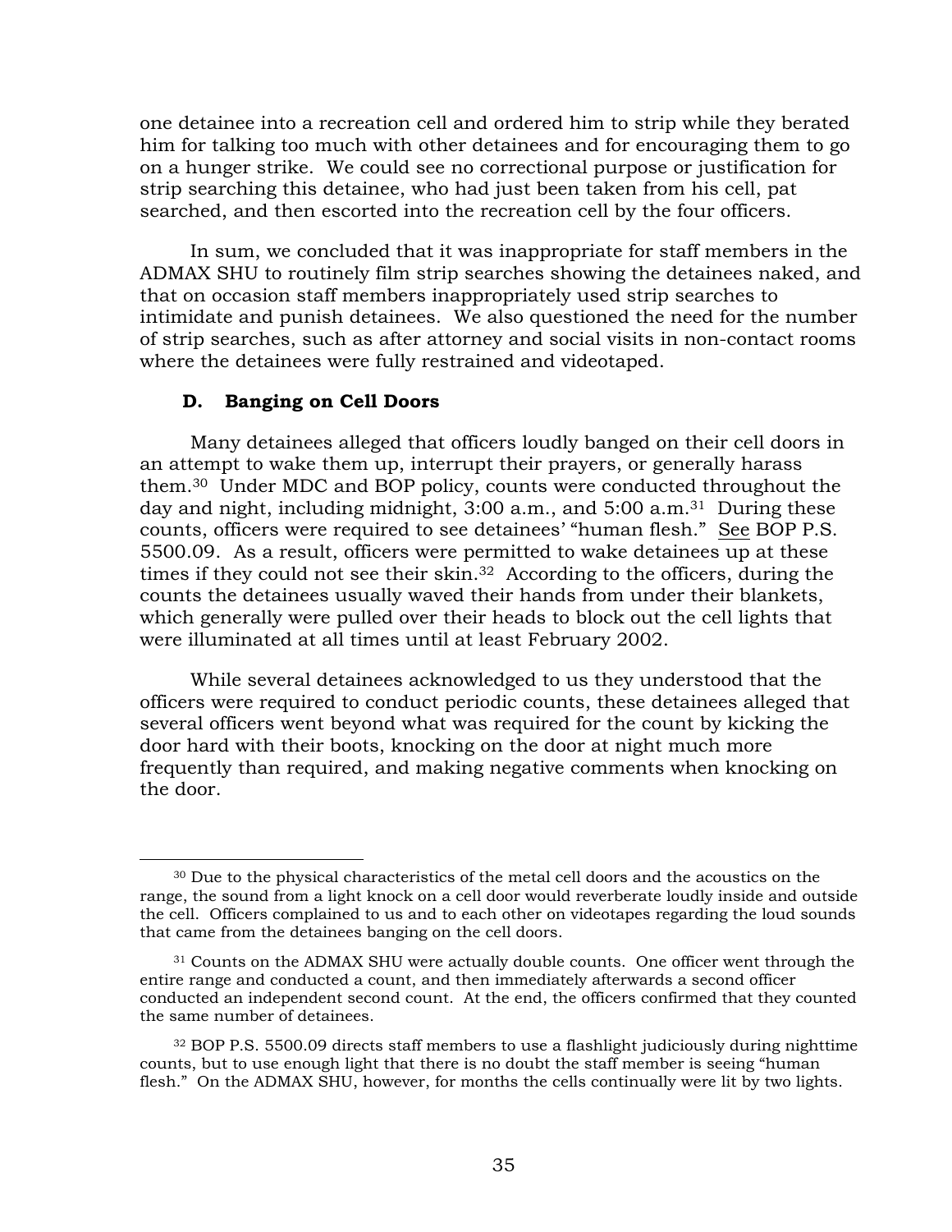one detainee into a recreation cell and ordered him to strip while they berated him for talking too much with other detainees and for encouraging them to go on a hunger strike. We could see no correctional purpose or justification for strip searching this detainee, who had just been taken from his cell, pat searched, and then escorted into the recreation cell by the four officers.

In sum, we concluded that it was inappropriate for staff members in the ADMAX SHU to routinely film strip searches showing the detainees naked, and that on occasion staff members inappropriately used strip searches to intimidate and punish detainees. We also questioned the need for the number of strip searches, such as after attorney and social visits in non-contact rooms where the detainees were fully restrained and videotaped.

### D. Banging on Cell Doors

Many detainees alleged that officers loudly banged on their cell doors in an attempt to wake them up, interrupt their prayers, or generally harass them.[30] Under MDC and BOP policy, counts were conducted throughout the day and night, including midnight, 3:00 a.m., and 5:00 a.m.[31] During these counts, officers were required to see detainees' "human flesh." See BOP P.S. 5500.09. As a result, officers were permitted to wake detainees up at these times if they could not see their skin.[32] According to the officers, during the counts the detainees usually waved their hands from under their blankets, which generally were pulled over their heads to block out the cell lights that were illuminated at all times until at least February 2002.

While several detainees acknowledged to us they understood that the officers were required to conduct periodic counts, these detainees alleged that several officers went beyond what was required for the count by kicking the door hard with their boots, knocking on the door at night much more frequently than required, and making negative comments when knocking on the door.

---

[30] Due to the physical characteristics of the metal cell doors and the acoustics on the range, the sound from a light knock on a cell door would reverberate loudly inside and outside the cell. Officers complained to us and to each other on videotapes regarding the loud sounds that came from the detainees banging on the cell doors.

[31] Counts on the ADMAX SHU were actually double counts. One officer went through the entire range and conducted a count, and then immediately afterwards a second officer conducted an independent second count. At the end, the officers confirmed that they counted the same number of detainees.

[32] BOP P.S. 5500.09 directs staff members to use a flashlight judiciously during nighttime counts, but to use enough light that there is no doubt the staff member is seeing "human flesh." On the ADMAX SHU, however, for months the cells continually were lit by two lights.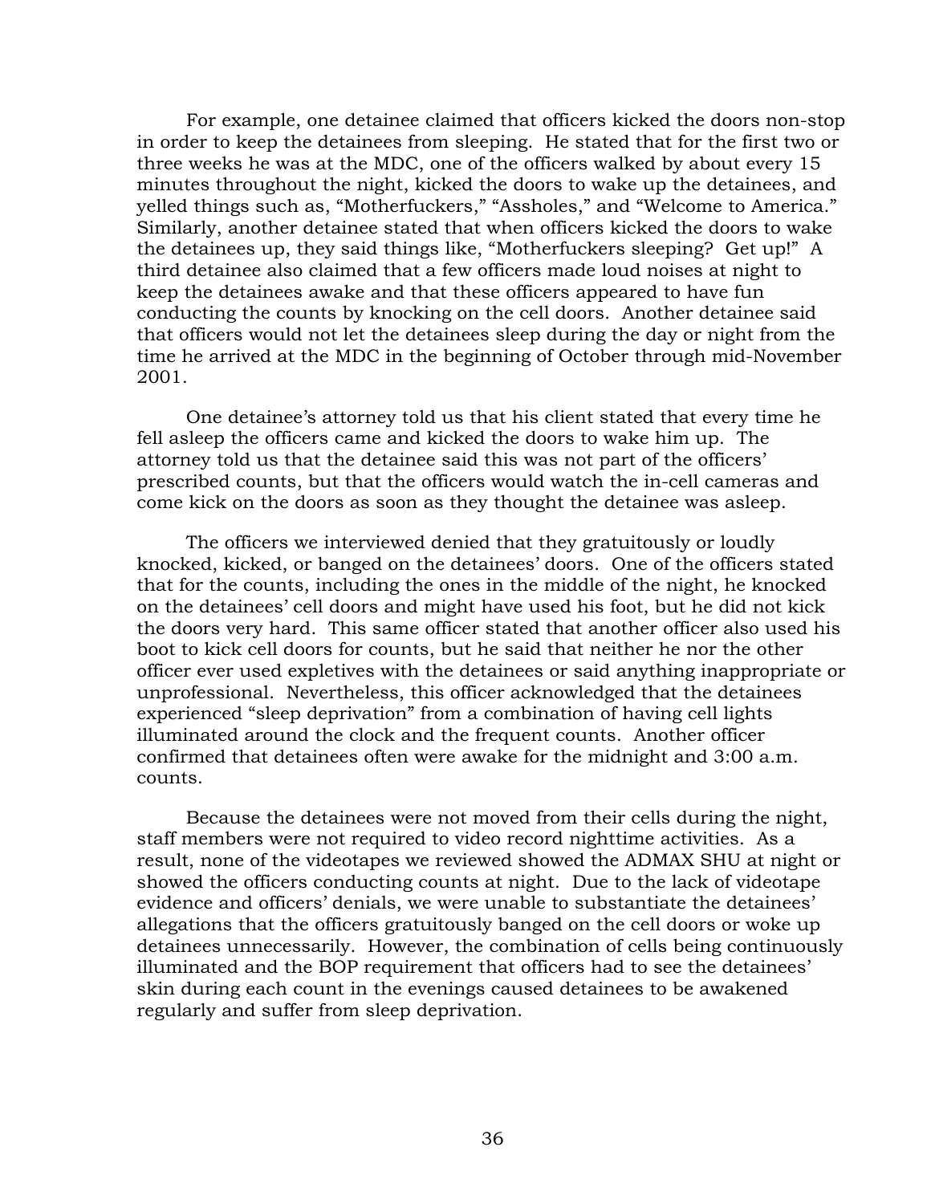For example, one detainee claimed that officers kicked the doors non-stop in order to keep the detainees from sleeping. He stated that for the first two or three weeks he was at the MDC, one of the officers walked by about every 15 minutes throughout the night, kicked the doors to wake up the detainees, and yelled things such as, "Motherfuckers," "Assholes," and "Welcome to America." Similarly, another detainee stated that when officers kicked the doors to wake the detainees up, they said things like, "Motherfuckers sleeping? Get up!" A third detainee also claimed that a few officers made loud noises at night to keep the detainees awake and that these officers appeared to have fun conducting the counts by knocking on the cell doors. Another detainee said that officers would not let the detainees sleep during the day or night from the time he arrived at the MDC in the beginning of October through mid-November 2001.

One detainee's attorney told us that his client stated that every time he fell asleep the officers came and kicked the doors to wake him up. The attorney told us that the detainee said this was not part of the officers' prescribed counts, but that the officers would watch the in-cell cameras and come kick on the doors as soon as they thought the detainee was asleep.

The officers we interviewed denied that they gratuitously or loudly knocked, kicked, or banged on the detainees' doors. One of the officers stated that for the counts, including the ones in the middle of the night, he knocked on the detainees' cell doors and might have used his foot, but he did not kick the doors very hard. This same officer stated that another officer also used his boot to kick cell doors for counts, but he said that neither he nor the other officer ever used expletives with the detainees or said anything inappropriate or unprofessional. Nevertheless, this officer acknowledged that the detainees experienced "sleep deprivation" from a combination of having cell lights illuminated around the clock and the frequent counts. Another officer confirmed that detainees often were awake for the midnight and 3:00 a.m. counts.

Because the detainees were not moved from their cells during the night, staff members were not required to video record nighttime activities. As a result, none of the videotapes we reviewed showed the ADMAX SHU at night or showed the officers conducting counts at night. Due to the lack of videotape evidence and officers' denials, we were unable to substantiate the detainees' allegations that the officers gratuitously banged on the cell doors or woke up detainees unnecessarily. However, the combination of cells being continuously illuminated and the BOP requirement that officers had to see the detainees' skin during each count in the evenings caused detainees to be awakened regularly and suffer from sleep deprivation.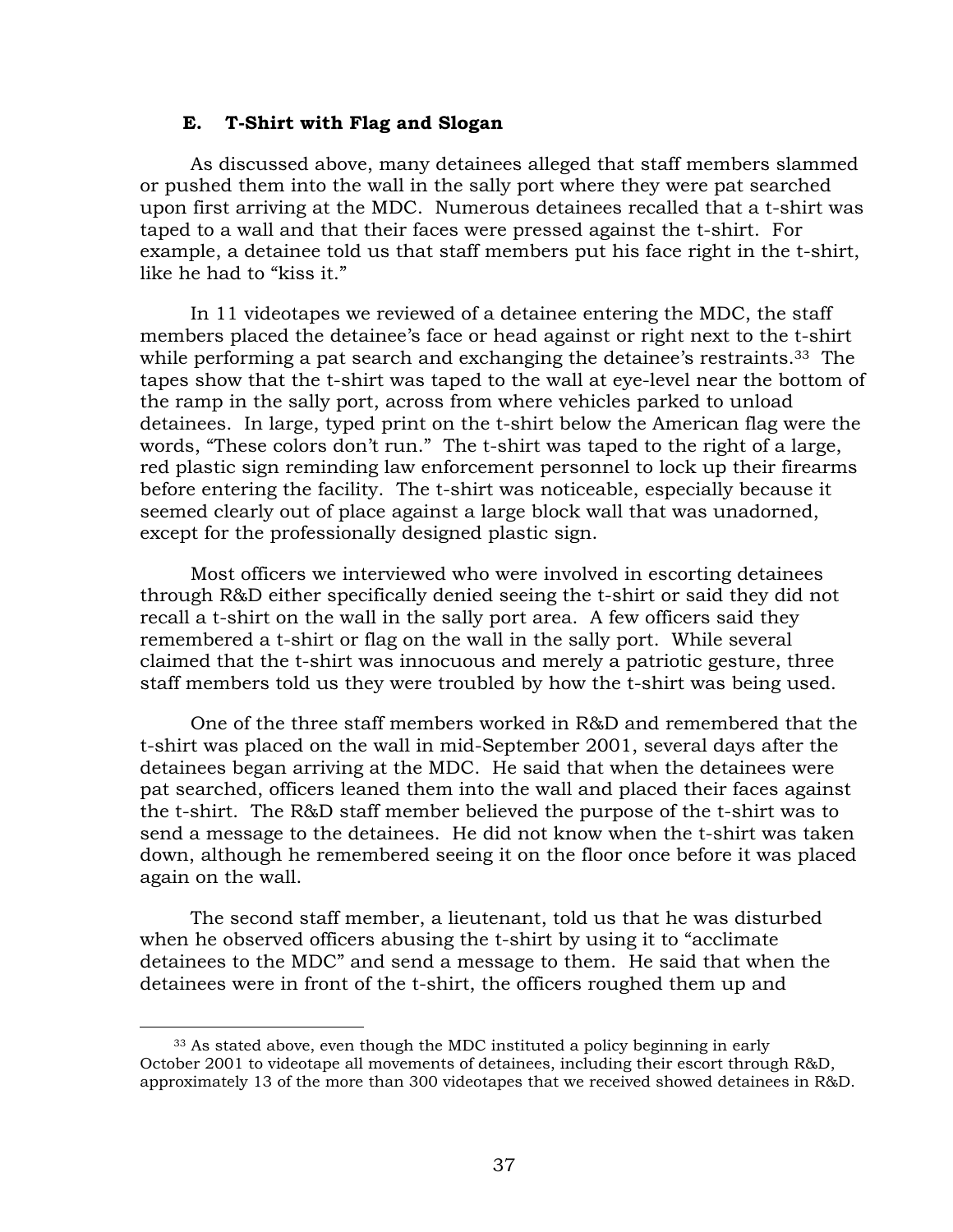### E. T-Shirt with Flag and Slogan

As discussed above, many detainees alleged that staff members slammed or pushed them into the wall in the sally port where they were pat searched upon first arriving at the MDC. Numerous detainees recalled that a t-shirt was taped to a wall and that their faces were pressed against the t-shirt. For example, a detainee told us that staff members put his face right in the t-shirt, like he had to "kiss it."

In 11 videotapes we reviewed of a detainee entering the MDC, the staff members placed the detainee's face or head against or right next to the t-shirt while performing a pat search and exchanging the detainee's restraints.[33] The tapes show that the t-shirt was taped to the wall at eye-level near the bottom of the ramp in the sally port, across from where vehicles parked to unload detainees. In large, typed print on the t-shirt below the American flag were the words, "These colors don't run." The t-shirt was taped to the right of a large, red plastic sign reminding law enforcement personnel to lock up their firearms before entering the facility. The t-shirt was noticeable, especially because it seemed clearly out of place against a large block wall that was unadorned, except for the professionally designed plastic sign.

Most officers we interviewed who were involved in escorting detainees through R&D either specifically denied seeing the t-shirt or said they did not recall a t-shirt on the wall in the sally port area. A few officers said they remembered a t-shirt or flag on the wall in the sally port. While several claimed that the t-shirt was innocuous and merely a patriotic gesture, three staff members told us they were troubled by how the t-shirt was being used.

One of the three staff members worked in R&D and remembered that the t-shirt was placed on the wall in mid-September 2001, several days after the detainees began arriving at the MDC. He said that when the detainees were pat searched, officers leaned them into the wall and placed their faces against the t-shirt. The R&D staff member believed the purpose of the t-shirt was to send a message to the detainees. He did not know when the t-shirt was taken down, although he remembered seeing it on the floor once before it was placed again on the wall.

The second staff member, a lieutenant, told us that he was disturbed when he observed officers abusing the t-shirt by using it to "acclimate detainees to the MDC" and send a message to them. He said that when the detainees were in front of the t-shirt, the officers roughed them up and

[33] As stated above, even though the MDC instituted a policy beginning in early October 2001 to videotape all movements of detainees, including their escort through R&D, approximately 13 of the more than 300 videotapes that we received showed detainees in R&D.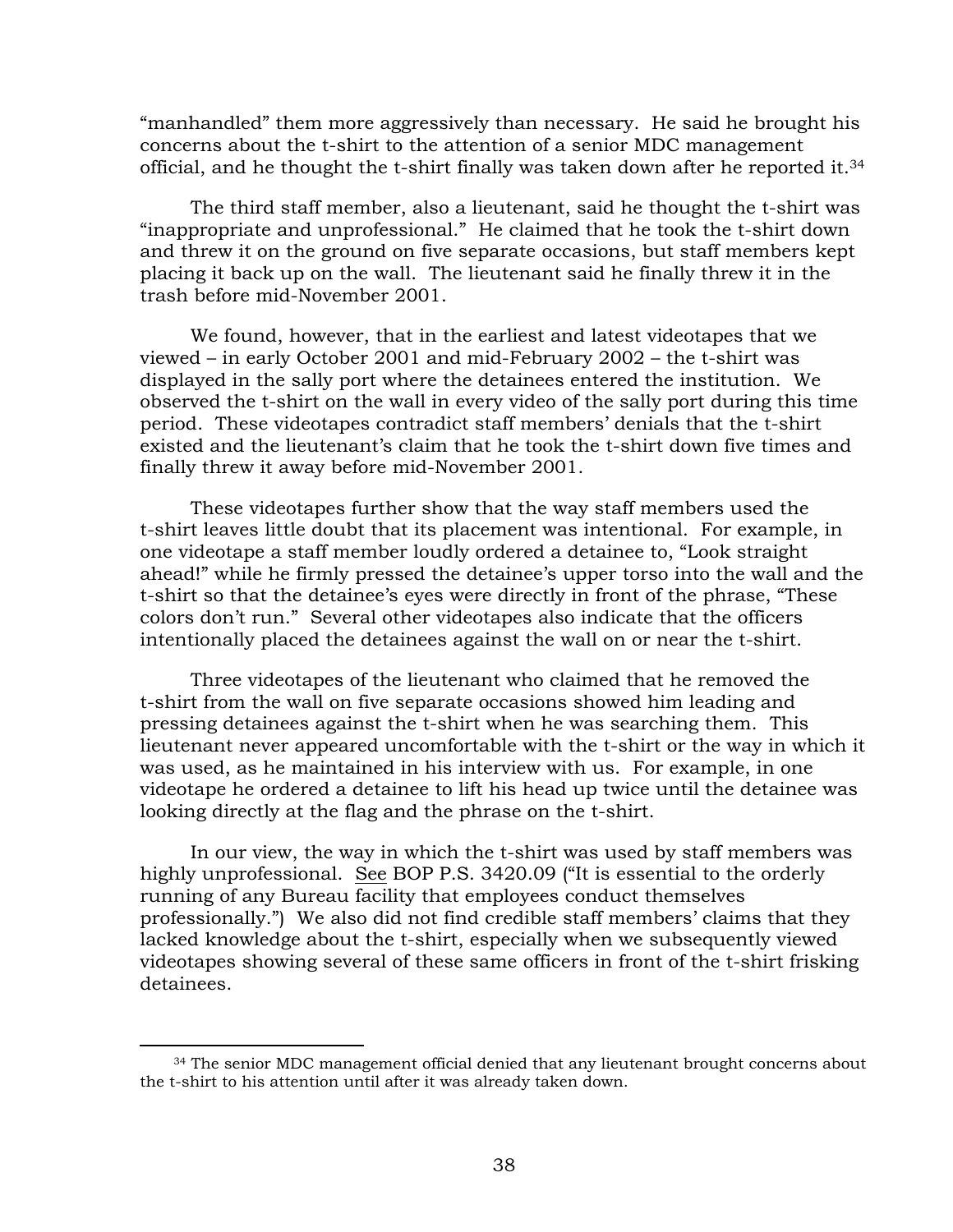"manhandled" them more aggressively than necessary. He said he brought his concerns about the t-shirt to the attention of a senior MDC management official, and he thought the t-shirt finally was taken down after he reported it.[34]

The third staff member, also a lieutenant, said he thought the t-shirt was "inappropriate and unprofessional." He claimed that he took the t-shirt down and threw it on the ground on five separate occasions, but staff members kept placing it back up on the wall. The lieutenant said he finally threw it in the trash before mid-November 2001.

We found, however, that in the earliest and latest videotapes that we viewed – in early October 2001 and mid-February 2002 – the t-shirt was displayed in the sally port where the detainees entered the institution. We observed the t-shirt on the wall in every video of the sally port during this time period. These videotapes contradict staff members' denials that the t-shirt existed and the lieutenant's claim that he took the t-shirt down five times and finally threw it away before mid-November 2001.

These videotapes further show that the way staff members used the t-shirt leaves little doubt that its placement was intentional. For example, in one videotape a staff member loudly ordered a detainee to, "Look straight ahead!" while he firmly pressed the detainee's upper torso into the wall and the t-shirt so that the detainee's eyes were directly in front of the phrase, "These colors don't run." Several other videotapes also indicate that the officers intentionally placed the detainees against the wall on or near the t-shirt.

Three videotapes of the lieutenant who claimed that he removed the t-shirt from the wall on five separate occasions showed him leading and pressing detainees against the t-shirt when he was searching them. This lieutenant never appeared uncomfortable with the t-shirt or the way in which it was used, as he maintained in his interview with us. For example, in one videotape he ordered a detainee to lift his head up twice until the detainee was looking directly at the flag and the phrase on the t-shirt.

In our view, the way in which the t-shirt was used by staff members was highly unprofessional. See BOP P.S. 3420.09 ("It is essential to the orderly running of any Bureau facility that employees conduct themselves professionally.") We also did not find credible staff members' claims that they lacked knowledge about the t-shirt, especially when we subsequently viewed videotapes showing several of these same officers in front of the t-shirt frisking detainees.

[34] The senior MDC management official denied that any lieutenant brought concerns about the t-shirt to his attention until after it was already taken down.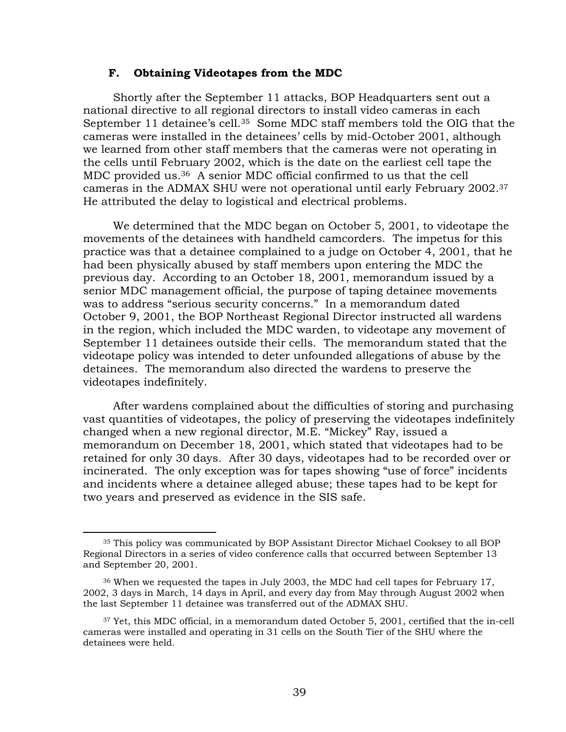### F. Obtaining Videotapes from the MDC

Shortly after the September 11 attacks, BOP Headquarters sent out a national directive to all regional directors to install video cameras in each September 11 detainee's cell.[35] Some MDC staff members told the OIG that the cameras were installed in the detainees' cells by mid-October 2001, although we learned from other staff members that the cameras were not operating in the cells until February 2002, which is the date on the earliest cell tape the MDC provided us.[36] A senior MDC official confirmed to us that the cell cameras in the ADMAX SHU were not operational until early February 2002.[37] He attributed the delay to logistical and electrical problems.

We determined that the MDC began on October 5, 2001, to videotape the movements of the detainees with handheld camcorders. The impetus for this practice was that a detainee complained to a judge on October 4, 2001, that he had been physically abused by staff members upon entering the MDC the previous day. According to an October 18, 2001, memorandum issued by a senior MDC management official, the purpose of taping detainee movements was to address "serious security concerns." In a memorandum dated October 9, 2001, the BOP Northeast Regional Director instructed all wardens in the region, which included the MDC warden, to videotape any movement of September 11 detainees outside their cells. The memorandum stated that the videotape policy was intended to deter unfounded allegations of abuse by the detainees. The memorandum also directed the wardens to preserve the videotapes indefinitely.

After wardens complained about the difficulties of storing and purchasing vast quantities of videotapes, the policy of preserving the videotapes indefinitely changed when a new regional director, M.E. "Mickey" Ray, issued a memorandum on December 18, 2001, which stated that videotapes had to be retained for only 30 days. After 30 days, videotapes had to be recorded over or incinerated. The only exception was for tapes showing "use of force" incidents and incidents where a detainee alleged abuse; these tapes had to be kept for two years and preserved as evidence in the SIS safe.

---

[35] This policy was communicated by BOP Assistant Director Michael Cooksey to all BOP Regional Directors in a series of video conference calls that occurred between September 13 and September 20, 2001.

[36] When we requested the tapes in July 2003, the MDC had cell tapes for February 17, 2002, 3 days in March, 14 days in April, and every day from May through August 2002 when the last September 11 detainee was transferred out of the ADMAX SHU.

[37] Yet, this MDC official, in a memorandum dated October 5, 2001, certified that the in-cell cameras were installed and operating in 31 cells on the South Tier of the SHU where the detainees were held.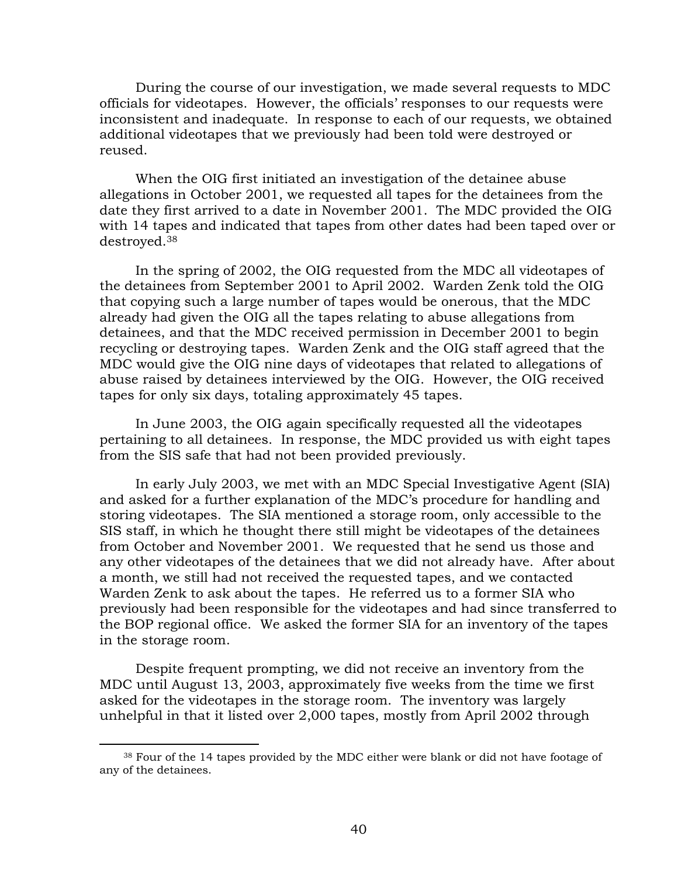During the course of our investigation, we made several requests to MDC officials for videotapes. However, the officials' responses to our requests were inconsistent and inadequate. In response to each of our requests, we obtained additional videotapes that we previously had been told were destroyed or reused.

When the OIG first initiated an investigation of the detainee abuse allegations in October 2001, we requested all tapes for the detainees from the date they first arrived to a date in November 2001. The MDC provided the OIG with 14 tapes and indicated that tapes from other dates had been taped over or destroyed.[38]

In the spring of 2002, the OIG requested from the MDC all videotapes of the detainees from September 2001 to April 2002. Warden Zenk told the OIG that copying such a large number of tapes would be onerous, that the MDC already had given the OIG all the tapes relating to abuse allegations from detainees, and that the MDC received permission in December 2001 to begin recycling or destroying tapes. Warden Zenk and the OIG staff agreed that the MDC would give the OIG nine days of videotapes that related to allegations of abuse raised by detainees interviewed by the OIG. However, the OIG received tapes for only six days, totaling approximately 45 tapes.

In June 2003, the OIG again specifically requested all the videotapes pertaining to all detainees. In response, the MDC provided us with eight tapes from the SIS safe that had not been provided previously.

In early July 2003, we met with an MDC Special Investigative Agent (SIA) and asked for a further explanation of the MDC's procedure for handling and storing videotapes. The SIA mentioned a storage room, only accessible to the SIS staff, in which he thought there still might be videotapes of the detainees from October and November 2001. We requested that he send us those and any other videotapes of the detainees that we did not already have. After about a month, we still had not received the requested tapes, and we contacted Warden Zenk to ask about the tapes. He referred us to a former SIA who previously had been responsible for the videotapes and had since transferred to the BOP regional office. We asked the former SIA for an inventory of the tapes in the storage room.

Despite frequent prompting, we did not receive an inventory from the MDC until August 13, 2003, approximately five weeks from the time we first asked for the videotapes in the storage room. The inventory was largely unhelpful in that it listed over 2,000 tapes, mostly from April 2002 through

[38] Four of the 14 tapes provided by the MDC either were blank or did not have footage of any of the detainees.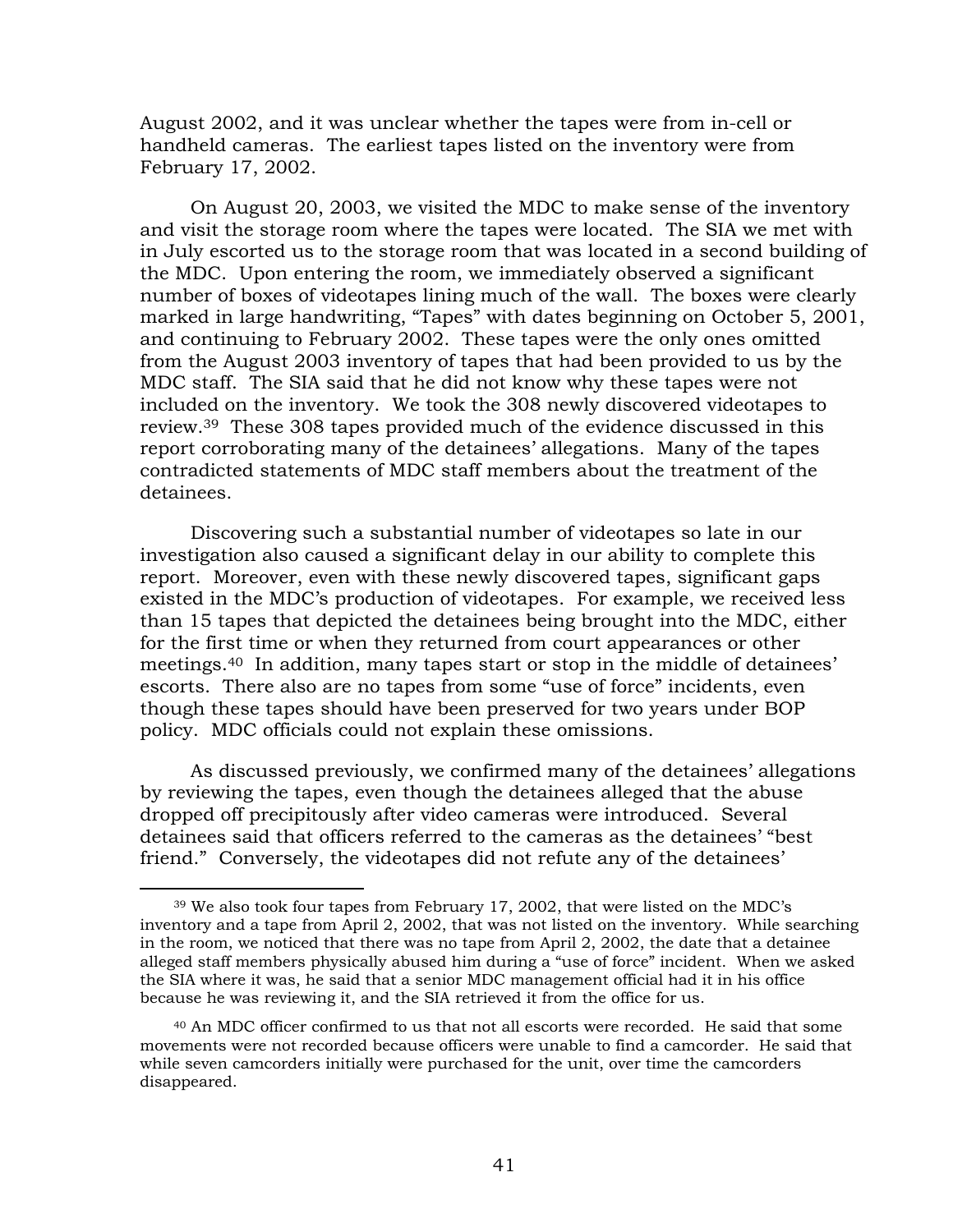August 2002, and it was unclear whether the tapes were from in-cell or handheld cameras. The earliest tapes listed on the inventory were from February 17, 2002.

On August 20, 2003, we visited the MDC to make sense of the inventory and visit the storage room where the tapes were located. The SIA we met with in July escorted us to the storage room that was located in a second building of the MDC. Upon entering the room, we immediately observed a significant number of boxes of videotapes lining much of the wall. The boxes were clearly marked in large handwriting, "Tapes" with dates beginning on October 5, 2001, and continuing to February 2002. These tapes were the only ones omitted from the August 2003 inventory of tapes that had been provided to us by the MDC staff. The SIA said that he did not know why these tapes were not included on the inventory. We took the 308 newly discovered videotapes to review.[39] These 308 tapes provided much of the evidence discussed in this report corroborating many of the detainees' allegations. Many of the tapes contradicted statements of MDC staff members about the treatment of the detainees.

Discovering such a substantial number of videotapes so late in our investigation also caused a significant delay in our ability to complete this report. Moreover, even with these newly discovered tapes, significant gaps existed in the MDC's production of videotapes. For example, we received less than 15 tapes that depicted the detainees being brought into the MDC, either for the first time or when they returned from court appearances or other meetings.[40] In addition, many tapes start or stop in the middle of detainees' escorts. There also are no tapes from some "use of force" incidents, even though these tapes should have been preserved for two years under BOP policy. MDC officials could not explain these omissions.

As discussed previously, we confirmed many of the detainees' allegations by reviewing the tapes, even though the detainees alleged that the abuse dropped off precipitously after video cameras were introduced. Several detainees said that officers referred to the cameras as the detainees' "best friend." Conversely, the videotapes did not refute any of the detainees'

---

[39] We also took four tapes from February 17, 2002, that were listed on the MDC's inventory and a tape from April 2, 2002, that was not listed on the inventory. While searching in the room, we noticed that there was no tape from April 2, 2002, the date that a detainee alleged staff members physically abused him during a "use of force" incident. When we asked the SIA where it was, he said that a senior MDC management official had it in his office because he was reviewing it, and the SIA retrieved it from the office for us.

[40] An MDC officer confirmed to us that not all escorts were recorded. He said that some movements were not recorded because officers were unable to find a camcorder. He said that while seven camcorders initially were purchased for the unit, over time the camcorders disappeared.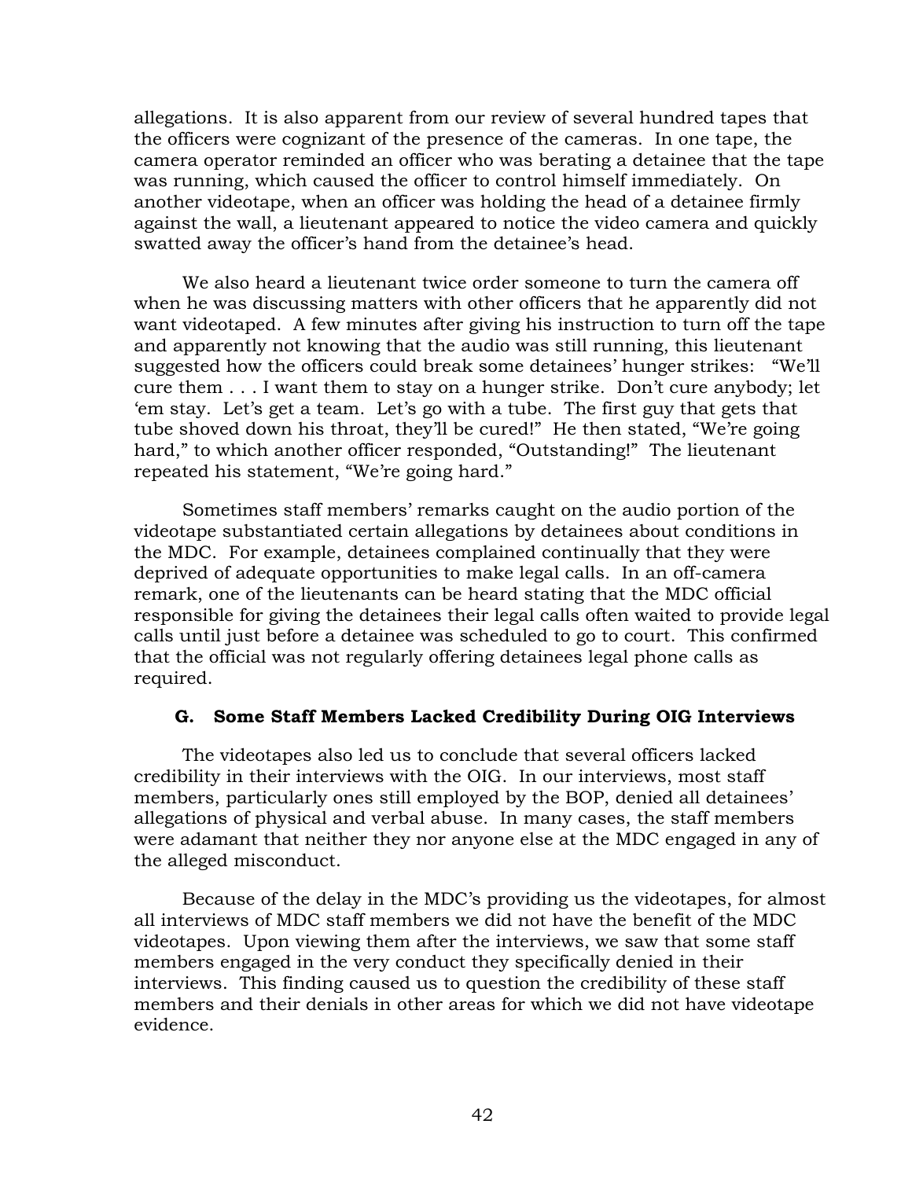allegations. It is also apparent from our review of several hundred tapes that the officers were cognizant of the presence of the cameras. In one tape, the camera operator reminded an officer who was berating a detainee that the tape was running, which caused the officer to control himself immediately. On another videotape, when an officer was holding the head of a detainee firmly against the wall, a lieutenant appeared to notice the video camera and quickly swatted away the officer's hand from the detainee's head.

We also heard a lieutenant twice order someone to turn the camera off when he was discussing matters with other officers that he apparently did not want videotaped. A few minutes after giving his instruction to turn off the tape and apparently not knowing that the audio was still running, this lieutenant suggested how the officers could break some detainees' hunger strikes: "We'll cure them . . . I want them to stay on a hunger strike. Don't cure anybody; let 'em stay. Let's get a team. Let's go with a tube. The first guy that gets that tube shoved down his throat, they'll be cured!" He then stated, "We're going hard," to which another officer responded, "Outstanding!" The lieutenant repeated his statement, "We're going hard."

Sometimes staff members' remarks caught on the audio portion of the videotape substantiated certain allegations by detainees about conditions in the MDC. For example, detainees complained continually that they were deprived of adequate opportunities to make legal calls. In an off-camera remark, one of the lieutenants can be heard stating that the MDC official responsible for giving the detainees their legal calls often waited to provide legal calls until just before a detainee was scheduled to go to court. This confirmed that the official was not regularly offering detainees legal phone calls as required.

### G. Some Staff Members Lacked Credibility During OIG Interviews

The videotapes also led us to conclude that several officers lacked credibility in their interviews with the OIG. In our interviews, most staff members, particularly ones still employed by the BOP, denied all detainees' allegations of physical and verbal abuse. In many cases, the staff members were adamant that neither they nor anyone else at the MDC engaged in any of the alleged misconduct.

Because of the delay in the MDC's providing us the videotapes, for almost all interviews of MDC staff members we did not have the benefit of the MDC videotapes. Upon viewing them after the interviews, we saw that some staff members engaged in the very conduct they specifically denied in their interviews. This finding caused us to question the credibility of these staff members and their denials in other areas for which we did not have videotape evidence.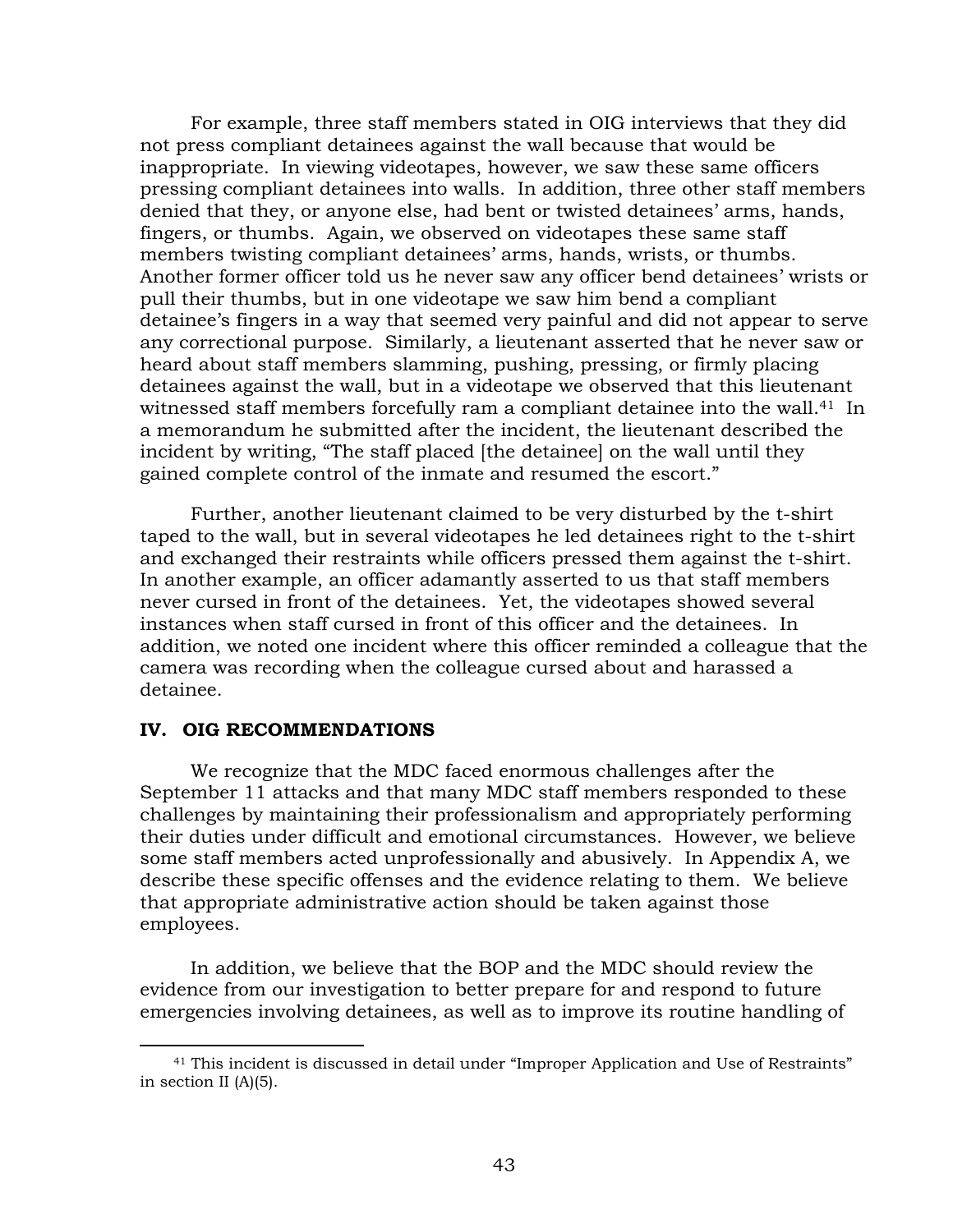For example, three staff members stated in OIG interviews that they did not press compliant detainees against the wall because that would be inappropriate. In viewing videotapes, however, we saw these same officers pressing compliant detainees into walls. In addition, three other staff members denied that they, or anyone else, had bent or twisted detainees' arms, hands, fingers, or thumbs. Again, we observed on videotapes these same staff members twisting compliant detainees' arms, hands, wrists, or thumbs. Another former officer told us he never saw any officer bend detainees' wrists or pull their thumbs, but in one videotape we saw him bend a compliant detainee's fingers in a way that seemed very painful and did not appear to serve any correctional purpose. Similarly, a lieutenant asserted that he never saw or heard about staff members slamming, pushing, pressing, or firmly placing detainees against the wall, but in a videotape we observed that this lieutenant witnessed staff members forcefully ram a compliant detainee into the wall.[41] In a memorandum he submitted after the incident, the lieutenant described the incident by writing, "The staff placed [the detainee] on the wall until they gained complete control of the inmate and resumed the escort."

Further, another lieutenant claimed to be very disturbed by the t-shirt taped to the wall, but in several videotapes he led detainees right to the t-shirt and exchanged their restraints while officers pressed them against the t-shirt. In another example, an officer adamantly asserted to us that staff members never cursed in front of the detainees. Yet, the videotapes showed several instances when staff cursed in front of this officer and the detainees. In addition, we noted one incident where this officer reminded a colleague that the camera was recording when the colleague cursed about and harassed a detainee.

## IV. OIG RECOMMENDATIONS

We recognize that the MDC faced enormous challenges after the September 11 attacks and that many MDC staff members responded to these challenges by maintaining their professionalism and appropriately performing their duties under difficult and emotional circumstances. However, we believe some staff members acted unprofessionally and abusively. In Appendix A, we describe these specific offenses and the evidence relating to them. We believe that appropriate administrative action should be taken against those employees.

In addition, we believe that the BOP and the MDC should review the evidence from our investigation to better prepare for and respond to future emergencies involving detainees, as well as to improve its routine handling of

---

[41] This incident is discussed in detail under "Improper Application and Use of Restraints" in section II (A)(5).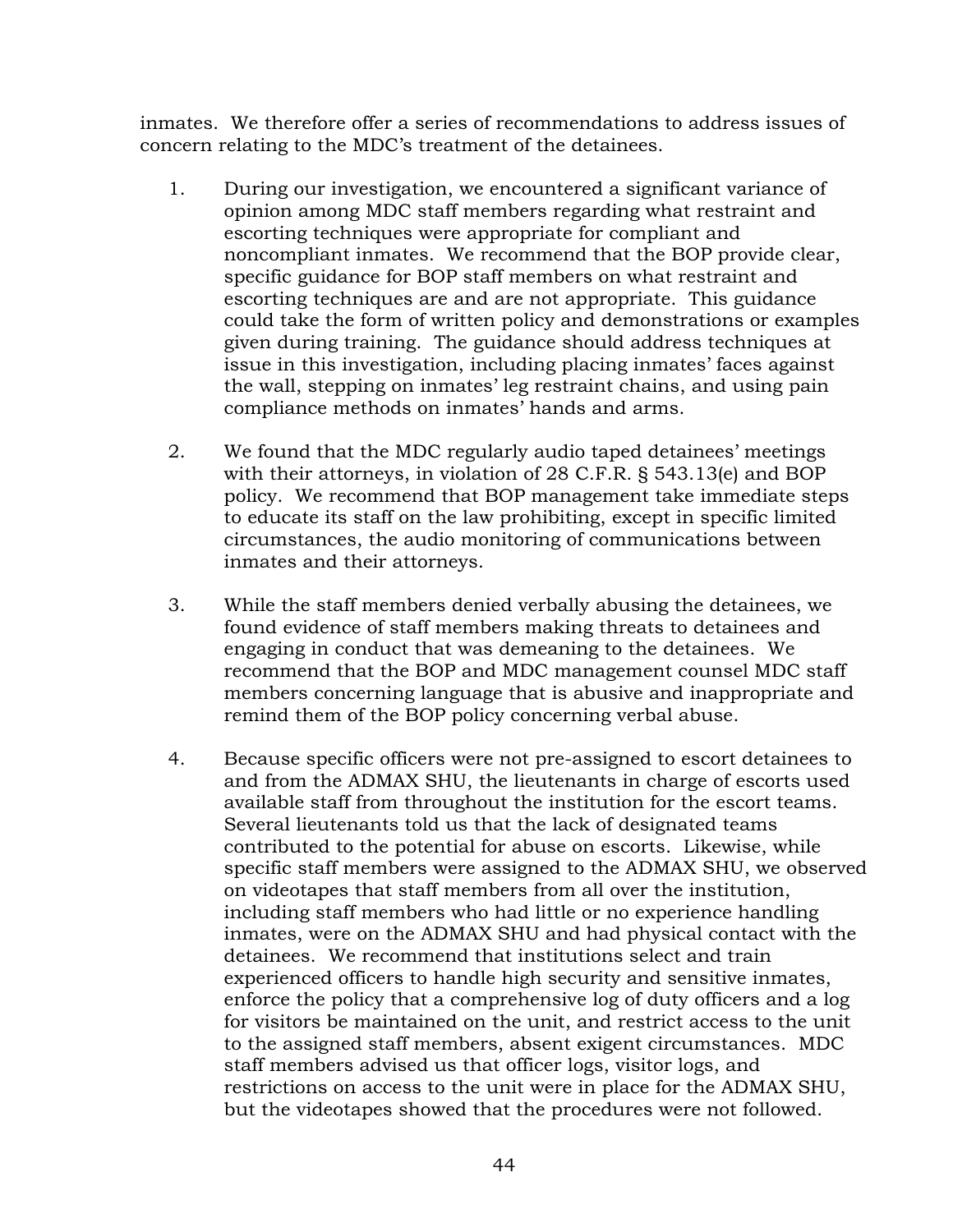inmates. We therefore offer a series of recommendations to address issues of concern relating to the MDC's treatment of the detainees.

1. During our investigation, we encountered a significant variance of opinion among MDC staff members regarding what restraint and escorting techniques were appropriate for compliant and noncompliant inmates. We recommend that the BOP provide clear, specific guidance for BOP staff members on what restraint and escorting techniques are and are not appropriate. This guidance could take the form of written policy and demonstrations or examples given during training. The guidance should address techniques at issue in this investigation, including placing inmates' faces against the wall, stepping on inmates' leg restraint chains, and using pain compliance methods on inmates' hands and arms.

2. We found that the MDC regularly audio taped detainees' meetings with their attorneys, in violation of 28 C.F.R. § 543.13(e) and BOP policy. We recommend that BOP management take immediate steps to educate its staff on the law prohibiting, except in specific limited circumstances, the audio monitoring of communications between inmates and their attorneys.

3. While the staff members denied verbally abusing the detainees, we found evidence of staff members making threats to detainees and engaging in conduct that was demeaning to the detainees. We recommend that the BOP and MDC management counsel MDC staff members concerning language that is abusive and inappropriate and remind them of the BOP policy concerning verbal abuse.

4. Because specific officers were not pre-assigned to escort detainees to and from the ADMAX SHU, the lieutenants in charge of escorts used available staff from throughout the institution for the escort teams. Several lieutenants told us that the lack of designated teams contributed to the potential for abuse on escorts. Likewise, while specific staff members were assigned to the ADMAX SHU, we observed on videotapes that staff members from all over the institution, including staff members who had little or no experience handling inmates, were on the ADMAX SHU and had physical contact with the detainees. We recommend that institutions select and train experienced officers to handle high security and sensitive inmates, enforce the policy that a comprehensive log of duty officers and a log for visitors be maintained on the unit, and restrict access to the unit to the assigned staff members, absent exigent circumstances. MDC staff members advised us that officer logs, visitor logs, and restrictions on access to the unit were in place for the ADMAX SHU, but the videotapes showed that the procedures were not followed.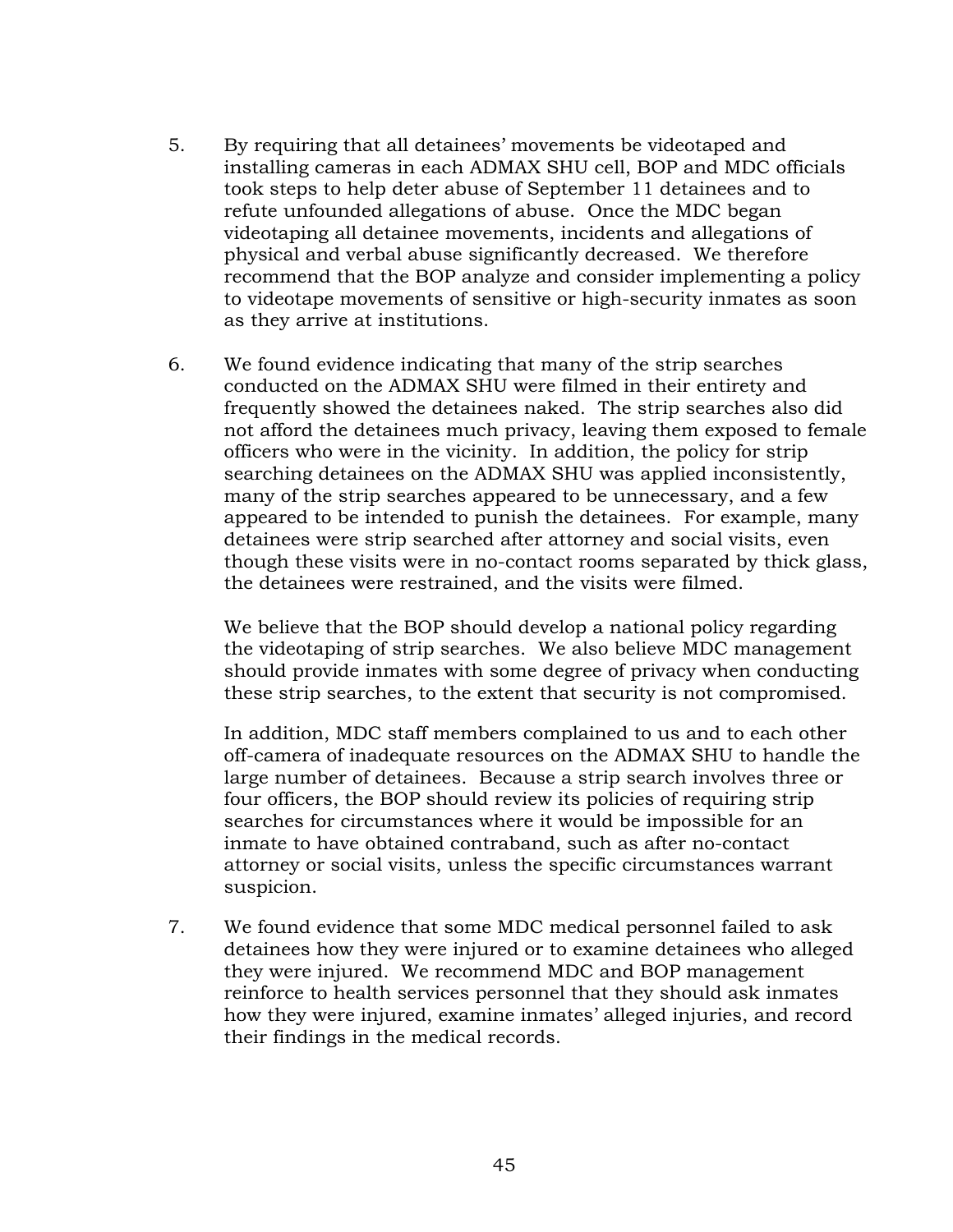5. By requiring that all detainees' movements be videotaped and installing cameras in each ADMAX SHU cell, BOP and MDC officials took steps to help deter abuse of September 11 detainees and to refute unfounded allegations of abuse. Once the MDC began videotaping all detainee movements, incidents and allegations of physical and verbal abuse significantly decreased. We therefore recommend that the BOP analyze and consider implementing a policy to videotape movements of sensitive or high-security inmates as soon as they arrive at institutions.

6. We found evidence indicating that many of the strip searches conducted on the ADMAX SHU were filmed in their entirety and frequently showed the detainees naked. The strip searches also did not afford the detainees much privacy, leaving them exposed to female officers who were in the vicinity. In addition, the policy for strip searching detainees on the ADMAX SHU was applied inconsistently, many of the strip searches appeared to be unnecessary, and a few appeared to be intended to punish the detainees. For example, many detainees were strip searched after attorney and social visits, even though these visits were in no-contact rooms separated by thick glass, the detainees were restrained, and the visits were filmed.

   We believe that the BOP should develop a national policy regarding the videotaping of strip searches. We also believe MDC management should provide inmates with some degree of privacy when conducting these strip searches, to the extent that security is not compromised.

   In addition, MDC staff members complained to us and to each other off-camera of inadequate resources on the ADMAX SHU to handle the large number of detainees. Because a strip search involves three or four officers, the BOP should review its policies of requiring strip searches for circumstances where it would be impossible for an inmate to have obtained contraband, such as after no-contact attorney or social visits, unless the specific circumstances warrant suspicion.

7. We found evidence that some MDC medical personnel failed to ask detainees how they were injured or to examine detainees who alleged they were injured. We recommend MDC and BOP management reinforce to health services personnel that they should ask inmates how they were injured, examine inmates' alleged injuries, and record their findings in the medical records.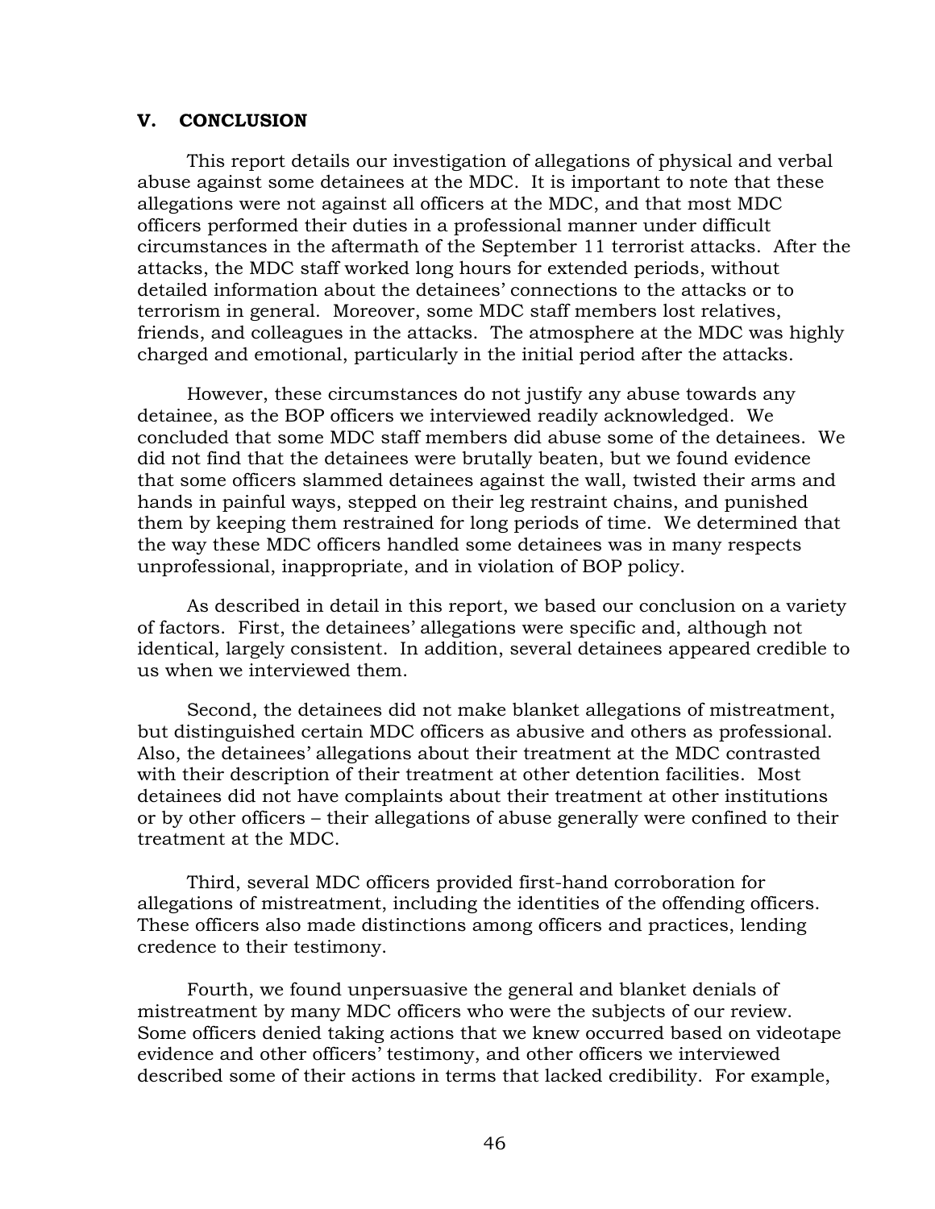## V. CONCLUSION

This report details our investigation of allegations of physical and verbal abuse against some detainees at the MDC. It is important to note that these allegations were not against all officers at the MDC, and that most MDC officers performed their duties in a professional manner under difficult circumstances in the aftermath of the September 11 terrorist attacks. After the attacks, the MDC staff worked long hours for extended periods, without detailed information about the detainees' connections to the attacks or to terrorism in general. Moreover, some MDC staff members lost relatives, friends, and colleagues in the attacks. The atmosphere at the MDC was highly charged and emotional, particularly in the initial period after the attacks.

However, these circumstances do not justify any abuse towards any detainee, as the BOP officers we interviewed readily acknowledged. We concluded that some MDC staff members did abuse some of the detainees. We did not find that the detainees were brutally beaten, but we found evidence that some officers slammed detainees against the wall, twisted their arms and hands in painful ways, stepped on their leg restraint chains, and punished them by keeping them restrained for long periods of time. We determined that the way these MDC officers handled some detainees was in many respects unprofessional, inappropriate, and in violation of BOP policy.

As described in detail in this report, we based our conclusion on a variety of factors. First, the detainees' allegations were specific and, although not identical, largely consistent. In addition, several detainees appeared credible to us when we interviewed them.

Second, the detainees did not make blanket allegations of mistreatment, but distinguished certain MDC officers as abusive and others as professional. Also, the detainees' allegations about their treatment at the MDC contrasted with their description of their treatment at other detention facilities. Most detainees did not have complaints about their treatment at other institutions or by other officers – their allegations of abuse generally were confined to their treatment at the MDC.

Third, several MDC officers provided first-hand corroboration for allegations of mistreatment, including the identities of the offending officers. These officers also made distinctions among officers and practices, lending credence to their testimony.

Fourth, we found unpersuasive the general and blanket denials of mistreatment by many MDC officers who were the subjects of our review. Some officers denied taking actions that we knew occurred based on videotape evidence and other officers' testimony, and other officers we interviewed described some of their actions in terms that lacked credibility. For example,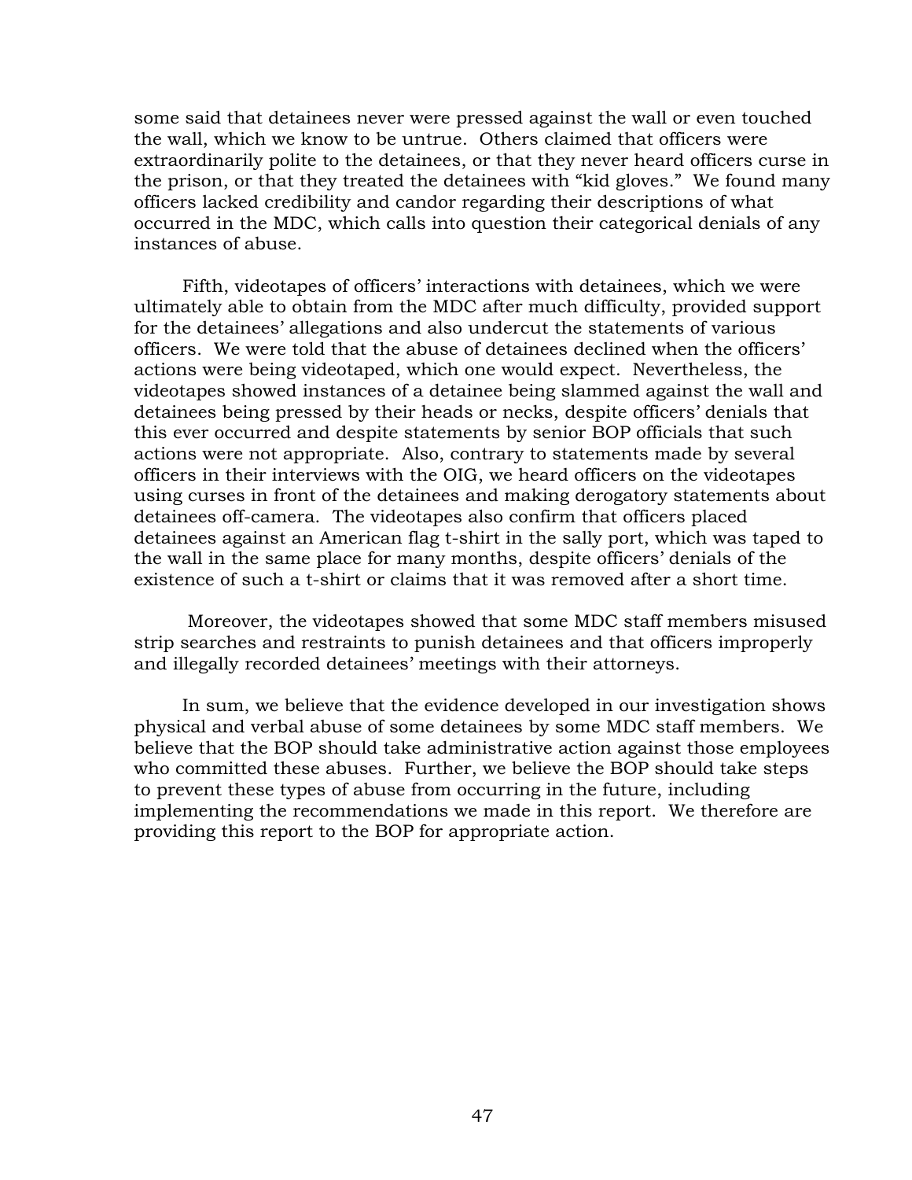some said that detainees never were pressed against the wall or even touched the wall, which we know to be untrue. Others claimed that officers were extraordinarily polite to the detainees, or that they never heard officers curse in the prison, or that they treated the detainees with "kid gloves." We found many officers lacked credibility and candor regarding their descriptions of what occurred in the MDC, which calls into question their categorical denials of any instances of abuse.

Fifth, videotapes of officers' interactions with detainees, which we were ultimately able to obtain from the MDC after much difficulty, provided support for the detainees' allegations and also undercut the statements of various officers. We were told that the abuse of detainees declined when the officers' actions were being videotaped, which one would expect. Nevertheless, the videotapes showed instances of a detainee being slammed against the wall and detainees being pressed by their heads or necks, despite officers' denials that this ever occurred and despite statements by senior BOP officials that such actions were not appropriate. Also, contrary to statements made by several officers in their interviews with the OIG, we heard officers on the videotapes using curses in front of the detainees and making derogatory statements about detainees off-camera. The videotapes also confirm that officers placed detainees against an American flag t-shirt in the sally port, which was taped to the wall in the same place for many months, despite officers' denials of the existence of such a t-shirt or claims that it was removed after a short time.

Moreover, the videotapes showed that some MDC staff members misused strip searches and restraints to punish detainees and that officers improperly and illegally recorded detainees' meetings with their attorneys.

In sum, we believe that the evidence developed in our investigation shows physical and verbal abuse of some detainees by some MDC staff members. We believe that the BOP should take administrative action against those employees who committed these abuses. Further, we believe the BOP should take steps to prevent these types of abuse from occurring in the future, including implementing the recommendations we made in this report. We therefore are providing this report to the BOP for appropriate action.